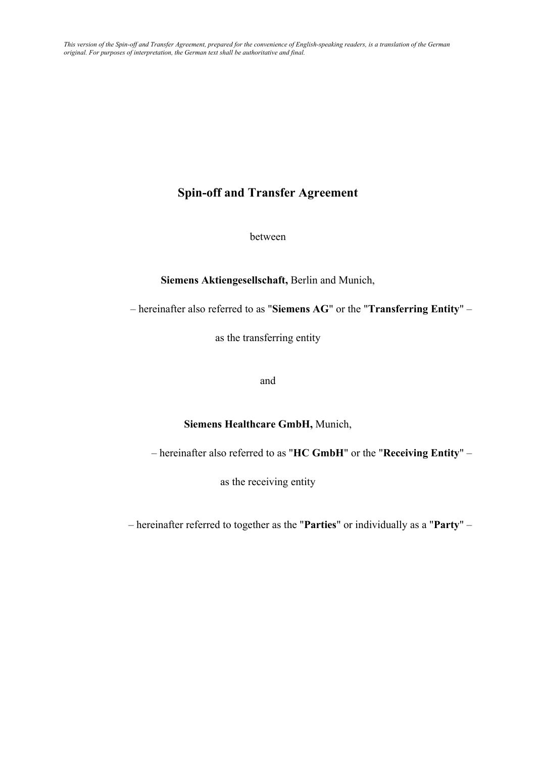*This version of the Spin-off and Transfer Agreement, prepared for the convenience of English-speaking readers, is a translation of the German original. For purposes of interpretation, the German text shall be authoritative and final.*

# Spin-off and Transfer Agreement

between

**Siemens Aktiengesellschaft,** Berlin and Munich,

– hereinafter also referred to as "**Siemens AG**" or the "**Transferring Entity**" –

as the transferring entity

and

**Siemens Healthcare GmbH,** Munich,

– hereinafter also referred to as "**HC GmbH**" or the "**Receiving Entity**" –

as the receiving entity

– hereinafter referred to together as the "**Parties**" or individually as a "**Party**" –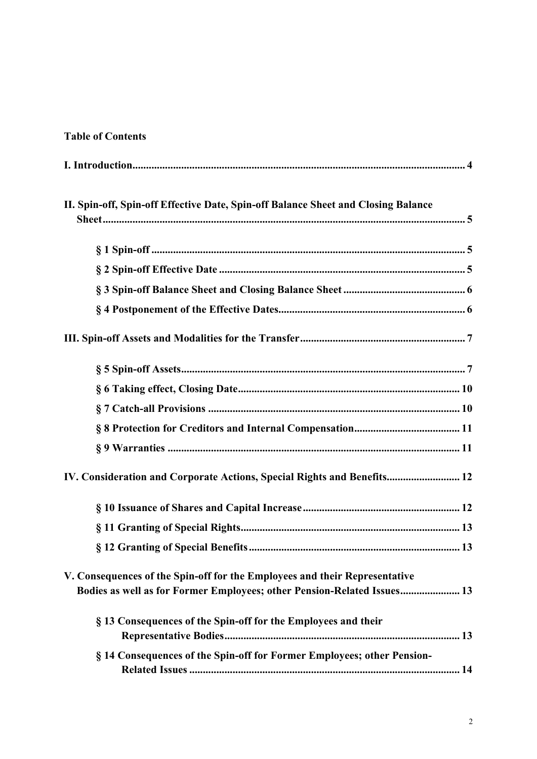**Table of Contents**

**I. Introduction** ..... 4

**II. Spin-off, Spin-off Effective Date, Spin-off Balance Sheet and Closing Balance Sheet** ..... 5

- **§ 1 Spin-off** ..... 5
- **§ 2 Spin-off Effective Date** ..... 5
- **§ 3 Spin-off Balance Sheet and Closing Balance Sheet** ..... 6
- **§ 4 Postponement of the Effective Dates** ..... 6

**III. Spin-off Assets and Modalities for the Transfer** ..... 7

- **§ 5 Spin-off Assets** ..... 7
- **§ 6 Taking effect, Closing Date** ..... 10
- **§ 7 Catch-all Provisions** ..... 10
- **§ 8 Protection for Creditors and Internal Compensation** ..... 11
- **§ 9 Warranties** ..... 11

**IV. Consideration and Corporate Actions, Special Rights and Benefits** ..... 12

- **§ 10 Issuance of Shares and Capital Increase** ..... 12
- **§ 11 Granting of Special Rights** ..... 13
- **§ 12 Granting of Special Benefits** ..... 13

**V. Consequences of the Spin-off for the Employees and their Representative Bodies as well as for Former Employees; other Pension-Related Issues** ..... 13

- **§ 13 Consequences of the Spin-off for the Employees and their Representative Bodies** ..... 13
- **§ 14 Consequences of the Spin-off for Former Employees; other Pension-Related Issues** ..... 14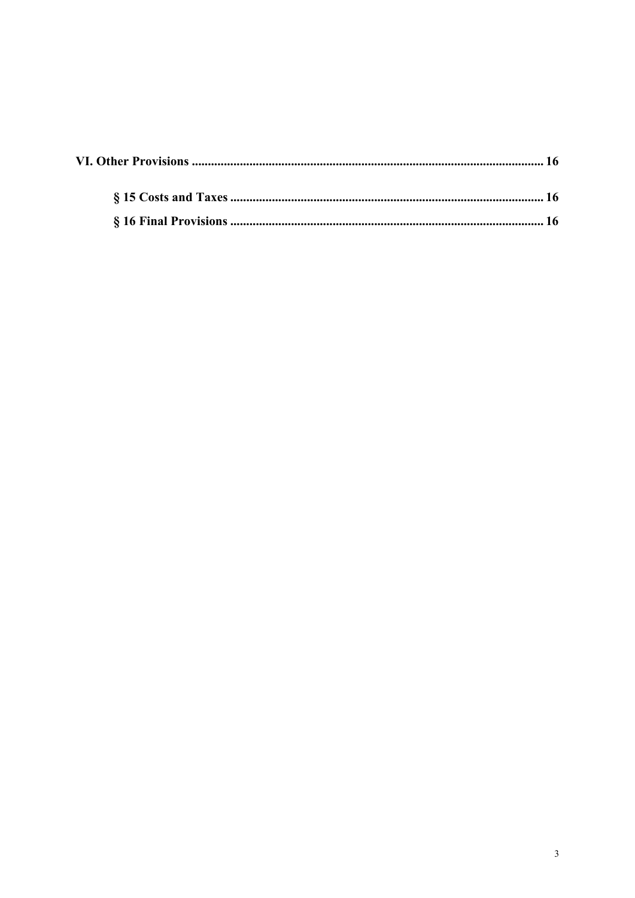**VI. Other Provisions ............................................................................................................. 16**

**§ 15 Costs and Taxes ................................................................................................. 16**

**§ 16 Final Provisions ................................................................................................. 16**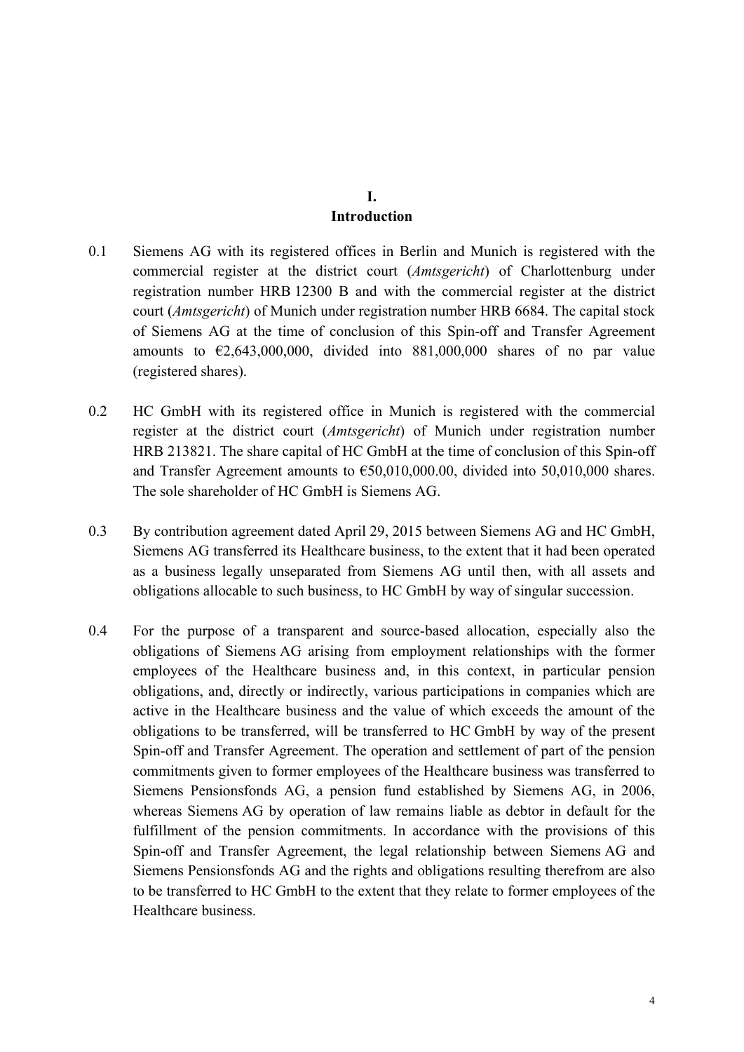# I.
# Introduction

0.1 Siemens AG with its registered offices in Berlin and Munich is registered with the commercial register at the district court (*Amtsgericht*) of Charlottenburg under registration number HRB 12300 B and with the commercial register at the district court (*Amtsgericht*) of Munich under registration number HRB 6684. The capital stock of Siemens AG at the time of conclusion of this Spin-off and Transfer Agreement amounts to €2,643,000,000, divided into 881,000,000 shares of no par value (registered shares).

0.2 HC GmbH with its registered office in Munich is registered with the commercial register at the district court (*Amtsgericht*) of Munich under registration number HRB 213821. The share capital of HC GmbH at the time of conclusion of this Spin-off and Transfer Agreement amounts to €50,010,000.00, divided into 50,010,000 shares. The sole shareholder of HC GmbH is Siemens AG.

0.3 By contribution agreement dated April 29, 2015 between Siemens AG and HC GmbH, Siemens AG transferred its Healthcare business, to the extent that it had been operated as a business legally unseparated from Siemens AG until then, with all assets and obligations allocable to such business, to HC GmbH by way of singular succession.

0.4 For the purpose of a transparent and source-based allocation, especially also the obligations of Siemens AG arising from employment relationships with the former employees of the Healthcare business and, in this context, in particular pension obligations, and, directly or indirectly, various participations in companies which are active in the Healthcare business and the value of which exceeds the amount of the obligations to be transferred, will be transferred to HC GmbH by way of the present Spin-off and Transfer Agreement. The operation and settlement of part of the pension commitments given to former employees of the Healthcare business was transferred to Siemens Pensionsfonds AG, a pension fund established by Siemens AG, in 2006, whereas Siemens AG by operation of law remains liable as debtor in default for the fulfillment of the pension commitments. In accordance with the provisions of this Spin-off and Transfer Agreement, the legal relationship between Siemens AG and Siemens Pensionsfonds AG and the rights and obligations resulting therefrom are also to be transferred to HC GmbH to the extent that they relate to former employees of the Healthcare business.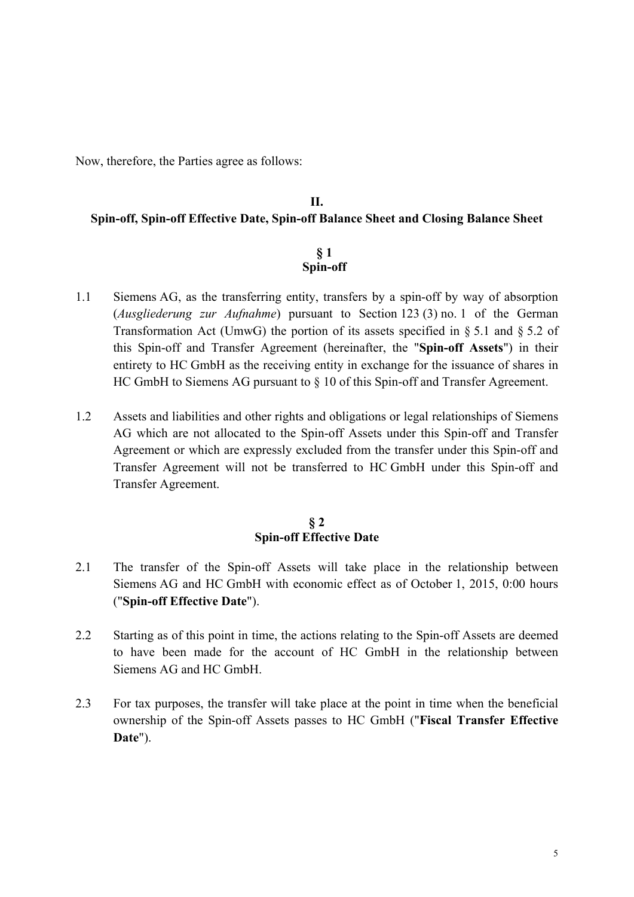Now, therefore, the Parties agree as follows:

## II.
## Spin-off, Spin-off Effective Date, Spin-off Balance Sheet and Closing Balance Sheet

### § 1
### Spin-off

1.1 Siemens AG, as the transferring entity, transfers by a spin-off by way of absorption (*Ausgliederung zur Aufnahme*) pursuant to Section 123 (3) no. 1 of the German Transformation Act (UmwG) the portion of its assets specified in § 5.1 and § 5.2 of this Spin-off and Transfer Agreement (hereinafter, the "**Spin-off Assets**") in their entirety to HC GmbH as the receiving entity in exchange for the issuance of shares in HC GmbH to Siemens AG pursuant to § 10 of this Spin-off and Transfer Agreement.

1.2 Assets and liabilities and other rights and obligations or legal relationships of Siemens AG which are not allocated to the Spin-off Assets under this Spin-off and Transfer Agreement or which are expressly excluded from the transfer under this Spin-off and Transfer Agreement will not be transferred to HC GmbH under this Spin-off and Transfer Agreement.

### § 2
### Spin-off Effective Date

2.1 The transfer of the Spin-off Assets will take place in the relationship between Siemens AG and HC GmbH with economic effect as of October 1, 2015, 0:00 hours ("**Spin-off Effective Date**").

2.2 Starting as of this point in time, the actions relating to the Spin-off Assets are deemed to have been made for the account of HC GmbH in the relationship between Siemens AG and HC GmbH.

2.3 For tax purposes, the transfer will take place at the point in time when the beneficial ownership of the Spin-off Assets passes to HC GmbH ("**Fiscal Transfer Effective Date**").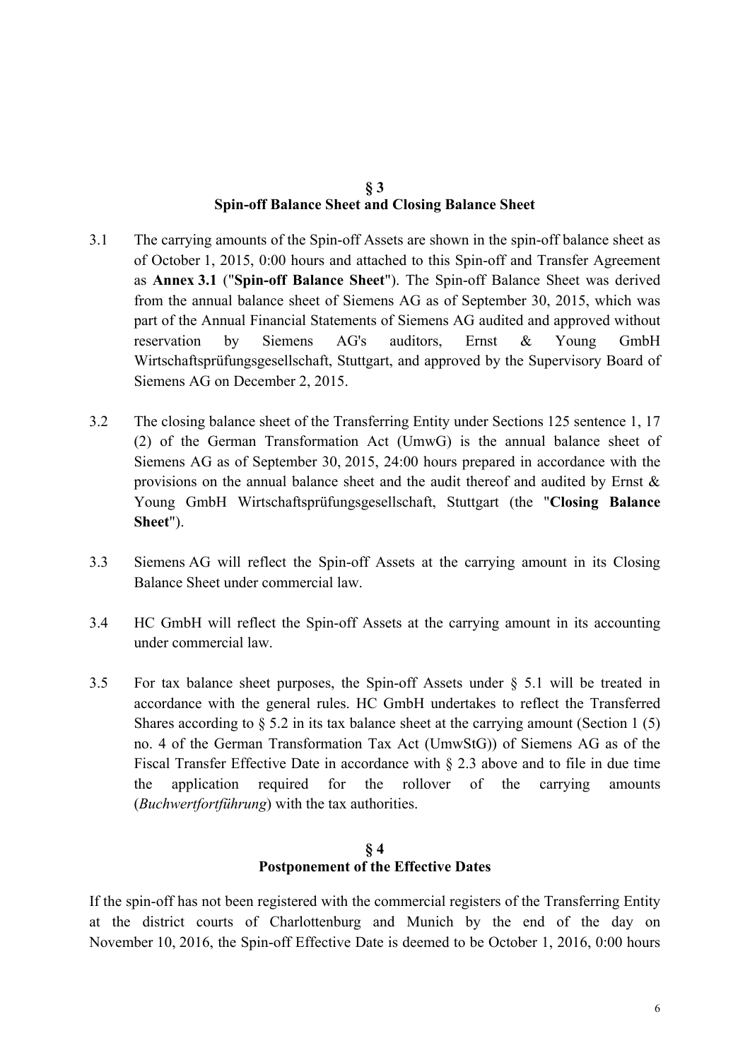## § 3
## Spin-off Balance Sheet and Closing Balance Sheet

3.1 The carrying amounts of the Spin-off Assets are shown in the spin-off balance sheet as of October 1, 2015, 0:00 hours and attached to this Spin-off and Transfer Agreement as **Annex 3.1** ("**Spin-off Balance Sheet**"). The Spin-off Balance Sheet was derived from the annual balance sheet of Siemens AG as of September 30, 2015, which was part of the Annual Financial Statements of Siemens AG audited and approved without reservation by Siemens AG's auditors, Ernst & Young GmbH Wirtschaftsprüfungsgesellschaft, Stuttgart, and approved by the Supervisory Board of Siemens AG on December 2, 2015.

3.2 The closing balance sheet of the Transferring Entity under Sections 125 sentence 1, 17 (2) of the German Transformation Act (UmwG) is the annual balance sheet of Siemens AG as of September 30, 2015, 24:00 hours prepared in accordance with the provisions on the annual balance sheet and the audit thereof and audited by Ernst & Young GmbH Wirtschaftsprüfungsgesellschaft, Stuttgart (the "**Closing Balance Sheet**").

3.3 Siemens AG will reflect the Spin-off Assets at the carrying amount in its Closing Balance Sheet under commercial law.

3.4 HC GmbH will reflect the Spin-off Assets at the carrying amount in its accounting under commercial law.

3.5 For tax balance sheet purposes, the Spin-off Assets under § 5.1 will be treated in accordance with the general rules. HC GmbH undertakes to reflect the Transferred Shares according to § 5.2 in its tax balance sheet at the carrying amount (Section 1 (5) no. 4 of the German Transformation Tax Act (UmwStG)) of Siemens AG as of the Fiscal Transfer Effective Date in accordance with § 2.3 above and to file in due time the application required for the rollover of the carrying amounts (*Buchwertfortführung*) with the tax authorities.

## § 4
## Postponement of the Effective Dates

If the spin-off has not been registered with the commercial registers of the Transferring Entity at the district courts of Charlottenburg and Munich by the end of the day on November 10, 2016, the Spin-off Effective Date is deemed to be October 1, 2016, 0:00 hours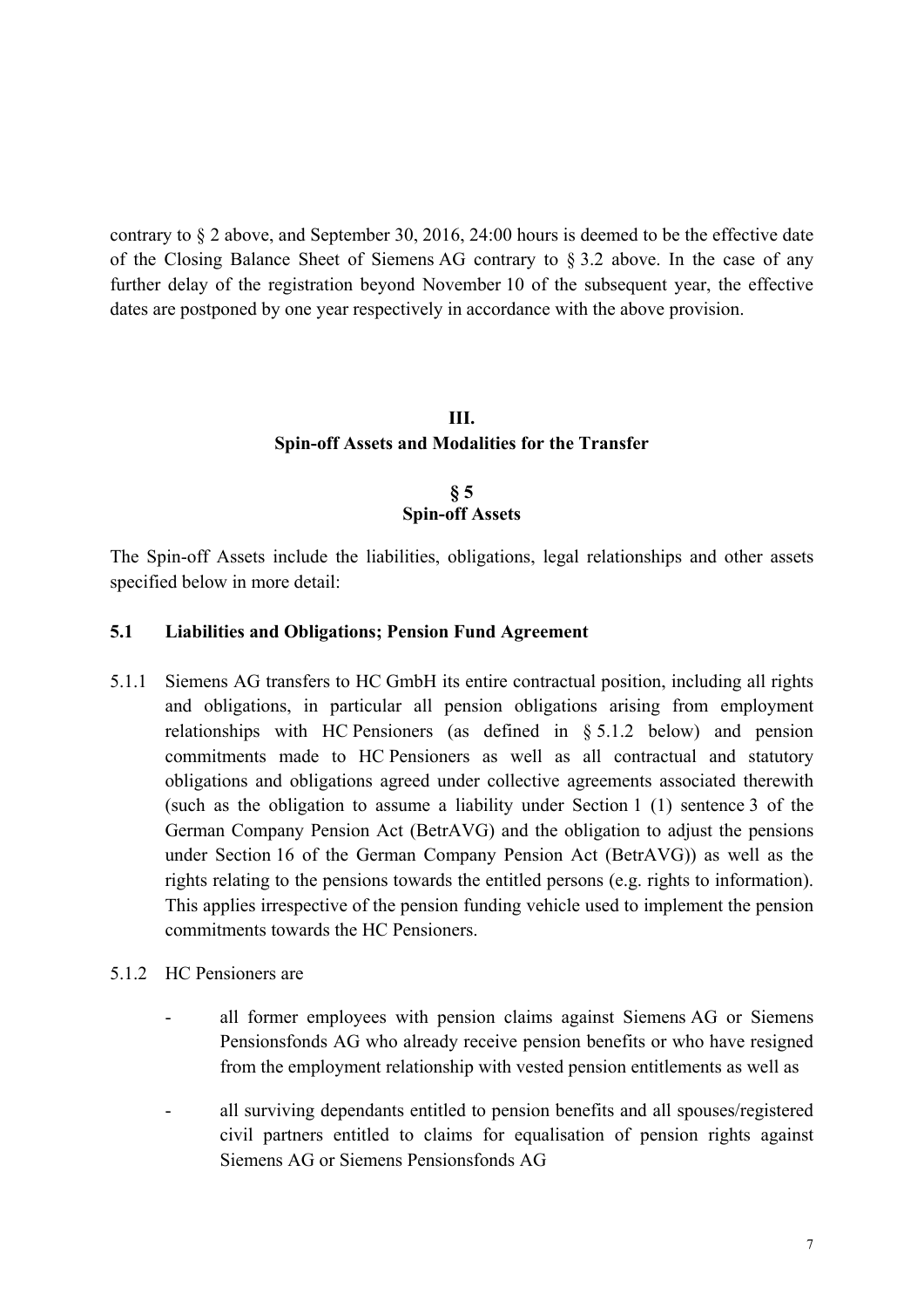contrary to § 2 above, and September 30, 2016, 24:00 hours is deemed to be the effective date of the Closing Balance Sheet of Siemens AG contrary to § 3.2 above. In the case of any further delay of the registration beyond November 10 of the subsequent year, the effective dates are postponed by one year respectively in accordance with the above provision.

## III.
## Spin-off Assets and Modalities for the Transfer

### § 5
### Spin-off Assets

The Spin-off Assets include the liabilities, obligations, legal relationships and other assets specified below in more detail:

**5.1 Liabilities and Obligations; Pension Fund Agreement**

5.1.1 Siemens AG transfers to HC GmbH its entire contractual position, including all rights and obligations, in particular all pension obligations arising from employment relationships with HC Pensioners (as defined in § 5.1.2 below) and pension commitments made to HC Pensioners as well as all contractual and statutory obligations and obligations agreed under collective agreements associated therewith (such as the obligation to assume a liability under Section 1 (1) sentence 3 of the German Company Pension Act (BetrAVG) and the obligation to adjust the pensions under Section 16 of the German Company Pension Act (BetrAVG)) as well as the rights relating to the pensions towards the entitled persons (e.g. rights to information). This applies irrespective of the pension funding vehicle used to implement the pension commitments towards the HC Pensioners.

5.1.2 HC Pensioners are

- all former employees with pension claims against Siemens AG or Siemens Pensionsfonds AG who already receive pension benefits or who have resigned from the employment relationship with vested pension entitlements as well as
- all surviving dependants entitled to pension benefits and all spouses/registered civil partners entitled to claims for equalisation of pension rights against Siemens AG or Siemens Pensionsfonds AG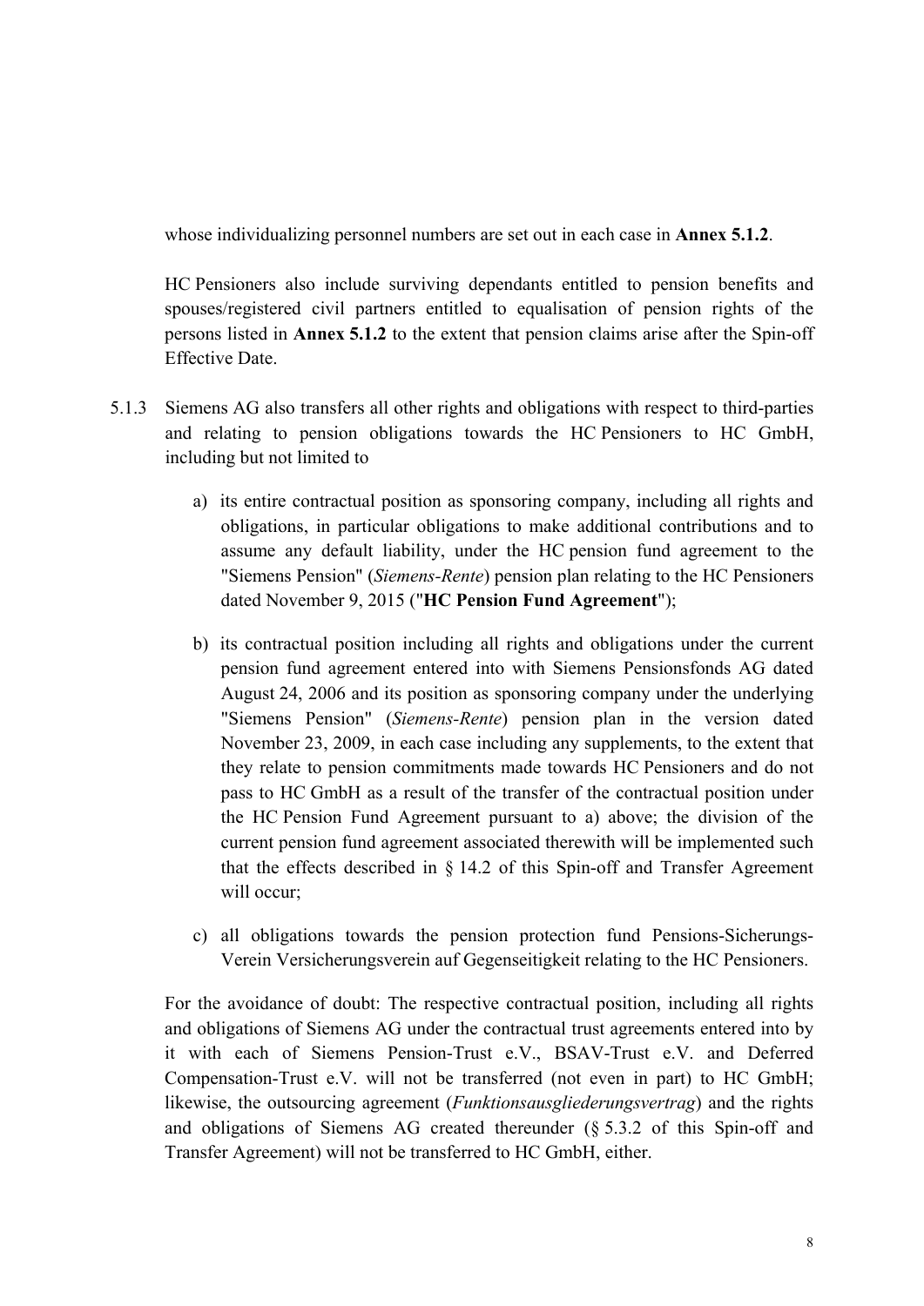whose individualizing personnel numbers are set out in each case in **Annex 5.1.2**.

HC Pensioners also include surviving dependants entitled to pension benefits and spouses/registered civil partners entitled to equalisation of pension rights of the persons listed in **Annex 5.1.2** to the extent that pension claims arise after the Spin-off Effective Date.

5.1.3 Siemens AG also transfers all other rights and obligations with respect to third-parties and relating to pension obligations towards the HC Pensioners to HC GmbH, including but not limited to

a) its entire contractual position as sponsoring company, including all rights and obligations, in particular obligations to make additional contributions and to assume any default liability, under the HC pension fund agreement to the "Siemens Pension" (*Siemens-Rente*) pension plan relating to the HC Pensioners dated November 9, 2015 ("**HC Pension Fund Agreement**");

b) its contractual position including all rights and obligations under the current pension fund agreement entered into with Siemens Pensionsfonds AG dated August 24, 2006 and its position as sponsoring company under the underlying "Siemens Pension" (*Siemens-Rente*) pension plan in the version dated November 23, 2009, in each case including any supplements, to the extent that they relate to pension commitments made towards HC Pensioners and do not pass to HC GmbH as a result of the transfer of the contractual position under the HC Pension Fund Agreement pursuant to a) above; the division of the current pension fund agreement associated therewith will be implemented such that the effects described in § 14.2 of this Spin-off and Transfer Agreement will occur;

c) all obligations towards the pension protection fund Pensions-Sicherungs-Verein Versicherungsverein auf Gegenseitigkeit relating to the HC Pensioners.

For the avoidance of doubt: The respective contractual position, including all rights and obligations of Siemens AG under the contractual trust agreements entered into by it with each of Siemens Pension-Trust e.V., BSAV-Trust e.V. and Deferred Compensation-Trust e.V. will not be transferred (not even in part) to HC GmbH; likewise, the outsourcing agreement (*Funktionsausgliederungsvertrag*) and the rights and obligations of Siemens AG created thereunder (§ 5.3.2 of this Spin-off and Transfer Agreement) will not be transferred to HC GmbH, either.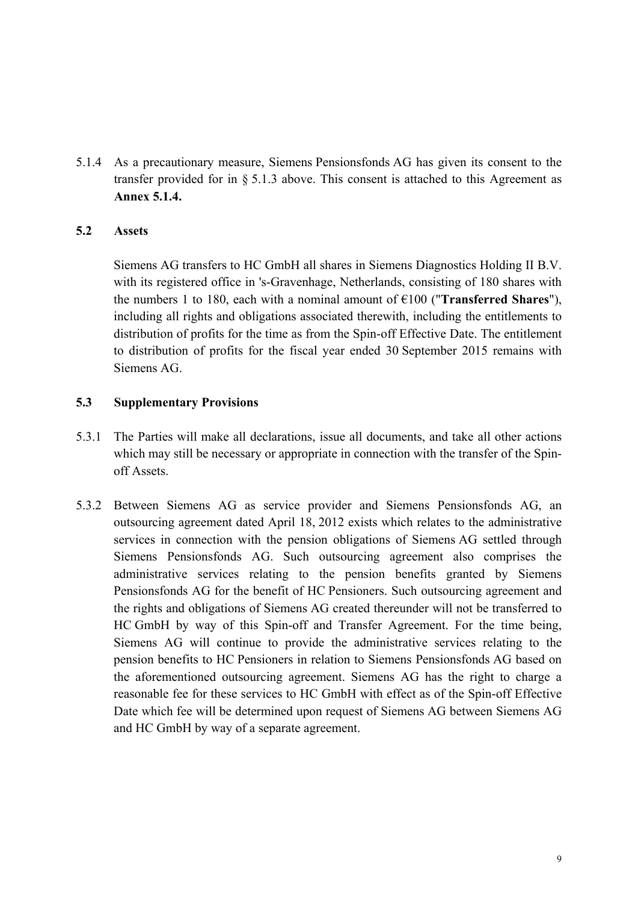5.1.4 As a precautionary measure, Siemens Pensionsfonds AG has given its consent to the transfer provided for in § 5.1.3 above. This consent is attached to this Agreement as **Annex 5.1.4.**

### 5.2 Assets

Siemens AG transfers to HC GmbH all shares in Siemens Diagnostics Holding II B.V. with its registered office in 's-Gravenhage, Netherlands, consisting of 180 shares with the numbers 1 to 180, each with a nominal amount of €100 ("**Transferred Shares**"), including all rights and obligations associated therewith, including the entitlements to distribution of profits for the time as from the Spin-off Effective Date. The entitlement to distribution of profits for the fiscal year ended 30 September 2015 remains with Siemens AG.

### 5.3 Supplementary Provisions

5.3.1 The Parties will make all declarations, issue all documents, and take all other actions which may still be necessary or appropriate in connection with the transfer of the Spin-off Assets.

5.3.2 Between Siemens AG as service provider and Siemens Pensionsfonds AG, an outsourcing agreement dated April 18, 2012 exists which relates to the administrative services in connection with the pension obligations of Siemens AG settled through Siemens Pensionsfonds AG. Such outsourcing agreement also comprises the administrative services relating to the pension benefits granted by Siemens Pensionsfonds AG for the benefit of HC Pensioners. Such outsourcing agreement and the rights and obligations of Siemens AG created thereunder will not be transferred to HC GmbH by way of this Spin-off and Transfer Agreement. For the time being, Siemens AG will continue to provide the administrative services relating to the pension benefits to HC Pensioners in relation to Siemens Pensionsfonds AG based on the aforementioned outsourcing agreement. Siemens AG has the right to charge a reasonable fee for these services to HC GmbH with effect as of the Spin-off Effective Date which fee will be determined upon request of Siemens AG between Siemens AG and HC GmbH by way of a separate agreement.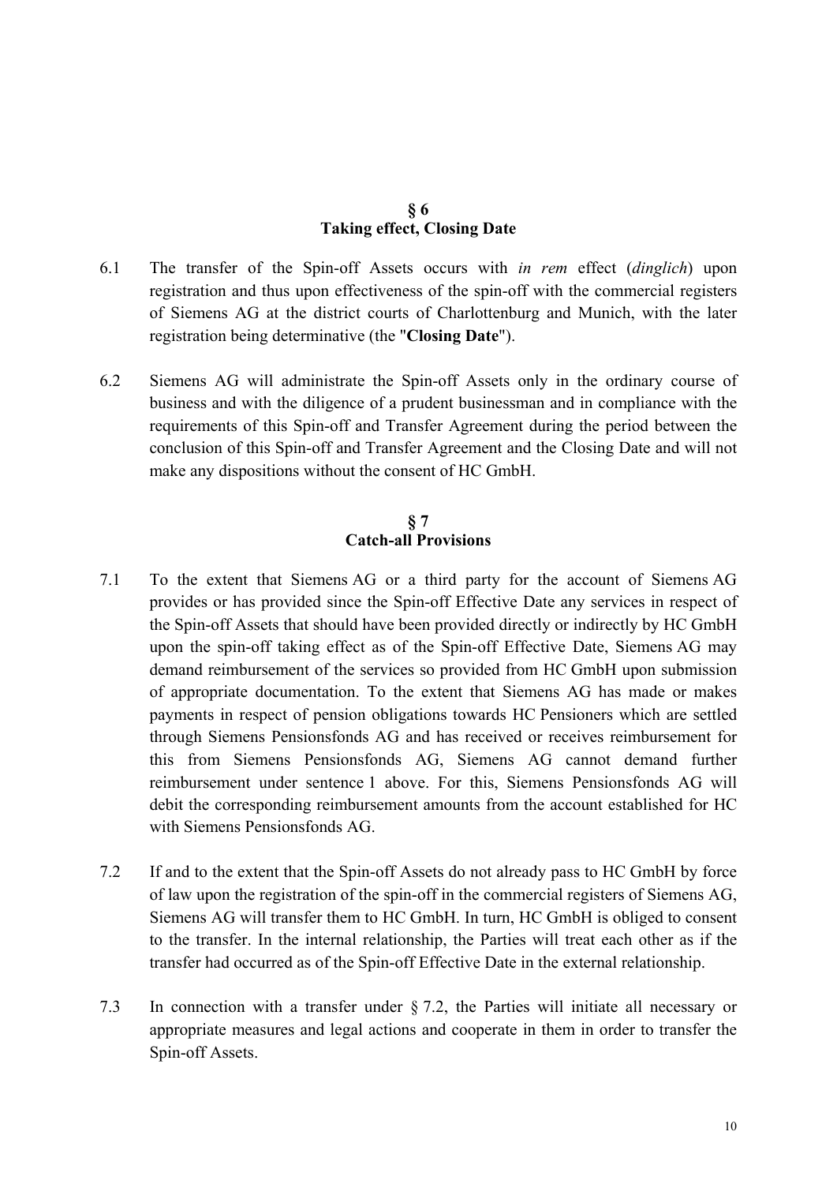## § 6
## Taking effect, Closing Date

6.1 The transfer of the Spin-off Assets occurs with *in rem* effect (*dinglich*) upon registration and thus upon effectiveness of the spin-off with the commercial registers of Siemens AG at the district courts of Charlottenburg and Munich, with the later registration being determinative (the "**Closing Date**").

6.2 Siemens AG will administrate the Spin-off Assets only in the ordinary course of business and with the diligence of a prudent businessman and in compliance with the requirements of this Spin-off and Transfer Agreement during the period between the conclusion of this Spin-off and Transfer Agreement and the Closing Date and will not make any dispositions without the consent of HC GmbH.

## § 7
## Catch-all Provisions

7.1 To the extent that Siemens AG or a third party for the account of Siemens AG provides or has provided since the Spin-off Effective Date any services in respect of the Spin-off Assets that should have been provided directly or indirectly by HC GmbH upon the spin-off taking effect as of the Spin-off Effective Date, Siemens AG may demand reimbursement of the services so provided from HC GmbH upon submission of appropriate documentation. To the extent that Siemens AG has made or makes payments in respect of pension obligations towards HC Pensioners which are settled through Siemens Pensionsfonds AG and has received or receives reimbursement for this from Siemens Pensionsfonds AG, Siemens AG cannot demand further reimbursement under sentence 1 above. For this, Siemens Pensionsfonds AG will debit the corresponding reimbursement amounts from the account established for HC with Siemens Pensionsfonds AG.

7.2 If and to the extent that the Spin-off Assets do not already pass to HC GmbH by force of law upon the registration of the spin-off in the commercial registers of Siemens AG, Siemens AG will transfer them to HC GmbH. In turn, HC GmbH is obliged to consent to the transfer. In the internal relationship, the Parties will treat each other as if the transfer had occurred as of the Spin-off Effective Date in the external relationship.

7.3 In connection with a transfer under § 7.2, the Parties will initiate all necessary or appropriate measures and legal actions and cooperate in them in order to transfer the Spin-off Assets.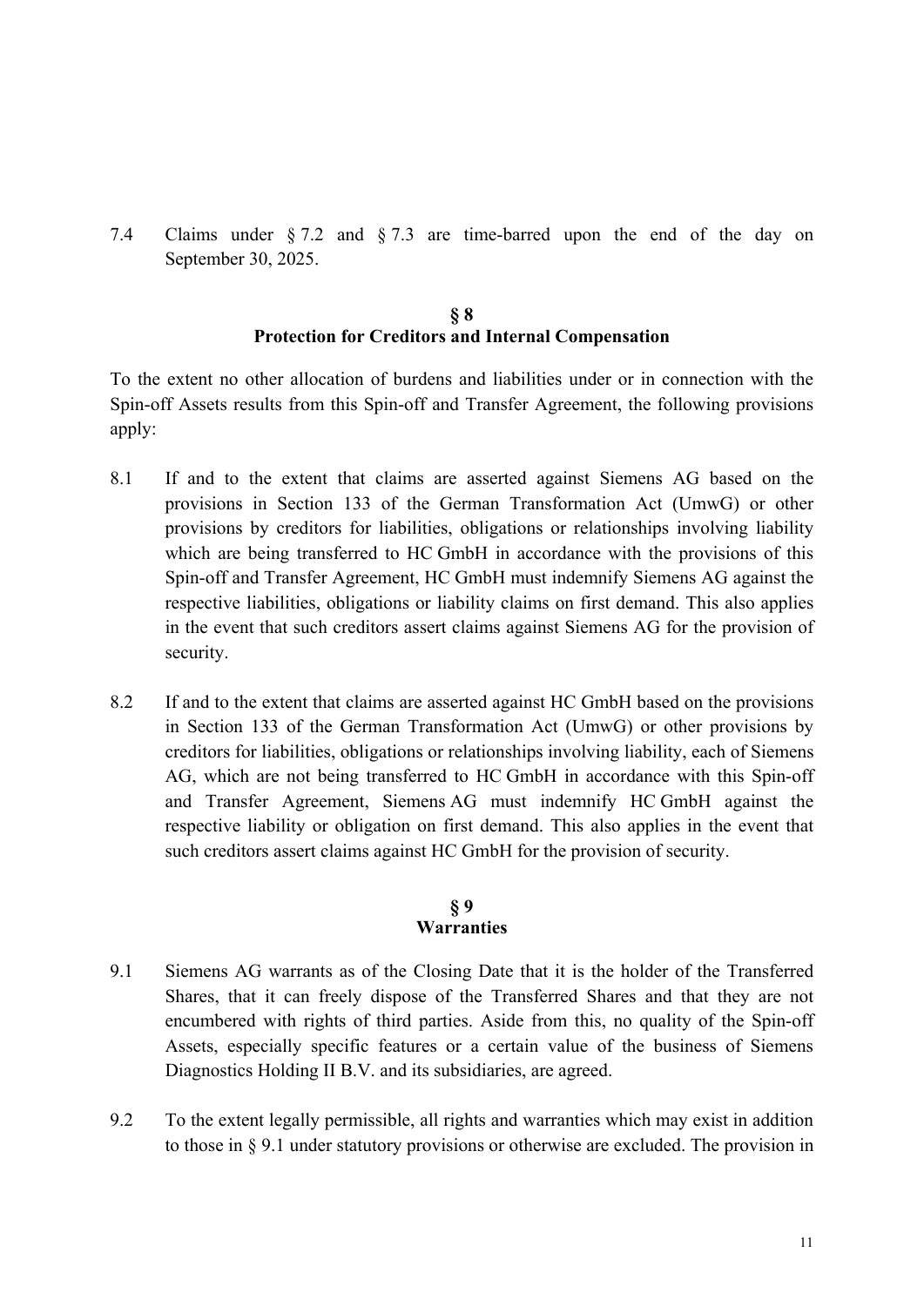7.4 Claims under § 7.2 and § 7.3 are time-barred upon the end of the day on September 30, 2025.

## § 8
## Protection for Creditors and Internal Compensation

To the extent no other allocation of burdens and liabilities under or in connection with the Spin-off Assets results from this Spin-off and Transfer Agreement, the following provisions apply:

8.1 If and to the extent that claims are asserted against Siemens AG based on the provisions in Section 133 of the German Transformation Act (UmwG) or other provisions by creditors for liabilities, obligations or relationships involving liability which are being transferred to HC GmbH in accordance with the provisions of this Spin-off and Transfer Agreement, HC GmbH must indemnify Siemens AG against the respective liabilities, obligations or liability claims on first demand. This also applies in the event that such creditors assert claims against Siemens AG for the provision of security.

8.2 If and to the extent that claims are asserted against HC GmbH based on the provisions in Section 133 of the German Transformation Act (UmwG) or other provisions by creditors for liabilities, obligations or relationships involving liability, each of Siemens AG, which are not being transferred to HC GmbH in accordance with this Spin-off and Transfer Agreement, Siemens AG must indemnify HC GmbH against the respective liability or obligation on first demand. This also applies in the event that such creditors assert claims against HC GmbH for the provision of security.

## § 9
## Warranties

9.1 Siemens AG warrants as of the Closing Date that it is the holder of the Transferred Shares, that it can freely dispose of the Transferred Shares and that they are not encumbered with rights of third parties. Aside from this, no quality of the Spin-off Assets, especially specific features or a certain value of the business of Siemens Diagnostics Holding II B.V. and its subsidiaries, are agreed.

9.2 To the extent legally permissible, all rights and warranties which may exist in addition to those in § 9.1 under statutory provisions or otherwise are excluded. The provision in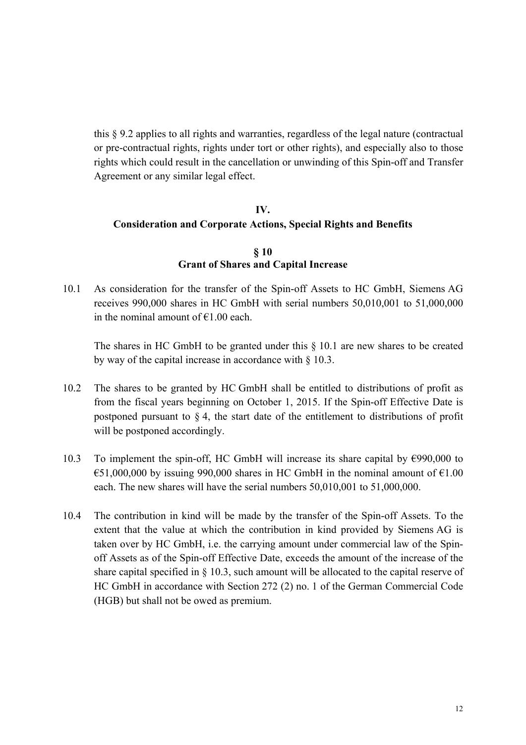this § 9.2 applies to all rights and warranties, regardless of the legal nature (contractual or pre-contractual rights, rights under tort or other rights), and especially also to those rights which could result in the cancellation or unwinding of this Spin-off and Transfer Agreement or any similar legal effect.

## IV.
## Consideration and Corporate Actions, Special Rights and Benefits

### § 10
### Grant of Shares and Capital Increase

10.1 As consideration for the transfer of the Spin-off Assets to HC GmbH, Siemens AG receives 990,000 shares in HC GmbH with serial numbers 50,010,001 to 51,000,000 in the nominal amount of €1.00 each.

The shares in HC GmbH to be granted under this § 10.1 are new shares to be created by way of the capital increase in accordance with § 10.3.

10.2 The shares to be granted by HC GmbH shall be entitled to distributions of profit as from the fiscal years beginning on October 1, 2015. If the Spin-off Effective Date is postponed pursuant to § 4, the start date of the entitlement to distributions of profit will be postponed accordingly.

10.3 To implement the spin-off, HC GmbH will increase its share capital by €990,000 to €51,000,000 by issuing 990,000 shares in HC GmbH in the nominal amount of €1.00 each. The new shares will have the serial numbers 50,010,001 to 51,000,000.

10.4 The contribution in kind will be made by the transfer of the Spin-off Assets. To the extent that the value at which the contribution in kind provided by Siemens AG is taken over by HC GmbH, i.e. the carrying amount under commercial law of the Spin-off Assets as of the Spin-off Effective Date, exceeds the amount of the increase of the share capital specified in § 10.3, such amount will be allocated to the capital reserve of HC GmbH in accordance with Section 272 (2) no. 1 of the German Commercial Code (HGB) but shall not be owed as premium.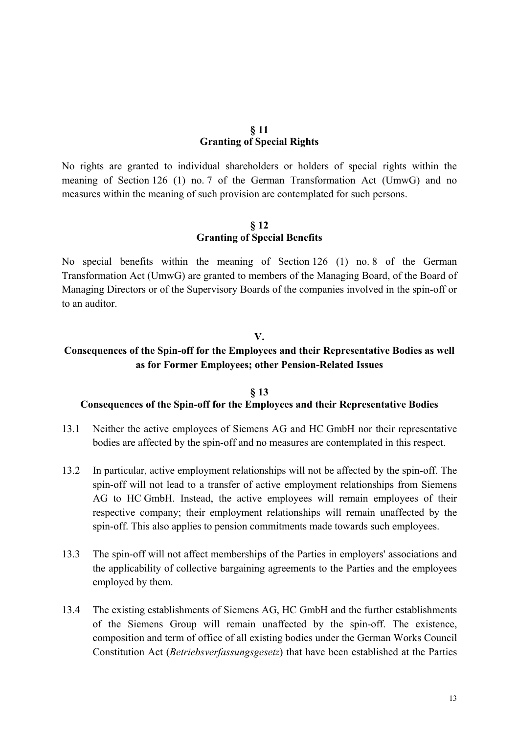## § 11
## Granting of Special Rights

No rights are granted to individual shareholders or holders of special rights within the meaning of Section 126 (1) no. 7 of the German Transformation Act (UmwG) and no measures within the meaning of such provision are contemplated for such persons.

## § 12
## Granting of Special Benefits

No special benefits within the meaning of Section 126 (1) no. 8 of the German Transformation Act (UmwG) are granted to members of the Managing Board, of the Board of Managing Directors or of the Supervisory Boards of the companies involved in the spin-off or to an auditor.

# V.
# Consequences of the Spin-off for the Employees and their Representative Bodies as well as for Former Employees; other Pension-Related Issues

## § 13
## Consequences of the Spin-off for the Employees and their Representative Bodies

13.1 Neither the active employees of Siemens AG and HC GmbH nor their representative bodies are affected by the spin-off and no measures are contemplated in this respect.

13.2 In particular, active employment relationships will not be affected by the spin-off. The spin-off will not lead to a transfer of active employment relationships from Siemens AG to HC GmbH. Instead, the active employees will remain employees of their respective company; their employment relationships will remain unaffected by the spin-off. This also applies to pension commitments made towards such employees.

13.3 The spin-off will not affect memberships of the Parties in employers' associations and the applicability of collective bargaining agreements to the Parties and the employees employed by them.

13.4 The existing establishments of Siemens AG, HC GmbH and the further establishments of the Siemens Group will remain unaffected by the spin-off. The existence, composition and term of office of all existing bodies under the German Works Council Constitution Act (*Betriebsverfassungsgesetz*) that have been established at the Parties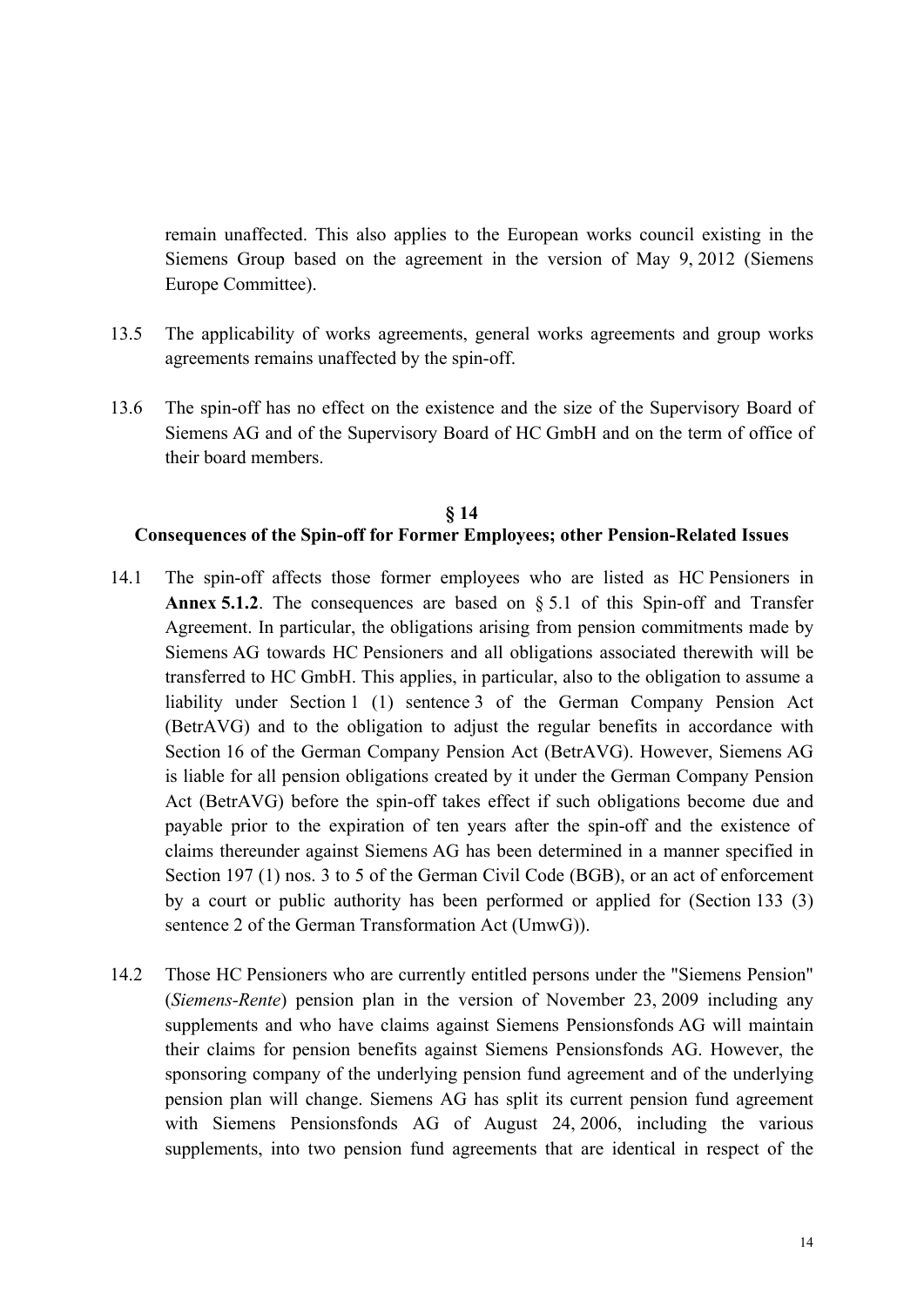remain unaffected. This also applies to the European works council existing in the Siemens Group based on the agreement in the version of May 9, 2012 (Siemens Europe Committee).

13.5 The applicability of works agreements, general works agreements and group works agreements remains unaffected by the spin-off.

13.6 The spin-off has no effect on the existence and the size of the Supervisory Board of Siemens AG and of the Supervisory Board of HC GmbH and on the term of office of their board members.

## § 14
## Consequences of the Spin-off for Former Employees; other Pension-Related Issues

14.1 The spin-off affects those former employees who are listed as HC Pensioners in **Annex 5.1.2**. The consequences are based on § 5.1 of this Spin-off and Transfer Agreement. In particular, the obligations arising from pension commitments made by Siemens AG towards HC Pensioners and all obligations associated therewith will be transferred to HC GmbH. This applies, in particular, also to the obligation to assume a liability under Section 1 (1) sentence 3 of the German Company Pension Act (BetrAVG) and to the obligation to adjust the regular benefits in accordance with Section 16 of the German Company Pension Act (BetrAVG). However, Siemens AG is liable for all pension obligations created by it under the German Company Pension Act (BetrAVG) before the spin-off takes effect if such obligations become due and payable prior to the expiration of ten years after the spin-off and the existence of claims thereunder against Siemens AG has been determined in a manner specified in Section 197 (1) nos. 3 to 5 of the German Civil Code (BGB), or an act of enforcement by a court or public authority has been performed or applied for (Section 133 (3) sentence 2 of the German Transformation Act (UmwG)).

14.2 Those HC Pensioners who are currently entitled persons under the "Siemens Pension" (*Siemens-Rente*) pension plan in the version of November 23, 2009 including any supplements and who have claims against Siemens Pensionsfonds AG will maintain their claims for pension benefits against Siemens Pensionsfonds AG. However, the sponsoring company of the underlying pension fund agreement and of the underlying pension plan will change. Siemens AG has split its current pension fund agreement with Siemens Pensionsfonds AG of August 24, 2006, including the various supplements, into two pension fund agreements that are identical in respect of the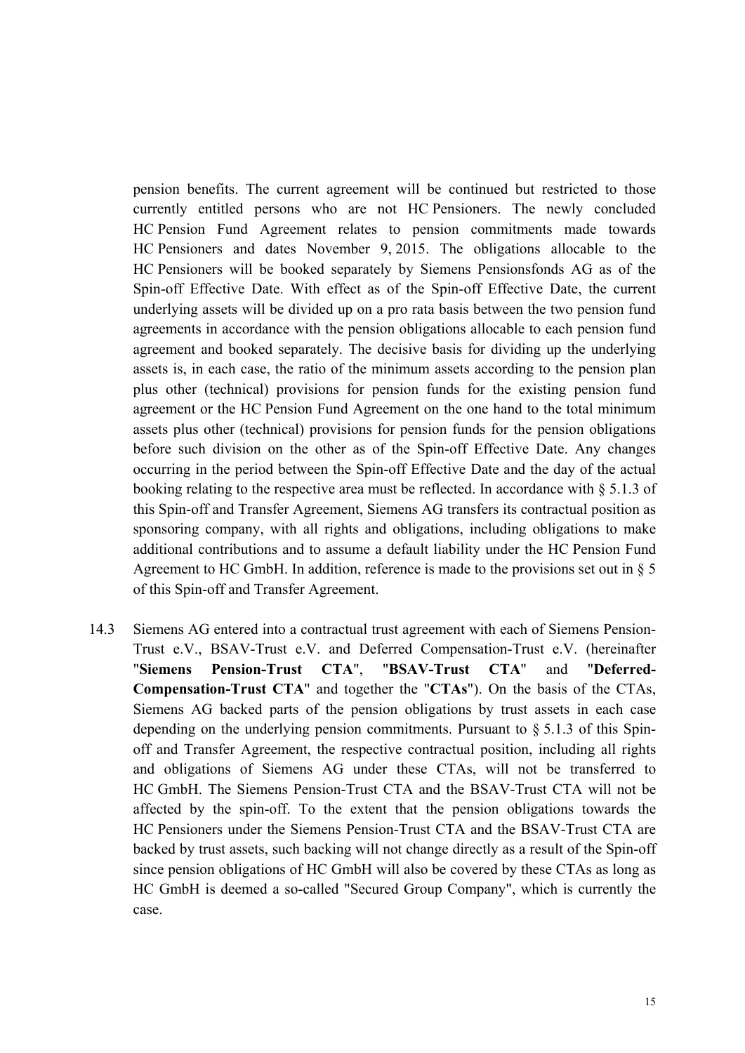pension benefits. The current agreement will be continued but restricted to those currently entitled persons who are not HC Pensioners. The newly concluded HC Pension Fund Agreement relates to pension commitments made towards HC Pensioners and dates November 9, 2015. The obligations allocable to the HC Pensioners will be booked separately by Siemens Pensionsfonds AG as of the Spin-off Effective Date. With effect as of the Spin-off Effective Date, the current underlying assets will be divided up on a pro rata basis between the two pension fund agreements in accordance with the pension obligations allocable to each pension fund agreement and booked separately. The decisive basis for dividing up the underlying assets is, in each case, the ratio of the minimum assets according to the pension plan plus other (technical) provisions for pension funds for the existing pension fund agreement or the HC Pension Fund Agreement on the one hand to the total minimum assets plus other (technical) provisions for pension funds for the pension obligations before such division on the other as of the Spin-off Effective Date. Any changes occurring in the period between the Spin-off Effective Date and the day of the actual booking relating to the respective area must be reflected. In accordance with § 5.1.3 of this Spin-off and Transfer Agreement, Siemens AG transfers its contractual position as sponsoring company, with all rights and obligations, including obligations to make additional contributions and to assume a default liability under the HC Pension Fund Agreement to HC GmbH. In addition, reference is made to the provisions set out in § 5 of this Spin-off and Transfer Agreement.

14.3 Siemens AG entered into a contractual trust agreement with each of Siemens Pension-Trust e.V., BSAV-Trust e.V. and Deferred Compensation-Trust e.V. (hereinafter "**Siemens Pension-Trust CTA**", "**BSAV-Trust CTA**" and "**Deferred-Compensation-Trust CTA**" and together the "**CTAs**"). On the basis of the CTAs, Siemens AG backed parts of the pension obligations by trust assets in each case depending on the underlying pension commitments. Pursuant to § 5.1.3 of this Spin-off and Transfer Agreement, the respective contractual position, including all rights and obligations of Siemens AG under these CTAs, will not be transferred to HC GmbH. The Siemens Pension-Trust CTA and the BSAV-Trust CTA will not be affected by the spin-off. To the extent that the pension obligations towards the HC Pensioners under the Siemens Pension-Trust CTA and the BSAV-Trust CTA are backed by trust assets, such backing will not change directly as a result of the Spin-off since pension obligations of HC GmbH will also be covered by these CTAs as long as HC GmbH is deemed a so-called "Secured Group Company", which is currently the case.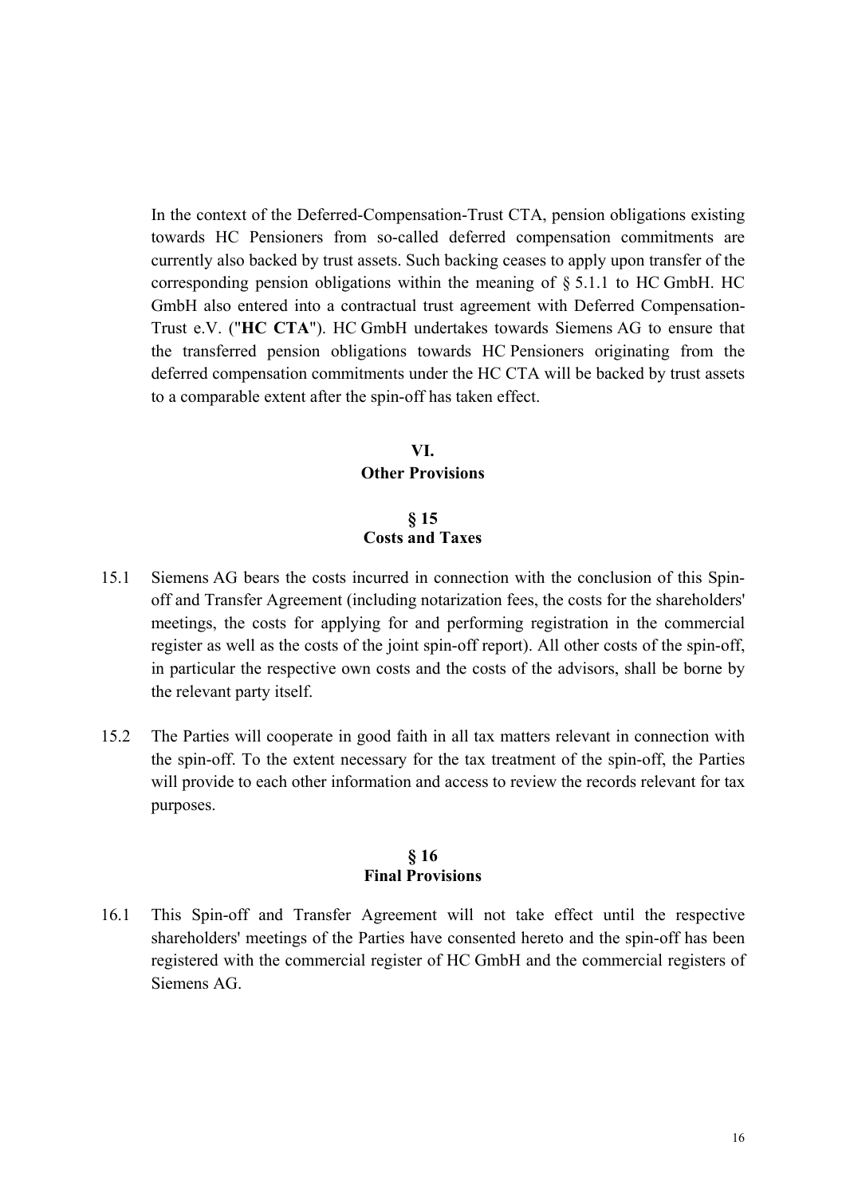In the context of the Deferred-Compensation-Trust CTA, pension obligations existing towards HC Pensioners from so-called deferred compensation commitments are currently also backed by trust assets. Such backing ceases to apply upon transfer of the corresponding pension obligations within the meaning of § 5.1.1 to HC GmbH. HC GmbH also entered into a contractual trust agreement with Deferred Compensation-Trust e.V. ("**HC CTA**"). HC GmbH undertakes towards Siemens AG to ensure that the transferred pension obligations towards HC Pensioners originating from the deferred compensation commitments under the HC CTA will be backed by trust assets to a comparable extent after the spin-off has taken effect.

## VI.
## Other Provisions

### § 15
### Costs and Taxes

15.1 Siemens AG bears the costs incurred in connection with the conclusion of this Spin-off and Transfer Agreement (including notarization fees, the costs for the shareholders' meetings, the costs for applying for and performing registration in the commercial register as well as the costs of the joint spin-off report). All other costs of the spin-off, in particular the respective own costs and the costs of the advisors, shall be borne by the relevant party itself.

15.2 The Parties will cooperate in good faith in all tax matters relevant in connection with the spin-off. To the extent necessary for the tax treatment of the spin-off, the Parties will provide to each other information and access to review the records relevant for tax purposes.

### § 16
### Final Provisions

16.1 This Spin-off and Transfer Agreement will not take effect until the respective shareholders' meetings of the Parties have consented hereto and the spin-off has been registered with the commercial register of HC GmbH and the commercial registers of Siemens AG.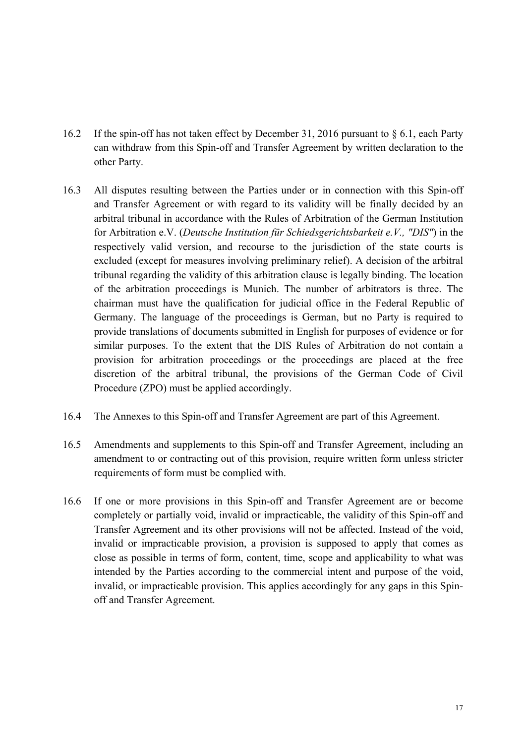16.2 If the spin-off has not taken effect by December 31, 2016 pursuant to § 6.1, each Party can withdraw from this Spin-off and Transfer Agreement by written declaration to the other Party.

16.3 All disputes resulting between the Parties under or in connection with this Spin-off and Transfer Agreement or with regard to its validity will be finally decided by an arbitral tribunal in accordance with the Rules of Arbitration of the German Institution for Arbitration e.V. (*Deutsche Institution für Schiedsgerichtsbarkeit e.V., "DIS"*) in the respectively valid version, and recourse to the jurisdiction of the state courts is excluded (except for measures involving preliminary relief). A decision of the arbitral tribunal regarding the validity of this arbitration clause is legally binding. The location of the arbitration proceedings is Munich. The number of arbitrators is three. The chairman must have the qualification for judicial office in the Federal Republic of Germany. The language of the proceedings is German, but no Party is required to provide translations of documents submitted in English for purposes of evidence or for similar purposes. To the extent that the DIS Rules of Arbitration do not contain a provision for arbitration proceedings or the proceedings are placed at the free discretion of the arbitral tribunal, the provisions of the German Code of Civil Procedure (ZPO) must be applied accordingly.

16.4 The Annexes to this Spin-off and Transfer Agreement are part of this Agreement.

16.5 Amendments and supplements to this Spin-off and Transfer Agreement, including an amendment to or contracting out of this provision, require written form unless stricter requirements of form must be complied with.

16.6 If one or more provisions in this Spin-off and Transfer Agreement are or become completely or partially void, invalid or impracticable, the validity of this Spin-off and Transfer Agreement and its other provisions will not be affected. Instead of the void, invalid or impracticable provision, a provision is supposed to apply that comes as close as possible in terms of form, content, time, scope and applicability to what was intended by the Parties according to the commercial intent and purpose of the void, invalid, or impracticable provision. This applies accordingly for any gaps in this Spin-off and Transfer Agreement.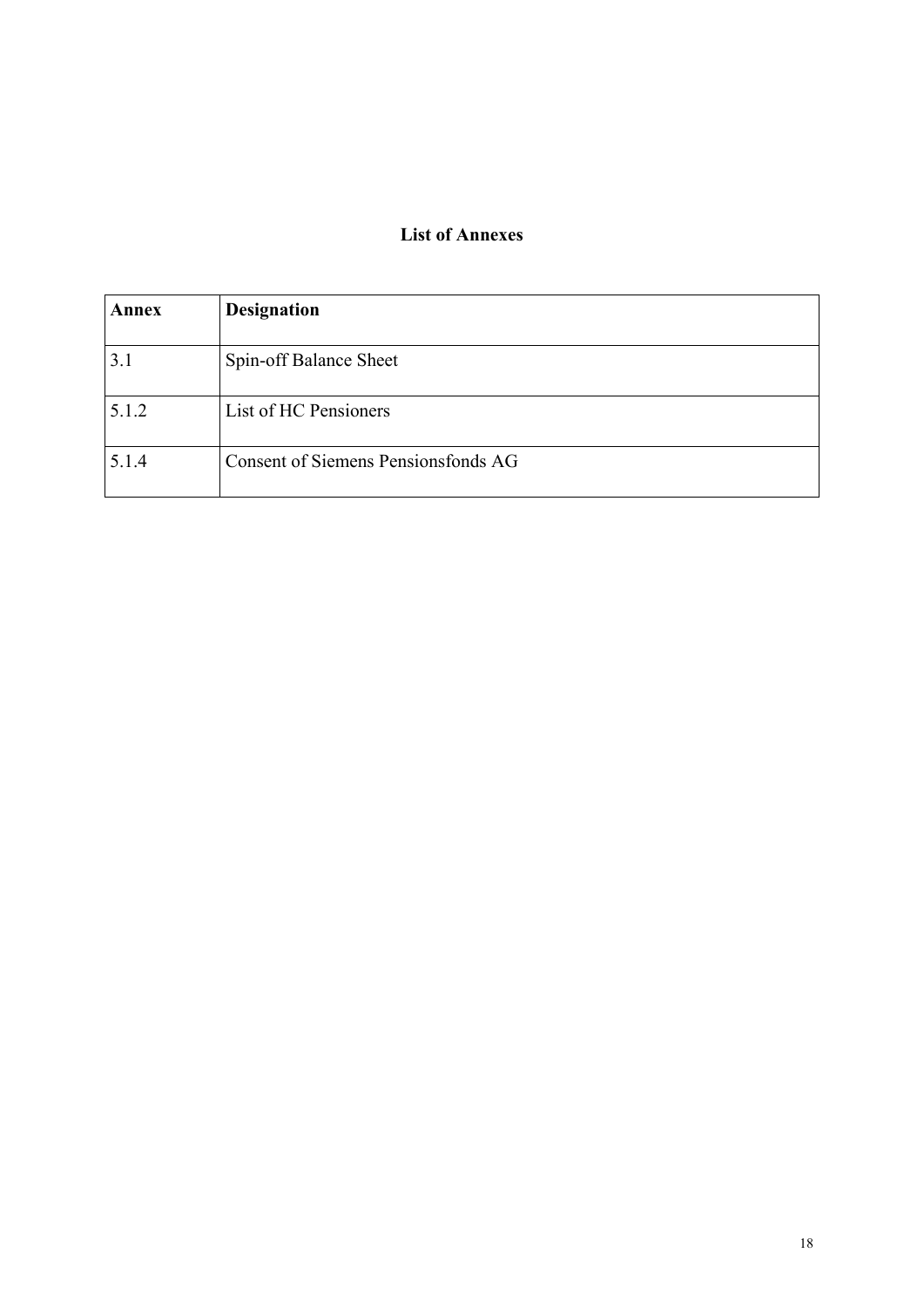## List of Annexes

| Annex | Designation |
|---|---|
| 3.1 | Spin-off Balance Sheet |
| 5.1.2 | List of HC Pensioners |
| 5.1.4 | Consent of Siemens Pensionsfonds AG |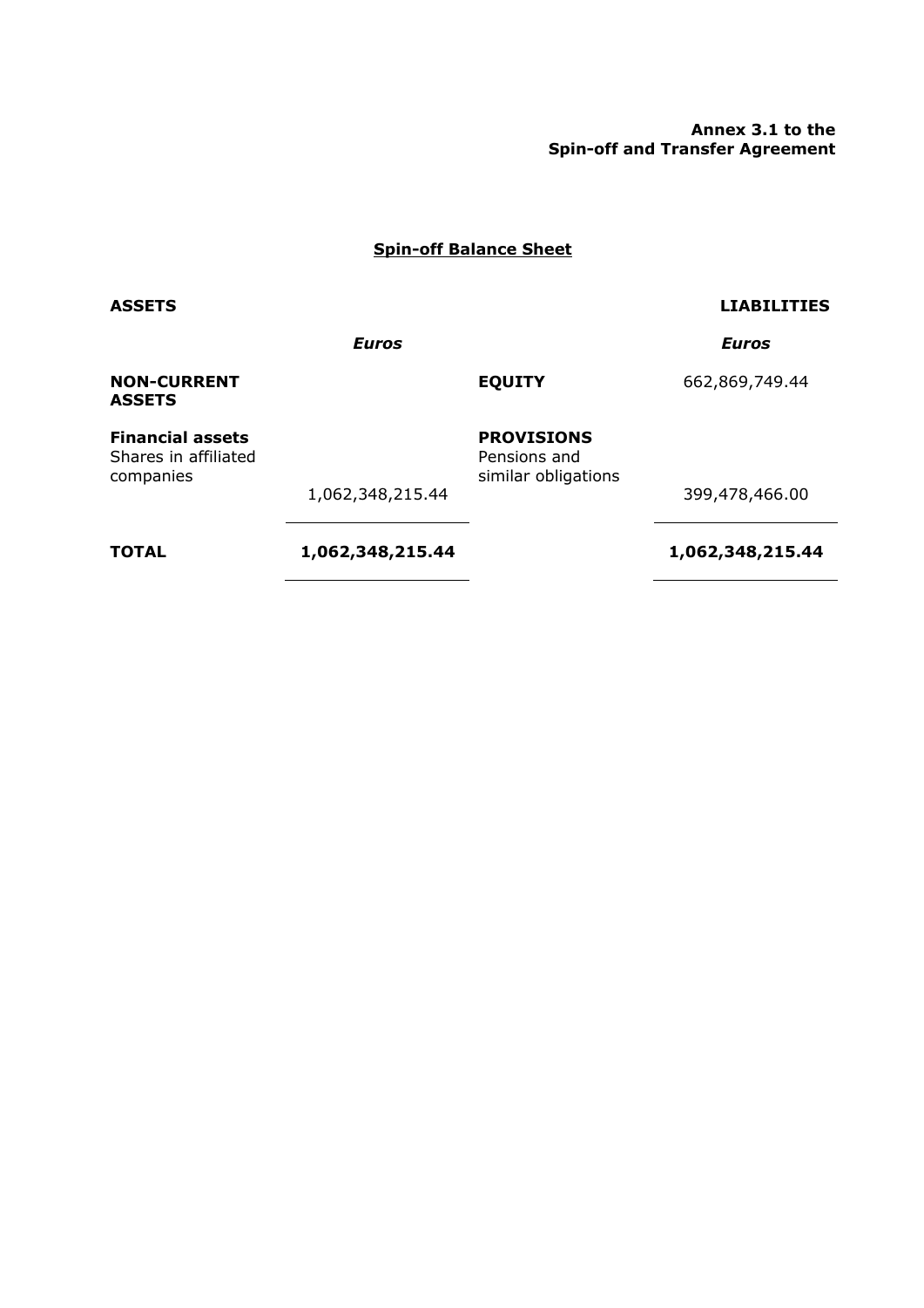**Annex 3.1 to the**
**Spin-off and Transfer Agreement**

## Spin-off Balance Sheet

| ASSETS | | | LIABILITIES |
|---|---|---|---|
| | *Euros* | | *Euros* |
| **NON-CURRENT ASSETS** | | **EQUITY** | 662,869,749.44 |
| **Financial assets** | | **PROVISIONS** | |
| Shares in affiliated companies | 1,062,348,215.44 | Pensions and similar obligations | 399,478,466.00 |
| **TOTAL** | **1,062,348,215.44** | | **1,062,348,215.44** |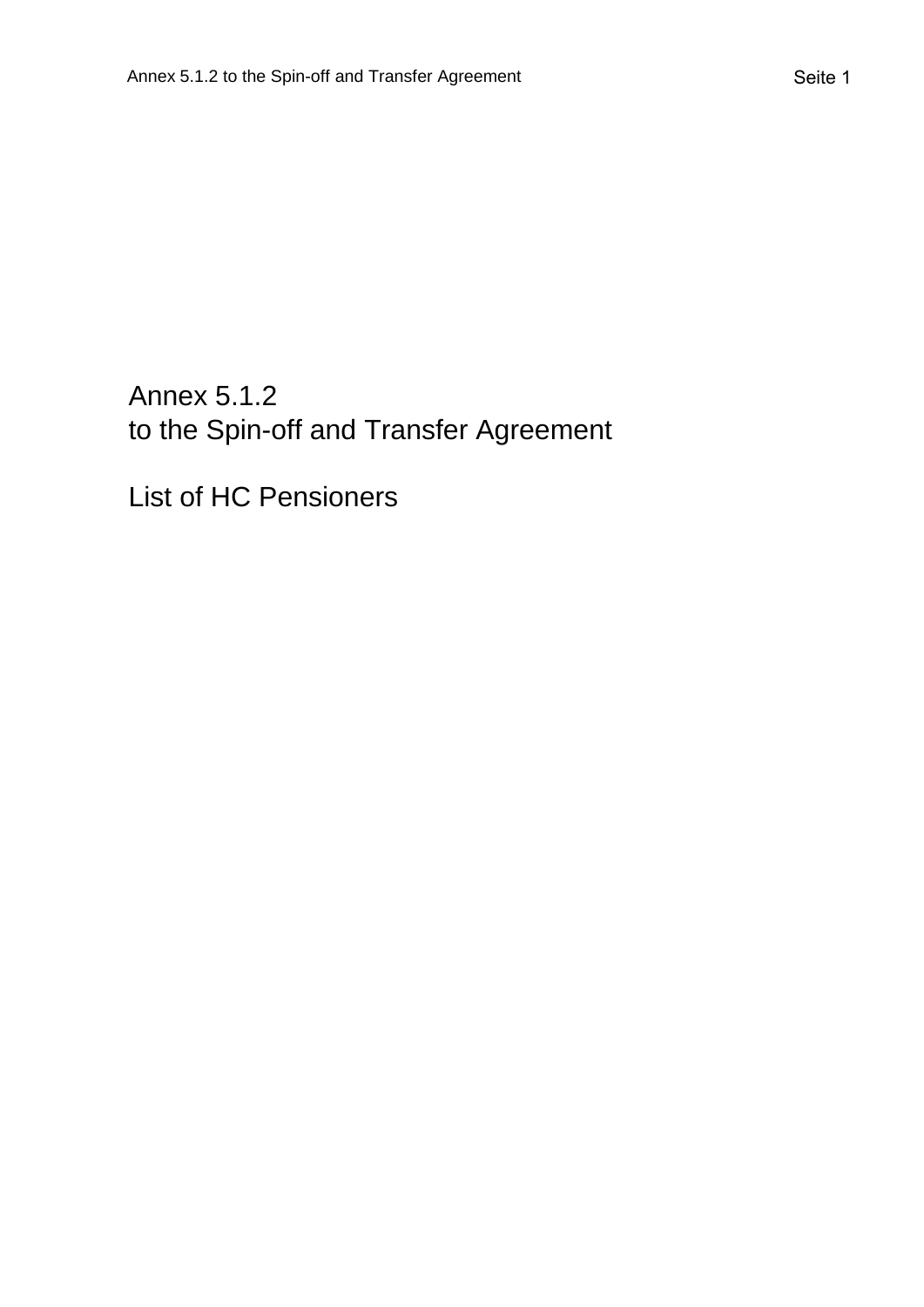# Annex 5.1.2
# to the Spin-off and Transfer Agreement

## List of HC Pensioners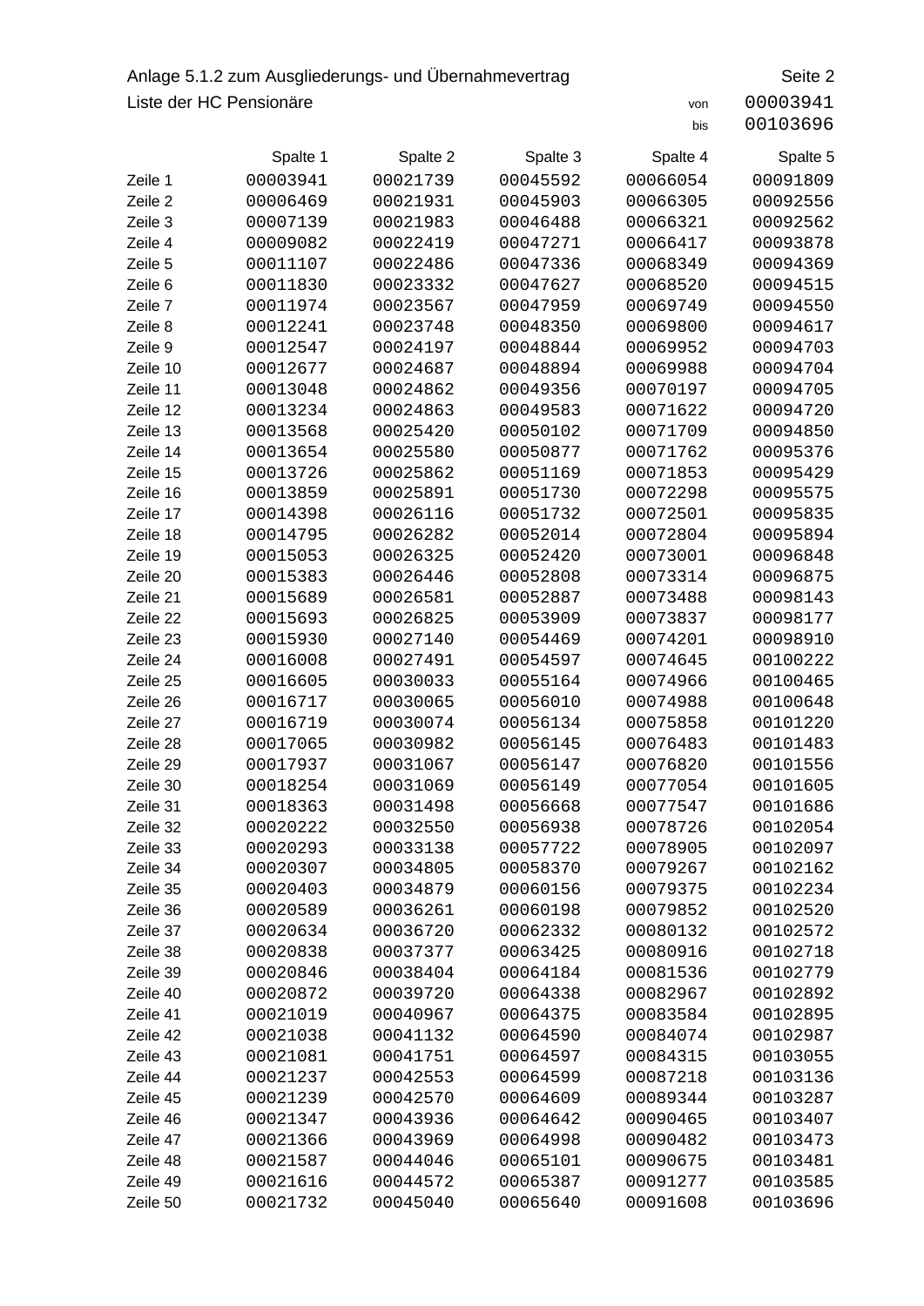Anlage 5.1.2 zum Ausgliederungs- und Übernahmevertrag

Liste der HC Pensionäre

von 00003941
bis 00103696

| | Spalte 1 | Spalte 2 | Spalte 3 | Spalte 4 | Spalte 5 |
|---|---|---|---|---|---|
| Zeile 1 | 00003941 | 00021739 | 00045592 | 00066054 | 00091809 |
| Zeile 2 | 00006469 | 00021931 | 00045903 | 00066305 | 00092556 |
| Zeile 3 | 00007139 | 00021983 | 00046488 | 00066321 | 00092562 |
| Zeile 4 | 00009082 | 00022419 | 00047271 | 00066417 | 00093878 |
| Zeile 5 | 00011107 | 00022486 | 00047336 | 00068349 | 00094369 |
| Zeile 6 | 00011830 | 00023332 | 00047627 | 00068520 | 00094515 |
| Zeile 7 | 00011974 | 00023567 | 00047959 | 00069749 | 00094550 |
| Zeile 8 | 00012241 | 00023748 | 00048350 | 00069800 | 00094617 |
| Zeile 9 | 00012547 | 00024197 | 00048844 | 00069952 | 00094703 |
| Zeile 10 | 00012677 | 00024687 | 00048894 | 00069988 | 00094704 |
| Zeile 11 | 00013048 | 00024862 | 00049356 | 00070197 | 00094705 |
| Zeile 12 | 00013234 | 00024863 | 00049583 | 00071622 | 00094720 |
| Zeile 13 | 00013568 | 00025420 | 00050102 | 00071709 | 00094850 |
| Zeile 14 | 00013654 | 00025580 | 00050877 | 00071762 | 00095376 |
| Zeile 15 | 00013726 | 00025862 | 00051169 | 00071853 | 00095429 |
| Zeile 16 | 00013859 | 00025891 | 00051730 | 00072298 | 00095575 |
| Zeile 17 | 00014398 | 00026116 | 00051732 | 00072501 | 00095835 |
| Zeile 18 | 00014795 | 00026282 | 00052014 | 00072804 | 00095894 |
| Zeile 19 | 00015053 | 00026325 | 00052420 | 00073001 | 00096848 |
| Zeile 20 | 00015383 | 00026446 | 00052808 | 00073314 | 00096875 |
| Zeile 21 | 00015689 | 00026581 | 00052887 | 00073488 | 00098143 |
| Zeile 22 | 00015693 | 00026825 | 00053909 | 00073837 | 00098177 |
| Zeile 23 | 00015930 | 00027140 | 00054469 | 00074201 | 00098910 |
| Zeile 24 | 00016008 | 00027491 | 00054597 | 00074645 | 00100222 |
| Zeile 25 | 00016605 | 00030033 | 00055164 | 00074966 | 00100465 |
| Zeile 26 | 00016717 | 00030065 | 00056010 | 00074988 | 00100648 |
| Zeile 27 | 00016719 | 00030074 | 00056134 | 00075858 | 00101220 |
| Zeile 28 | 00017065 | 00030982 | 00056145 | 00076483 | 00101483 |
| Zeile 29 | 00017937 | 00031067 | 00056147 | 00076820 | 00101556 |
| Zeile 30 | 00018254 | 00031069 | 00056149 | 00077054 | 00101605 |
| Zeile 31 | 00018363 | 00031498 | 00056668 | 00077547 | 00101686 |
| Zeile 32 | 00020222 | 00032550 | 00056938 | 00078726 | 00102054 |
| Zeile 33 | 00020293 | 00033138 | 00057722 | 00078905 | 00102097 |
| Zeile 34 | 00020307 | 00034805 | 00058370 | 00079267 | 00102162 |
| Zeile 35 | 00020403 | 00034879 | 00060156 | 00079375 | 00102234 |
| Zeile 36 | 00020589 | 00036261 | 00060198 | 00079852 | 00102520 |
| Zeile 37 | 00020634 | 00036720 | 00062332 | 00080132 | 00102572 |
| Zeile 38 | 00020838 | 00037377 | 00063425 | 00080916 | 00102718 |
| Zeile 39 | 00020846 | 00038404 | 00064184 | 00081536 | 00102779 |
| Zeile 40 | 00020872 | 00039720 | 00064338 | 00082967 | 00102892 |
| Zeile 41 | 00021019 | 00040967 | 00064375 | 00083584 | 00102895 |
| Zeile 42 | 00021038 | 00041132 | 00064590 | 00084074 | 00102987 |
| Zeile 43 | 00021081 | 00041751 | 00064597 | 00084315 | 00103055 |
| Zeile 44 | 00021237 | 00042553 | 00064599 | 00087218 | 00103136 |
| Zeile 45 | 00021239 | 00042570 | 00064609 | 00089344 | 00103287 |
| Zeile 46 | 00021347 | 00043936 | 00064642 | 00090465 | 00103407 |
| Zeile 47 | 00021366 | 00043969 | 00064998 | 00090482 | 00103473 |
| Zeile 48 | 00021587 | 00044046 | 00065101 | 00090675 | 00103481 |
| Zeile 49 | 00021616 | 00044572 | 00065387 | 00091277 | 00103585 |
| Zeile 50 | 00021732 | 00045040 | 00065640 | 00091608 | 00103696 |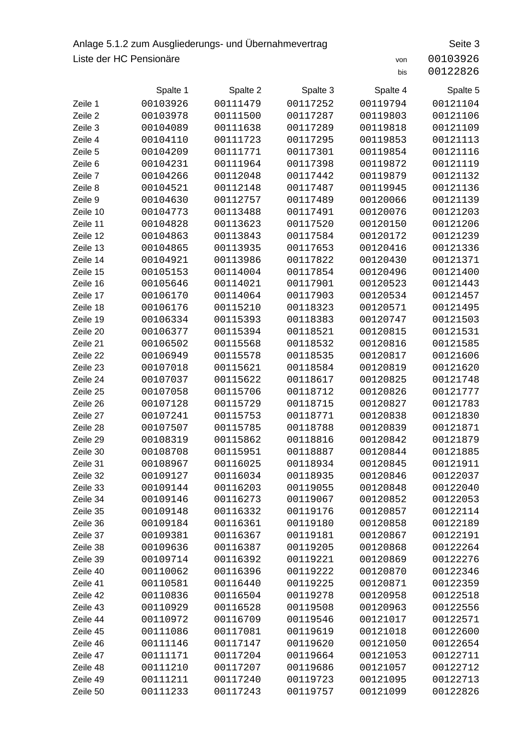Anlage 5.1.2 zum Ausgliederungs- und Übernahmevertrag

Liste der HC Pensionäre

von 00103926
bis 00122826

| | Spalte 1 | Spalte 2 | Spalte 3 | Spalte 4 | Spalte 5 |
|---|---|---|---|---|---|
| Zeile 1 | 00103926 | 00111479 | 00117252 | 00119794 | 00121104 |
| Zeile 2 | 00103978 | 00111500 | 00117287 | 00119803 | 00121106 |
| Zeile 3 | 00104089 | 00111638 | 00117289 | 00119818 | 00121109 |
| Zeile 4 | 00104110 | 00111723 | 00117295 | 00119853 | 00121113 |
| Zeile 5 | 00104209 | 00111771 | 00117301 | 00119854 | 00121116 |
| Zeile 6 | 00104231 | 00111964 | 00117398 | 00119872 | 00121119 |
| Zeile 7 | 00104266 | 00112048 | 00117442 | 00119879 | 00121132 |
| Zeile 8 | 00104521 | 00112148 | 00117487 | 00119945 | 00121136 |
| Zeile 9 | 00104630 | 00112757 | 00117489 | 00120066 | 00121139 |
| Zeile 10 | 00104773 | 00113488 | 00117491 | 00120076 | 00121203 |
| Zeile 11 | 00104828 | 00113623 | 00117520 | 00120150 | 00121206 |
| Zeile 12 | 00104863 | 00113843 | 00117584 | 00120172 | 00121239 |
| Zeile 13 | 00104865 | 00113935 | 00117653 | 00120416 | 00121336 |
| Zeile 14 | 00104921 | 00113986 | 00117822 | 00120430 | 00121371 |
| Zeile 15 | 00105153 | 00114004 | 00117854 | 00120496 | 00121400 |
| Zeile 16 | 00105646 | 00114021 | 00117901 | 00120523 | 00121443 |
| Zeile 17 | 00106170 | 00114064 | 00117903 | 00120534 | 00121457 |
| Zeile 18 | 00106176 | 00115210 | 00118323 | 00120571 | 00121495 |
| Zeile 19 | 00106334 | 00115393 | 00118383 | 00120747 | 00121503 |
| Zeile 20 | 00106377 | 00115394 | 00118521 | 00120815 | 00121531 |
| Zeile 21 | 00106502 | 00115568 | 00118532 | 00120816 | 00121585 |
| Zeile 22 | 00106949 | 00115578 | 00118535 | 00120817 | 00121606 |
| Zeile 23 | 00107018 | 00115621 | 00118584 | 00120819 | 00121620 |
| Zeile 24 | 00107037 | 00115622 | 00118617 | 00120825 | 00121748 |
| Zeile 25 | 00107058 | 00115706 | 00118712 | 00120826 | 00121777 |
| Zeile 26 | 00107128 | 00115729 | 00118715 | 00120827 | 00121783 |
| Zeile 27 | 00107241 | 00115753 | 00118771 | 00120838 | 00121830 |
| Zeile 28 | 00107507 | 00115785 | 00118788 | 00120839 | 00121871 |
| Zeile 29 | 00108319 | 00115862 | 00118816 | 00120842 | 00121879 |
| Zeile 30 | 00108708 | 00115951 | 00118887 | 00120844 | 00121885 |
| Zeile 31 | 00108967 | 00116025 | 00118934 | 00120845 | 00121911 |
| Zeile 32 | 00109127 | 00116034 | 00118935 | 00120846 | 00122037 |
| Zeile 33 | 00109144 | 00116203 | 00119055 | 00120848 | 00122040 |
| Zeile 34 | 00109146 | 00116273 | 00119067 | 00120852 | 00122053 |
| Zeile 35 | 00109148 | 00116332 | 00119176 | 00120857 | 00122114 |
| Zeile 36 | 00109184 | 00116361 | 00119180 | 00120858 | 00122189 |
| Zeile 37 | 00109381 | 00116367 | 00119181 | 00120867 | 00122191 |
| Zeile 38 | 00109636 | 00116387 | 00119205 | 00120868 | 00122264 |
| Zeile 39 | 00109714 | 00116392 | 00119221 | 00120869 | 00122276 |
| Zeile 40 | 00110062 | 00116396 | 00119222 | 00120870 | 00122346 |
| Zeile 41 | 00110581 | 00116440 | 00119225 | 00120871 | 00122359 |
| Zeile 42 | 00110836 | 00116504 | 00119278 | 00120958 | 00122518 |
| Zeile 43 | 00110929 | 00116528 | 00119508 | 00120963 | 00122556 |
| Zeile 44 | 00110972 | 00116709 | 00119546 | 00121017 | 00122571 |
| Zeile 45 | 00111086 | 00117081 | 00119619 | 00121018 | 00122600 |
| Zeile 46 | 00111146 | 00117147 | 00119620 | 00121050 | 00122654 |
| Zeile 47 | 00111171 | 00117204 | 00119664 | 00121053 | 00122711 |
| Zeile 48 | 00111210 | 00117207 | 00119686 | 00121057 | 00122712 |
| Zeile 49 | 00111211 | 00117240 | 00119723 | 00121095 | 00122713 |
| Zeile 50 | 00111233 | 00117243 | 00119757 | 00121099 | 00122826 |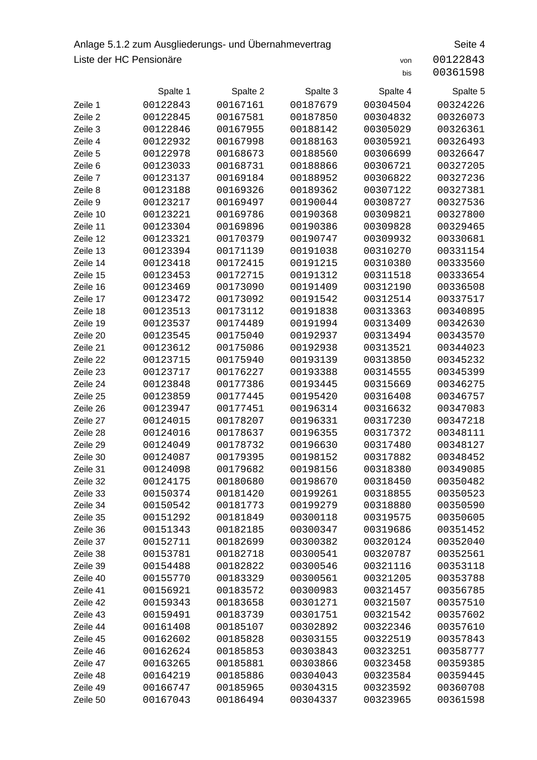Anlage 5.1.2 zum Ausgliederungs- und Übernahmevertrag

Liste der HC Pensionäre

von 00122843
bis 00361598

| | Spalte 1 | Spalte 2 | Spalte 3 | Spalte 4 | Spalte 5 |
|---|---|---|---|---|---|
| Zeile 1 | 00122843 | 00167161 | 00187679 | 00304504 | 00324226 |
| Zeile 2 | 00122845 | 00167581 | 00187850 | 00304832 | 00326073 |
| Zeile 3 | 00122846 | 00167955 | 00188142 | 00305029 | 00326361 |
| Zeile 4 | 00122932 | 00167998 | 00188163 | 00305921 | 00326493 |
| Zeile 5 | 00122978 | 00168673 | 00188560 | 00306699 | 00326647 |
| Zeile 6 | 00123033 | 00168731 | 00188866 | 00306721 | 00327205 |
| Zeile 7 | 00123137 | 00169184 | 00188952 | 00306822 | 00327236 |
| Zeile 8 | 00123188 | 00169326 | 00189362 | 00307122 | 00327381 |
| Zeile 9 | 00123217 | 00169497 | 00190044 | 00308727 | 00327536 |
| Zeile 10 | 00123221 | 00169786 | 00190368 | 00309821 | 00327800 |
| Zeile 11 | 00123304 | 00169896 | 00190386 | 00309828 | 00329465 |
| Zeile 12 | 00123321 | 00170379 | 00190747 | 00309932 | 00330681 |
| Zeile 13 | 00123394 | 00171139 | 00191038 | 00310270 | 00331154 |
| Zeile 14 | 00123418 | 00172415 | 00191215 | 00310380 | 00333560 |
| Zeile 15 | 00123453 | 00172715 | 00191312 | 00311518 | 00333654 |
| Zeile 16 | 00123469 | 00173090 | 00191409 | 00312190 | 00336508 |
| Zeile 17 | 00123472 | 00173092 | 00191542 | 00312514 | 00337517 |
| Zeile 18 | 00123513 | 00173112 | 00191838 | 00313363 | 00340895 |
| Zeile 19 | 00123537 | 00174489 | 00191994 | 00313409 | 00342630 |
| Zeile 20 | 00123545 | 00175040 | 00192937 | 00313494 | 00343570 |
| Zeile 21 | 00123612 | 00175086 | 00192938 | 00313521 | 00344023 |
| Zeile 22 | 00123715 | 00175940 | 00193139 | 00313850 | 00345232 |
| Zeile 23 | 00123717 | 00176227 | 00193388 | 00314555 | 00345399 |
| Zeile 24 | 00123848 | 00177386 | 00193445 | 00315669 | 00346275 |
| Zeile 25 | 00123859 | 00177445 | 00195420 | 00316408 | 00346757 |
| Zeile 26 | 00123947 | 00177451 | 00196314 | 00316632 | 00347083 |
| Zeile 27 | 00124015 | 00178207 | 00196331 | 00317230 | 00347218 |
| Zeile 28 | 00124016 | 00178637 | 00196355 | 00317372 | 00348111 |
| Zeile 29 | 00124049 | 00178732 | 00196630 | 00317480 | 00348127 |
| Zeile 30 | 00124087 | 00179395 | 00198152 | 00317882 | 00348452 |
| Zeile 31 | 00124098 | 00179682 | 00198156 | 00318380 | 00349085 |
| Zeile 32 | 00124175 | 00180680 | 00198670 | 00318450 | 00350482 |
| Zeile 33 | 00150374 | 00181420 | 00199261 | 00318855 | 00350523 |
| Zeile 34 | 00150542 | 00181773 | 00199279 | 00318880 | 00350590 |
| Zeile 35 | 00151292 | 00181849 | 00300118 | 00319575 | 00350605 |
| Zeile 36 | 00151343 | 00182185 | 00300347 | 00319686 | 00351452 |
| Zeile 37 | 00152711 | 00182699 | 00300382 | 00320124 | 00352040 |
| Zeile 38 | 00153781 | 00182718 | 00300541 | 00320787 | 00352561 |
| Zeile 39 | 00154488 | 00182822 | 00300546 | 00321116 | 00353118 |
| Zeile 40 | 00155770 | 00183329 | 00300561 | 00321205 | 00353788 |
| Zeile 41 | 00156921 | 00183572 | 00300983 | 00321457 | 00356785 |
| Zeile 42 | 00159343 | 00183658 | 00301271 | 00321507 | 00357510 |
| Zeile 43 | 00159491 | 00183739 | 00301751 | 00321542 | 00357602 |
| Zeile 44 | 00161408 | 00185107 | 00302892 | 00322346 | 00357610 |
| Zeile 45 | 00162602 | 00185828 | 00303155 | 00322519 | 00357843 |
| Zeile 46 | 00162624 | 00185853 | 00303843 | 00323251 | 00358777 |
| Zeile 47 | 00163265 | 00185881 | 00303866 | 00323458 | 00359385 |
| Zeile 48 | 00164219 | 00185886 | 00304043 | 00323584 | 00359445 |
| Zeile 49 | 00166747 | 00185965 | 00304315 | 00323592 | 00360708 |
| Zeile 50 | 00167043 | 00186494 | 00304337 | 00323965 | 00361598 |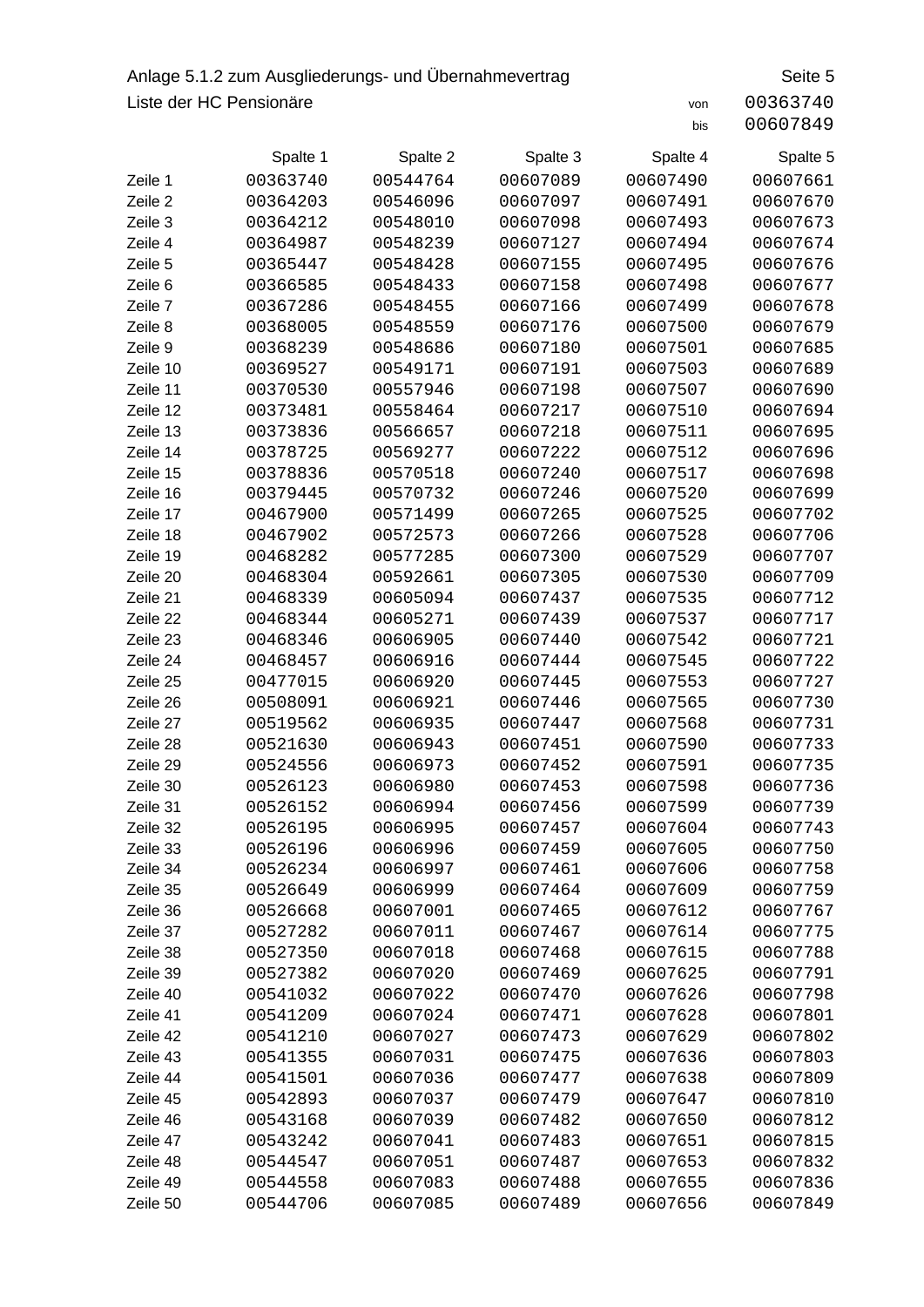Anlage 5.1.2 zum Ausgliederungs- und Übernahmevertrag

Liste der HC Pensionäre

von 00363740
bis 00607849

| | Spalte 1 | Spalte 2 | Spalte 3 | Spalte 4 | Spalte 5 |
|---|---|---|---|---|---|
| Zeile 1 | 00363740 | 00544764 | 00607089 | 00607490 | 00607661 |
| Zeile 2 | 00364203 | 00546096 | 00607097 | 00607491 | 00607670 |
| Zeile 3 | 00364212 | 00548010 | 00607098 | 00607493 | 00607673 |
| Zeile 4 | 00364987 | 00548239 | 00607127 | 00607494 | 00607674 |
| Zeile 5 | 00365447 | 00548428 | 00607155 | 00607495 | 00607676 |
| Zeile 6 | 00366585 | 00548433 | 00607158 | 00607498 | 00607677 |
| Zeile 7 | 00367286 | 00548455 | 00607166 | 00607499 | 00607678 |
| Zeile 8 | 00368005 | 00548559 | 00607176 | 00607500 | 00607679 |
| Zeile 9 | 00368239 | 00548686 | 00607180 | 00607501 | 00607685 |
| Zeile 10 | 00369527 | 00549171 | 00607191 | 00607503 | 00607689 |
| Zeile 11 | 00370530 | 00557946 | 00607198 | 00607507 | 00607690 |
| Zeile 12 | 00373481 | 00558464 | 00607217 | 00607510 | 00607694 |
| Zeile 13 | 00373836 | 00566657 | 00607218 | 00607511 | 00607695 |
| Zeile 14 | 00378725 | 00569277 | 00607222 | 00607512 | 00607696 |
| Zeile 15 | 00378836 | 00570518 | 00607240 | 00607517 | 00607698 |
| Zeile 16 | 00379445 | 00570732 | 00607246 | 00607520 | 00607699 |
| Zeile 17 | 00467900 | 00571499 | 00607265 | 00607525 | 00607702 |
| Zeile 18 | 00467902 | 00572573 | 00607266 | 00607528 | 00607706 |
| Zeile 19 | 00468282 | 00577285 | 00607300 | 00607529 | 00607707 |
| Zeile 20 | 00468304 | 00592661 | 00607305 | 00607530 | 00607709 |
| Zeile 21 | 00468339 | 00605094 | 00607437 | 00607535 | 00607712 |
| Zeile 22 | 00468344 | 00605271 | 00607439 | 00607537 | 00607717 |
| Zeile 23 | 00468346 | 00606905 | 00607440 | 00607542 | 00607721 |
| Zeile 24 | 00468457 | 00606916 | 00607444 | 00607545 | 00607722 |
| Zeile 25 | 00477015 | 00606920 | 00607445 | 00607553 | 00607727 |
| Zeile 26 | 00508091 | 00606921 | 00607446 | 00607565 | 00607730 |
| Zeile 27 | 00519562 | 00606935 | 00607447 | 00607568 | 00607731 |
| Zeile 28 | 00521630 | 00606943 | 00607451 | 00607590 | 00607733 |
| Zeile 29 | 00524556 | 00606973 | 00607452 | 00607591 | 00607735 |
| Zeile 30 | 00526123 | 00606980 | 00607453 | 00607598 | 00607736 |
| Zeile 31 | 00526152 | 00606994 | 00607456 | 00607599 | 00607739 |
| Zeile 32 | 00526195 | 00606995 | 00607457 | 00607604 | 00607743 |
| Zeile 33 | 00526196 | 00606996 | 00607459 | 00607605 | 00607750 |
| Zeile 34 | 00526234 | 00606997 | 00607461 | 00607606 | 00607758 |
| Zeile 35 | 00526649 | 00606999 | 00607464 | 00607609 | 00607759 |
| Zeile 36 | 00526668 | 00607001 | 00607465 | 00607612 | 00607767 |
| Zeile 37 | 00527282 | 00607011 | 00607467 | 00607614 | 00607775 |
| Zeile 38 | 00527350 | 00607018 | 00607468 | 00607615 | 00607788 |
| Zeile 39 | 00527382 | 00607020 | 00607469 | 00607625 | 00607791 |
| Zeile 40 | 00541032 | 00607022 | 00607470 | 00607626 | 00607798 |
| Zeile 41 | 00541209 | 00607024 | 00607471 | 00607628 | 00607801 |
| Zeile 42 | 00541210 | 00607027 | 00607473 | 00607629 | 00607802 |
| Zeile 43 | 00541355 | 00607031 | 00607475 | 00607636 | 00607803 |
| Zeile 44 | 00541501 | 00607036 | 00607477 | 00607638 | 00607809 |
| Zeile 45 | 00542893 | 00607037 | 00607479 | 00607647 | 00607810 |
| Zeile 46 | 00543168 | 00607039 | 00607482 | 00607650 | 00607812 |
| Zeile 47 | 00543242 | 00607041 | 00607483 | 00607651 | 00607815 |
| Zeile 48 | 00544547 | 00607051 | 00607487 | 00607653 | 00607832 |
| Zeile 49 | 00544558 | 00607083 | 00607488 | 00607655 | 00607836 |
| Zeile 50 | 00544706 | 00607085 | 00607489 | 00607656 | 00607849 |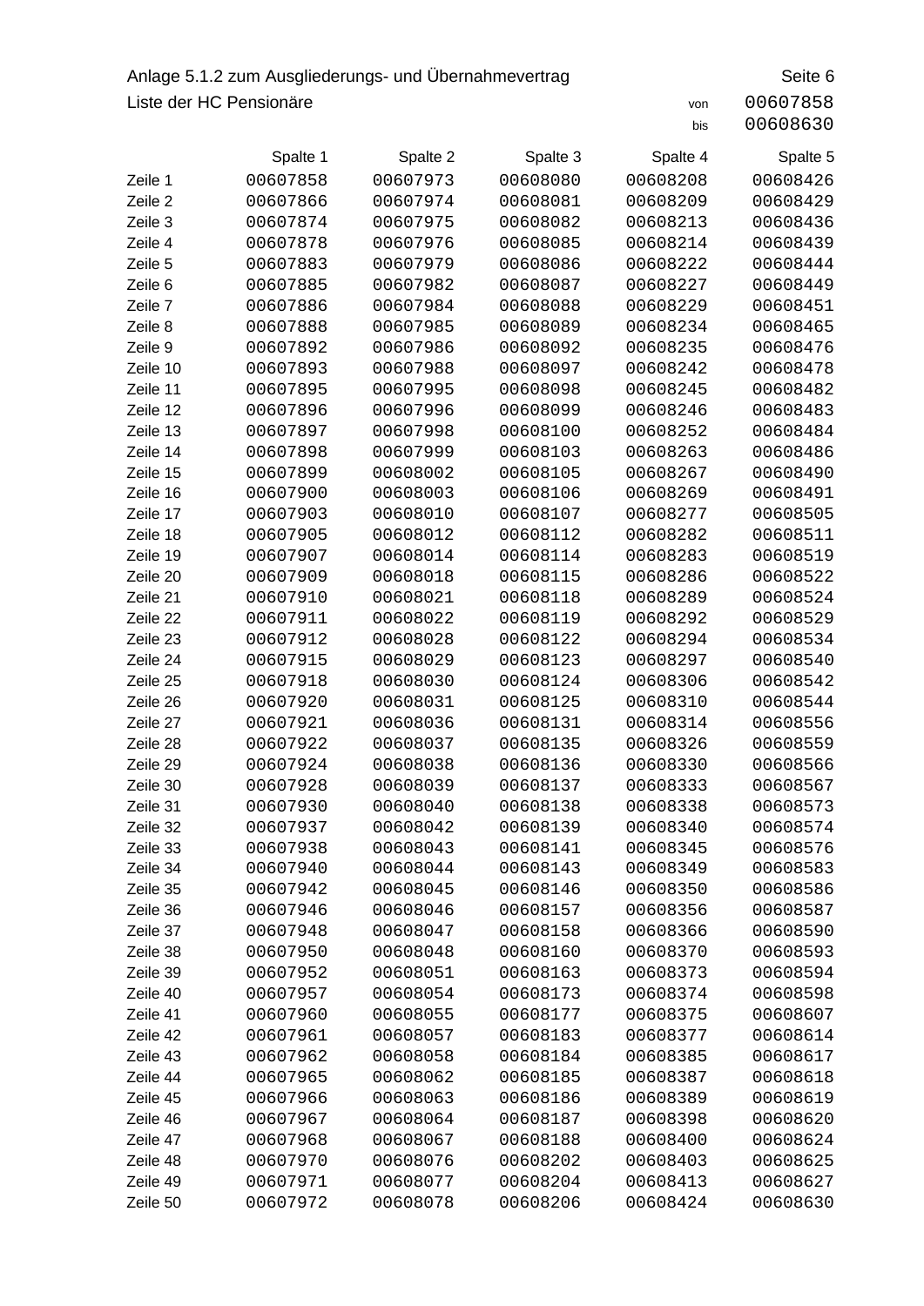Anlage 5.1.2 zum Ausgliederungs- und Übernahmevertrag

Seite 6

Liste der HC Pensionäre

von 00607858

bis 00608630

| | Spalte 1 | Spalte 2 | Spalte 3 | Spalte 4 | Spalte 5 |
|---|---|---|---|---|---|
| Zeile 1 | 00607858 | 00607973 | 00608080 | 00608208 | 00608426 |
| Zeile 2 | 00607866 | 00607974 | 00608081 | 00608209 | 00608429 |
| Zeile 3 | 00607874 | 00607975 | 00608082 | 00608213 | 00608436 |
| Zeile 4 | 00607878 | 00607976 | 00608085 | 00608214 | 00608439 |
| Zeile 5 | 00607883 | 00607979 | 00608086 | 00608222 | 00608444 |
| Zeile 6 | 00607885 | 00607982 | 00608087 | 00608227 | 00608449 |
| Zeile 7 | 00607886 | 00607984 | 00608088 | 00608229 | 00608451 |
| Zeile 8 | 00607888 | 00607985 | 00608089 | 00608234 | 00608465 |
| Zeile 9 | 00607892 | 00607986 | 00608092 | 00608235 | 00608476 |
| Zeile 10 | 00607893 | 00607988 | 00608097 | 00608242 | 00608478 |
| Zeile 11 | 00607895 | 00607995 | 00608098 | 00608245 | 00608482 |
| Zeile 12 | 00607896 | 00607996 | 00608099 | 00608246 | 00608483 |
| Zeile 13 | 00607897 | 00607998 | 00608100 | 00608252 | 00608484 |
| Zeile 14 | 00607898 | 00607999 | 00608103 | 00608263 | 00608486 |
| Zeile 15 | 00607899 | 00608002 | 00608105 | 00608267 | 00608490 |
| Zeile 16 | 00607900 | 00608003 | 00608106 | 00608269 | 00608491 |
| Zeile 17 | 00607903 | 00608010 | 00608107 | 00608277 | 00608505 |
| Zeile 18 | 00607905 | 00608012 | 00608112 | 00608282 | 00608511 |
| Zeile 19 | 00607907 | 00608014 | 00608114 | 00608283 | 00608519 |
| Zeile 20 | 00607909 | 00608018 | 00608115 | 00608286 | 00608522 |
| Zeile 21 | 00607910 | 00608021 | 00608118 | 00608289 | 00608524 |
| Zeile 22 | 00607911 | 00608022 | 00608119 | 00608292 | 00608529 |
| Zeile 23 | 00607912 | 00608028 | 00608122 | 00608294 | 00608534 |
| Zeile 24 | 00607915 | 00608029 | 00608123 | 00608297 | 00608540 |
| Zeile 25 | 00607918 | 00608030 | 00608124 | 00608306 | 00608542 |
| Zeile 26 | 00607920 | 00608031 | 00608125 | 00608310 | 00608544 |
| Zeile 27 | 00607921 | 00608036 | 00608131 | 00608314 | 00608556 |
| Zeile 28 | 00607922 | 00608037 | 00608135 | 00608326 | 00608559 |
| Zeile 29 | 00607924 | 00608038 | 00608136 | 00608330 | 00608566 |
| Zeile 30 | 00607928 | 00608039 | 00608137 | 00608333 | 00608567 |
| Zeile 31 | 00607930 | 00608040 | 00608138 | 00608338 | 00608573 |
| Zeile 32 | 00607937 | 00608042 | 00608139 | 00608340 | 00608574 |
| Zeile 33 | 00607938 | 00608043 | 00608141 | 00608345 | 00608576 |
| Zeile 34 | 00607940 | 00608044 | 00608143 | 00608349 | 00608583 |
| Zeile 35 | 00607942 | 00608045 | 00608146 | 00608350 | 00608586 |
| Zeile 36 | 00607946 | 00608046 | 00608157 | 00608356 | 00608587 |
| Zeile 37 | 00607948 | 00608047 | 00608158 | 00608366 | 00608590 |
| Zeile 38 | 00607950 | 00608048 | 00608160 | 00608370 | 00608593 |
| Zeile 39 | 00607952 | 00608051 | 00608163 | 00608373 | 00608594 |
| Zeile 40 | 00607957 | 00608054 | 00608173 | 00608374 | 00608598 |
| Zeile 41 | 00607960 | 00608055 | 00608177 | 00608375 | 00608607 |
| Zeile 42 | 00607961 | 00608057 | 00608183 | 00608377 | 00608614 |
| Zeile 43 | 00607962 | 00608058 | 00608184 | 00608385 | 00608617 |
| Zeile 44 | 00607965 | 00608062 | 00608185 | 00608387 | 00608618 |
| Zeile 45 | 00607966 | 00608063 | 00608186 | 00608389 | 00608619 |
| Zeile 46 | 00607967 | 00608064 | 00608187 | 00608398 | 00608620 |
| Zeile 47 | 00607968 | 00608067 | 00608188 | 00608400 | 00608624 |
| Zeile 48 | 00607970 | 00608076 | 00608202 | 00608403 | 00608625 |
| Zeile 49 | 00607971 | 00608077 | 00608204 | 00608413 | 00608627 |
| Zeile 50 | 00607972 | 00608078 | 00608206 | 00608424 | 00608630 |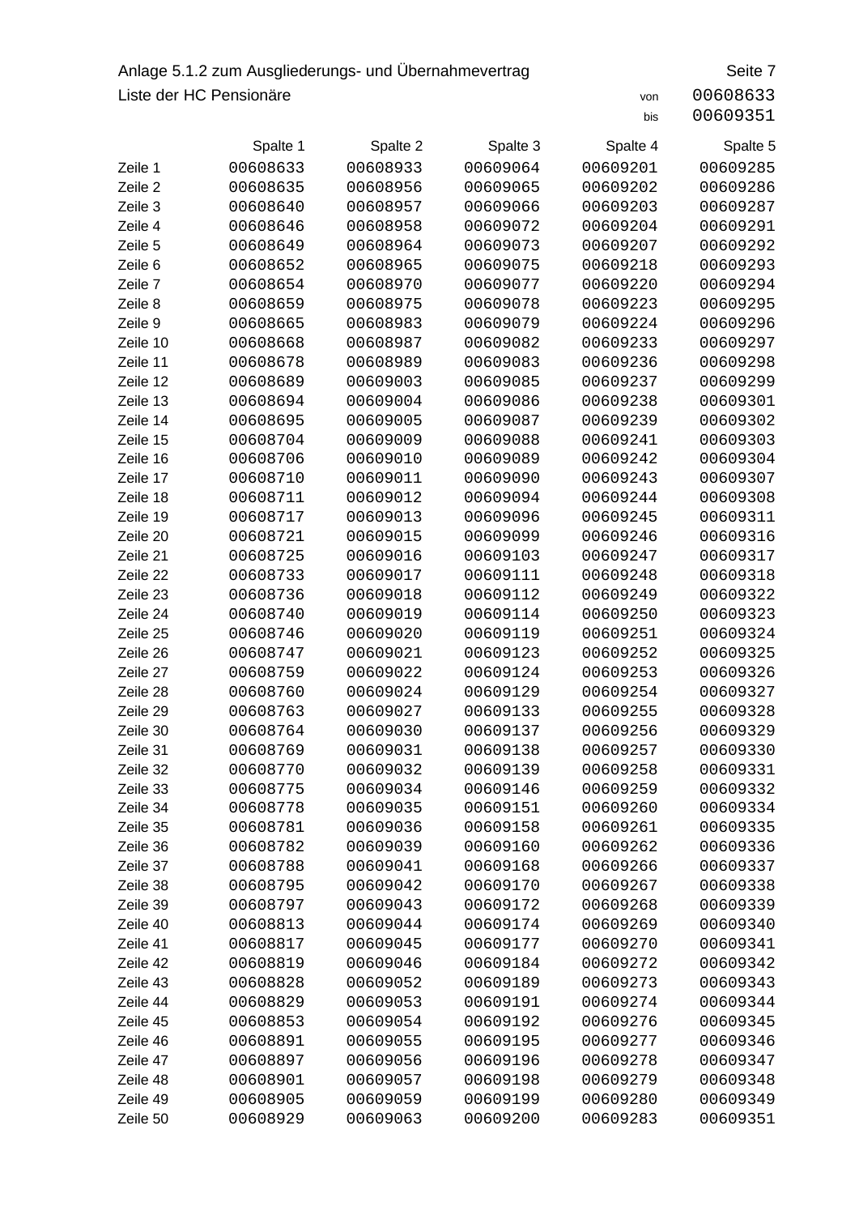Anlage 5.1.2 zum Ausgliederungs- und Übernahmevertrag

Liste der HC Pensionäre

von 00608633
bis 00609351

| | Spalte 1 | Spalte 2 | Spalte 3 | Spalte 4 | Spalte 5 |
|---|---|---|---|---|---|
| Zeile 1 | 00608633 | 00608933 | 00609064 | 00609201 | 00609285 |
| Zeile 2 | 00608635 | 00608956 | 00609065 | 00609202 | 00609286 |
| Zeile 3 | 00608640 | 00608957 | 00609066 | 00609203 | 00609287 |
| Zeile 4 | 00608646 | 00608958 | 00609072 | 00609204 | 00609291 |
| Zeile 5 | 00608649 | 00608964 | 00609073 | 00609207 | 00609292 |
| Zeile 6 | 00608652 | 00608965 | 00609075 | 00609218 | 00609293 |
| Zeile 7 | 00608654 | 00608970 | 00609077 | 00609220 | 00609294 |
| Zeile 8 | 00608659 | 00608975 | 00609078 | 00609223 | 00609295 |
| Zeile 9 | 00608665 | 00608983 | 00609079 | 00609224 | 00609296 |
| Zeile 10 | 00608668 | 00608987 | 00609082 | 00609233 | 00609297 |
| Zeile 11 | 00608678 | 00608989 | 00609083 | 00609236 | 00609298 |
| Zeile 12 | 00608689 | 00609003 | 00609085 | 00609237 | 00609299 |
| Zeile 13 | 00608694 | 00609004 | 00609086 | 00609238 | 00609301 |
| Zeile 14 | 00608695 | 00609005 | 00609087 | 00609239 | 00609302 |
| Zeile 15 | 00608704 | 00609009 | 00609088 | 00609241 | 00609303 |
| Zeile 16 | 00608706 | 00609010 | 00609089 | 00609242 | 00609304 |
| Zeile 17 | 00608710 | 00609011 | 00609090 | 00609243 | 00609307 |
| Zeile 18 | 00608711 | 00609012 | 00609094 | 00609244 | 00609308 |
| Zeile 19 | 00608717 | 00609013 | 00609096 | 00609245 | 00609311 |
| Zeile 20 | 00608721 | 00609015 | 00609099 | 00609246 | 00609316 |
| Zeile 21 | 00608725 | 00609016 | 00609103 | 00609247 | 00609317 |
| Zeile 22 | 00608733 | 00609017 | 00609111 | 00609248 | 00609318 |
| Zeile 23 | 00608736 | 00609018 | 00609112 | 00609249 | 00609322 |
| Zeile 24 | 00608740 | 00609019 | 00609114 | 00609250 | 00609323 |
| Zeile 25 | 00608746 | 00609020 | 00609119 | 00609251 | 00609324 |
| Zeile 26 | 00608747 | 00609021 | 00609123 | 00609252 | 00609325 |
| Zeile 27 | 00608759 | 00609022 | 00609124 | 00609253 | 00609326 |
| Zeile 28 | 00608760 | 00609024 | 00609129 | 00609254 | 00609327 |
| Zeile 29 | 00608763 | 00609027 | 00609133 | 00609255 | 00609328 |
| Zeile 30 | 00608764 | 00609030 | 00609137 | 00609256 | 00609329 |
| Zeile 31 | 00608769 | 00609031 | 00609138 | 00609257 | 00609330 |
| Zeile 32 | 00608770 | 00609032 | 00609139 | 00609258 | 00609331 |
| Zeile 33 | 00608775 | 00609034 | 00609146 | 00609259 | 00609332 |
| Zeile 34 | 00608778 | 00609035 | 00609151 | 00609260 | 00609334 |
| Zeile 35 | 00608781 | 00609036 | 00609158 | 00609261 | 00609335 |
| Zeile 36 | 00608782 | 00609039 | 00609160 | 00609262 | 00609336 |
| Zeile 37 | 00608788 | 00609041 | 00609168 | 00609266 | 00609337 |
| Zeile 38 | 00608795 | 00609042 | 00609170 | 00609267 | 00609338 |
| Zeile 39 | 00608797 | 00609043 | 00609172 | 00609268 | 00609339 |
| Zeile 40 | 00608813 | 00609044 | 00609174 | 00609269 | 00609340 |
| Zeile 41 | 00608817 | 00609045 | 00609177 | 00609270 | 00609341 |
| Zeile 42 | 00608819 | 00609046 | 00609184 | 00609272 | 00609342 |
| Zeile 43 | 00608828 | 00609052 | 00609189 | 00609273 | 00609343 |
| Zeile 44 | 00608829 | 00609053 | 00609191 | 00609274 | 00609344 |
| Zeile 45 | 00608853 | 00609054 | 00609192 | 00609276 | 00609345 |
| Zeile 46 | 00608891 | 00609055 | 00609195 | 00609277 | 00609346 |
| Zeile 47 | 00608897 | 00609056 | 00609196 | 00609278 | 00609347 |
| Zeile 48 | 00608901 | 00609057 | 00609198 | 00609279 | 00609348 |
| Zeile 49 | 00608905 | 00609059 | 00609199 | 00609280 | 00609349 |
| Zeile 50 | 00608929 | 00609063 | 00609200 | 00609283 | 00609351 |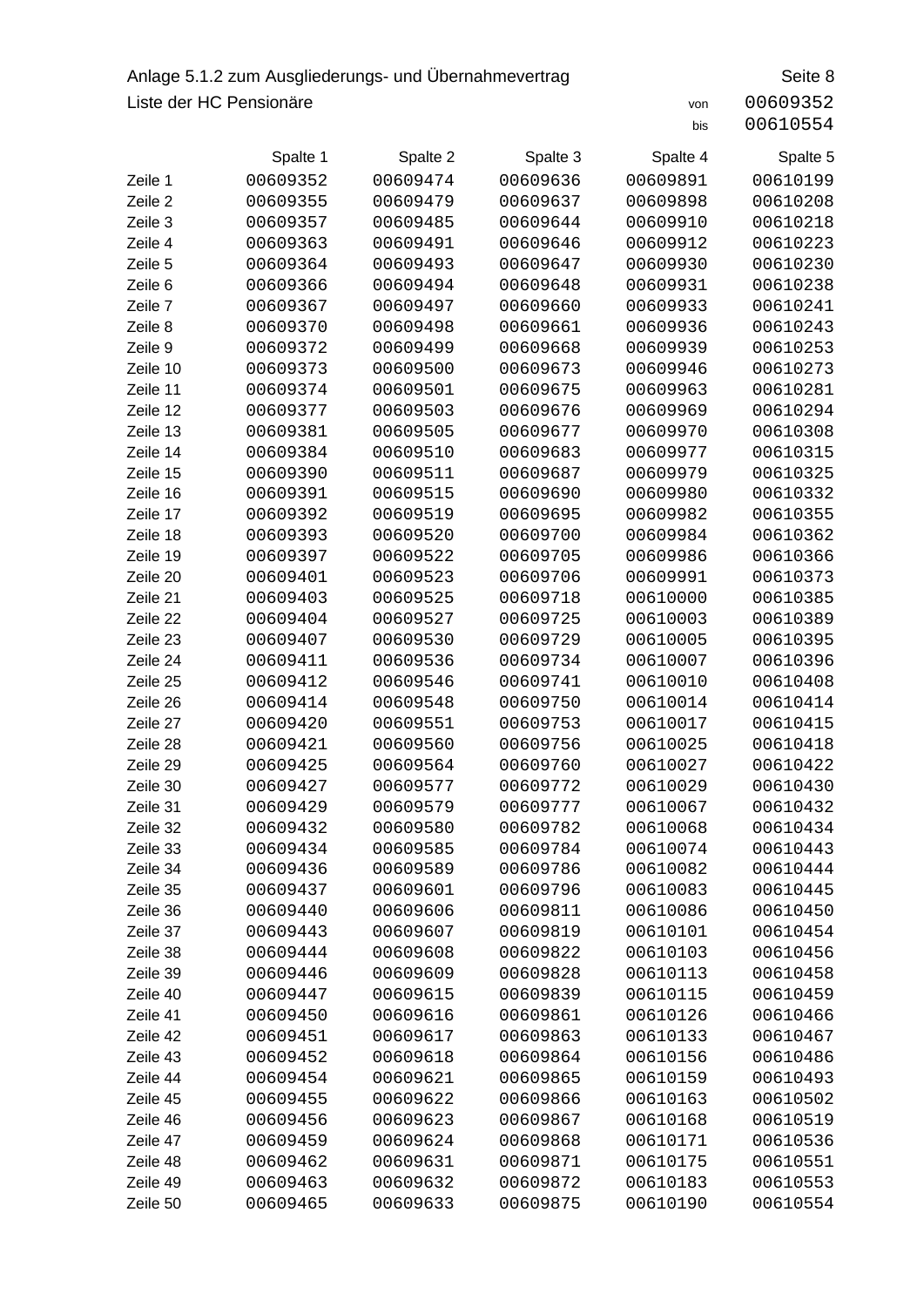Anlage 5.1.2 zum Ausgliederungs- und Übernahmevertrag

Seite 8

Liste der HC Pensionäre

von 00609352
bis 00610554

| | Spalte 1 | Spalte 2 | Spalte 3 | Spalte 4 | Spalte 5 |
|---|---|---|---|---|---|
| Zeile 1 | 00609352 | 00609474 | 00609636 | 00609891 | 00610199 |
| Zeile 2 | 00609355 | 00609479 | 00609637 | 00609898 | 00610208 |
| Zeile 3 | 00609357 | 00609485 | 00609644 | 00609910 | 00610218 |
| Zeile 4 | 00609363 | 00609491 | 00609646 | 00609912 | 00610223 |
| Zeile 5 | 00609364 | 00609493 | 00609647 | 00609930 | 00610230 |
| Zeile 6 | 00609366 | 00609494 | 00609648 | 00609931 | 00610238 |
| Zeile 7 | 00609367 | 00609497 | 00609660 | 00609933 | 00610241 |
| Zeile 8 | 00609370 | 00609498 | 00609661 | 00609936 | 00610243 |
| Zeile 9 | 00609372 | 00609499 | 00609668 | 00609939 | 00610253 |
| Zeile 10 | 00609373 | 00609500 | 00609673 | 00609946 | 00610273 |
| Zeile 11 | 00609374 | 00609501 | 00609675 | 00609963 | 00610281 |
| Zeile 12 | 00609377 | 00609503 | 00609676 | 00609969 | 00610294 |
| Zeile 13 | 00609381 | 00609505 | 00609677 | 00609970 | 00610308 |
| Zeile 14 | 00609384 | 00609510 | 00609683 | 00609977 | 00610315 |
| Zeile 15 | 00609390 | 00609511 | 00609687 | 00609979 | 00610325 |
| Zeile 16 | 00609391 | 00609515 | 00609690 | 00609980 | 00610332 |
| Zeile 17 | 00609392 | 00609519 | 00609695 | 00609982 | 00610355 |
| Zeile 18 | 00609393 | 00609520 | 00609700 | 00609984 | 00610362 |
| Zeile 19 | 00609397 | 00609522 | 00609705 | 00609986 | 00610366 |
| Zeile 20 | 00609401 | 00609523 | 00609706 | 00609991 | 00610373 |
| Zeile 21 | 00609403 | 00609525 | 00609718 | 00610000 | 00610385 |
| Zeile 22 | 00609404 | 00609527 | 00609725 | 00610003 | 00610389 |
| Zeile 23 | 00609407 | 00609530 | 00609729 | 00610005 | 00610395 |
| Zeile 24 | 00609411 | 00609536 | 00609734 | 00610007 | 00610396 |
| Zeile 25 | 00609412 | 00609546 | 00609741 | 00610010 | 00610408 |
| Zeile 26 | 00609414 | 00609548 | 00609750 | 00610014 | 00610414 |
| Zeile 27 | 00609420 | 00609551 | 00609753 | 00610017 | 00610415 |
| Zeile 28 | 00609421 | 00609560 | 00609756 | 00610025 | 00610418 |
| Zeile 29 | 00609425 | 00609564 | 00609760 | 00610027 | 00610422 |
| Zeile 30 | 00609427 | 00609577 | 00609772 | 00610029 | 00610430 |
| Zeile 31 | 00609429 | 00609579 | 00609777 | 00610067 | 00610432 |
| Zeile 32 | 00609432 | 00609580 | 00609782 | 00610068 | 00610434 |
| Zeile 33 | 00609434 | 00609585 | 00609784 | 00610074 | 00610443 |
| Zeile 34 | 00609436 | 00609589 | 00609786 | 00610082 | 00610444 |
| Zeile 35 | 00609437 | 00609601 | 00609796 | 00610083 | 00610445 |
| Zeile 36 | 00609440 | 00609606 | 00609811 | 00610086 | 00610450 |
| Zeile 37 | 00609443 | 00609607 | 00609819 | 00610101 | 00610454 |
| Zeile 38 | 00609444 | 00609608 | 00609822 | 00610103 | 00610456 |
| Zeile 39 | 00609446 | 00609609 | 00609828 | 00610113 | 00610458 |
| Zeile 40 | 00609447 | 00609615 | 00609839 | 00610115 | 00610459 |
| Zeile 41 | 00609450 | 00609616 | 00609861 | 00610126 | 00610466 |
| Zeile 42 | 00609451 | 00609617 | 00609863 | 00610133 | 00610467 |
| Zeile 43 | 00609452 | 00609618 | 00609864 | 00610156 | 00610486 |
| Zeile 44 | 00609454 | 00609621 | 00609865 | 00610159 | 00610493 |
| Zeile 45 | 00609455 | 00609622 | 00609866 | 00610163 | 00610502 |
| Zeile 46 | 00609456 | 00609623 | 00609867 | 00610168 | 00610519 |
| Zeile 47 | 00609459 | 00609624 | 00609868 | 00610171 | 00610536 |
| Zeile 48 | 00609462 | 00609631 | 00609871 | 00610175 | 00610551 |
| Zeile 49 | 00609463 | 00609632 | 00609872 | 00610183 | 00610553 |
| Zeile 50 | 00609465 | 00609633 | 00609875 | 00610190 | 00610554 |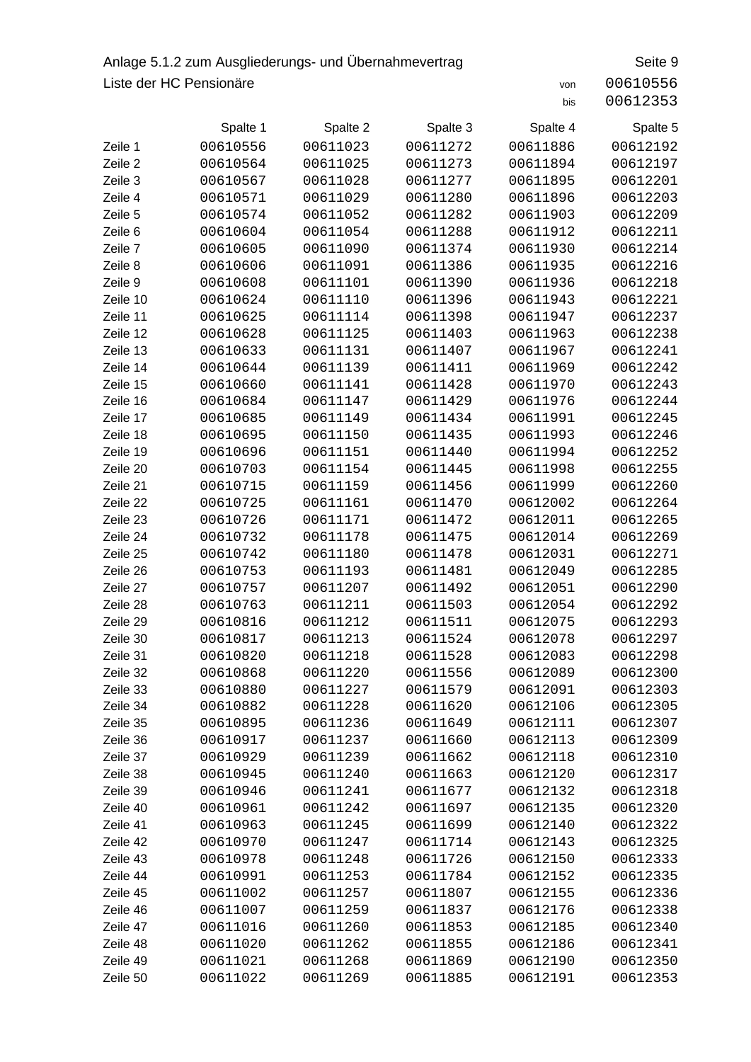Anlage 5.1.2 zum Ausgliederungs- und Übernahmevertrag

Liste der HC Pensionäre

von 00610556
bis 00612353

| | Spalte 1 | Spalte 2 | Spalte 3 | Spalte 4 | Spalte 5 |
|---|---|---|---|---|---|
| Zeile 1 | 00610556 | 00611023 | 00611272 | 00611886 | 00612192 |
| Zeile 2 | 00610564 | 00611025 | 00611273 | 00611894 | 00612197 |
| Zeile 3 | 00610567 | 00611028 | 00611277 | 00611895 | 00612201 |
| Zeile 4 | 00610571 | 00611029 | 00611280 | 00611896 | 00612203 |
| Zeile 5 | 00610574 | 00611052 | 00611282 | 00611903 | 00612209 |
| Zeile 6 | 00610604 | 00611054 | 00611288 | 00611912 | 00612211 |
| Zeile 7 | 00610605 | 00611090 | 00611374 | 00611930 | 00612214 |
| Zeile 8 | 00610606 | 00611091 | 00611386 | 00611935 | 00612216 |
| Zeile 9 | 00610608 | 00611101 | 00611390 | 00611936 | 00612218 |
| Zeile 10 | 00610624 | 00611110 | 00611396 | 00611943 | 00612221 |
| Zeile 11 | 00610625 | 00611114 | 00611398 | 00611947 | 00612237 |
| Zeile 12 | 00610628 | 00611125 | 00611403 | 00611963 | 00612238 |
| Zeile 13 | 00610633 | 00611131 | 00611407 | 00611967 | 00612241 |
| Zeile 14 | 00610644 | 00611139 | 00611411 | 00611969 | 00612242 |
| Zeile 15 | 00610660 | 00611141 | 00611428 | 00611970 | 00612243 |
| Zeile 16 | 00610684 | 00611147 | 00611429 | 00611976 | 00612244 |
| Zeile 17 | 00610685 | 00611149 | 00611434 | 00611991 | 00612245 |
| Zeile 18 | 00610695 | 00611150 | 00611435 | 00611993 | 00612246 |
| Zeile 19 | 00610696 | 00611151 | 00611440 | 00611994 | 00612252 |
| Zeile 20 | 00610703 | 00611154 | 00611445 | 00611998 | 00612255 |
| Zeile 21 | 00610715 | 00611159 | 00611456 | 00611999 | 00612260 |
| Zeile 22 | 00610725 | 00611161 | 00611470 | 00612002 | 00612264 |
| Zeile 23 | 00610726 | 00611171 | 00611472 | 00612011 | 00612265 |
| Zeile 24 | 00610732 | 00611178 | 00611475 | 00612014 | 00612269 |
| Zeile 25 | 00610742 | 00611180 | 00611478 | 00612031 | 00612271 |
| Zeile 26 | 00610753 | 00611193 | 00611481 | 00612049 | 00612285 |
| Zeile 27 | 00610757 | 00611207 | 00611492 | 00612051 | 00612290 |
| Zeile 28 | 00610763 | 00611211 | 00611503 | 00612054 | 00612292 |
| Zeile 29 | 00610816 | 00611212 | 00611511 | 00612075 | 00612293 |
| Zeile 30 | 00610817 | 00611213 | 00611524 | 00612078 | 00612297 |
| Zeile 31 | 00610820 | 00611218 | 00611528 | 00612083 | 00612298 |
| Zeile 32 | 00610868 | 00611220 | 00611556 | 00612089 | 00612300 |
| Zeile 33 | 00610880 | 00611227 | 00611579 | 00612091 | 00612303 |
| Zeile 34 | 00610882 | 00611228 | 00611620 | 00612106 | 00612305 |
| Zeile 35 | 00610895 | 00611236 | 00611649 | 00612111 | 00612307 |
| Zeile 36 | 00610917 | 00611237 | 00611660 | 00612113 | 00612309 |
| Zeile 37 | 00610929 | 00611239 | 00611662 | 00612118 | 00612310 |
| Zeile 38 | 00610945 | 00611240 | 00611663 | 00612120 | 00612317 |
| Zeile 39 | 00610946 | 00611241 | 00611677 | 00612132 | 00612318 |
| Zeile 40 | 00610961 | 00611242 | 00611697 | 00612135 | 00612320 |
| Zeile 41 | 00610963 | 00611245 | 00611699 | 00612140 | 00612322 |
| Zeile 42 | 00610970 | 00611247 | 00611714 | 00612143 | 00612325 |
| Zeile 43 | 00610978 | 00611248 | 00611726 | 00612150 | 00612333 |
| Zeile 44 | 00610991 | 00611253 | 00611784 | 00612152 | 00612335 |
| Zeile 45 | 00611002 | 00611257 | 00611807 | 00612155 | 00612336 |
| Zeile 46 | 00611007 | 00611259 | 00611837 | 00612176 | 00612338 |
| Zeile 47 | 00611016 | 00611260 | 00611853 | 00612185 | 00612340 |
| Zeile 48 | 00611020 | 00611262 | 00611855 | 00612186 | 00612341 |
| Zeile 49 | 00611021 | 00611268 | 00611869 | 00612190 | 00612350 |
| Zeile 50 | 00611022 | 00611269 | 00611885 | 00612191 | 00612353 |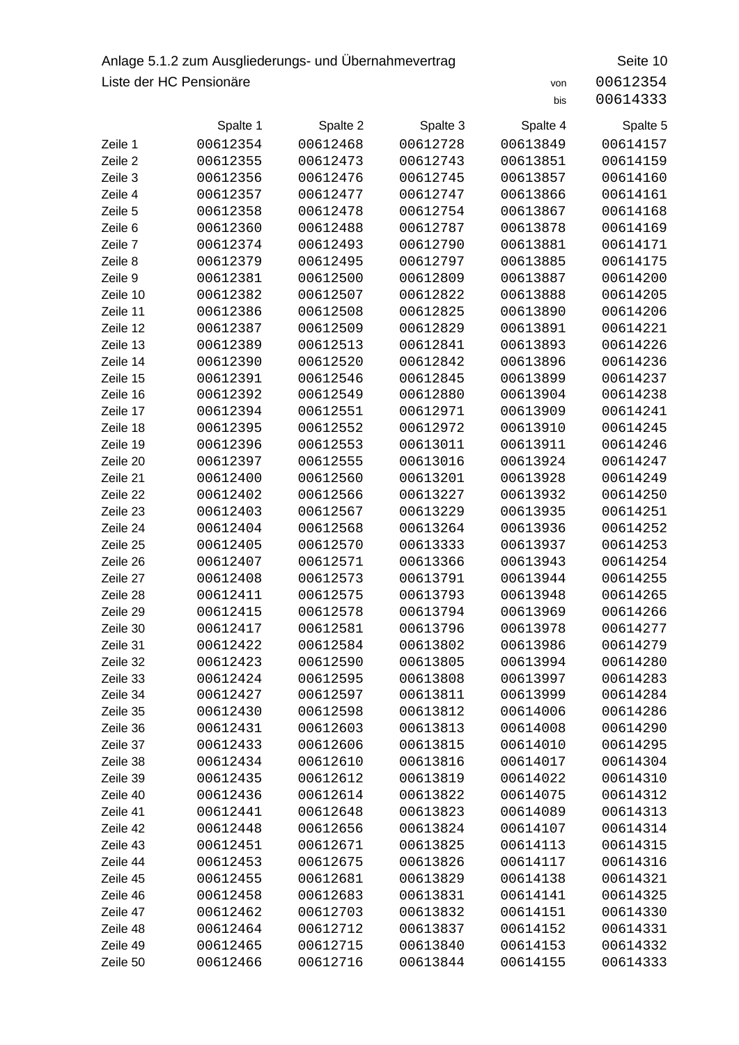Anlage 5.1.2 zum Ausgliederungs- und Übernahmevertrag

Liste der HC Pensionäre

von 00612354
bis 00614333

| | Spalte 1 | Spalte 2 | Spalte 3 | Spalte 4 | Spalte 5 |
|---|---|---|---|---|---|
| Zeile 1 | 00612354 | 00612468 | 00612728 | 00613849 | 00614157 |
| Zeile 2 | 00612355 | 00612473 | 00612743 | 00613851 | 00614159 |
| Zeile 3 | 00612356 | 00612476 | 00612745 | 00613857 | 00614160 |
| Zeile 4 | 00612357 | 00612477 | 00612747 | 00613866 | 00614161 |
| Zeile 5 | 00612358 | 00612478 | 00612754 | 00613867 | 00614168 |
| Zeile 6 | 00612360 | 00612488 | 00612787 | 00613878 | 00614169 |
| Zeile 7 | 00612374 | 00612493 | 00612790 | 00613881 | 00614171 |
| Zeile 8 | 00612379 | 00612495 | 00612797 | 00613885 | 00614175 |
| Zeile 9 | 00612381 | 00612500 | 00612809 | 00613887 | 00614200 |
| Zeile 10 | 00612382 | 00612507 | 00612822 | 00613888 | 00614205 |
| Zeile 11 | 00612386 | 00612508 | 00612825 | 00613890 | 00614206 |
| Zeile 12 | 00612387 | 00612509 | 00612829 | 00613891 | 00614221 |
| Zeile 13 | 00612389 | 00612513 | 00612841 | 00613893 | 00614226 |
| Zeile 14 | 00612390 | 00612520 | 00612842 | 00613896 | 00614236 |
| Zeile 15 | 00612391 | 00612546 | 00612845 | 00613899 | 00614237 |
| Zeile 16 | 00612392 | 00612549 | 00612880 | 00613904 | 00614238 |
| Zeile 17 | 00612394 | 00612551 | 00612971 | 00613909 | 00614241 |
| Zeile 18 | 00612395 | 00612552 | 00612972 | 00613910 | 00614245 |
| Zeile 19 | 00612396 | 00612553 | 00613011 | 00613911 | 00614246 |
| Zeile 20 | 00612397 | 00612555 | 00613016 | 00613924 | 00614247 |
| Zeile 21 | 00612400 | 00612560 | 00613201 | 00613928 | 00614249 |
| Zeile 22 | 00612402 | 00612566 | 00613227 | 00613932 | 00614250 |
| Zeile 23 | 00612403 | 00612567 | 00613229 | 00613935 | 00614251 |
| Zeile 24 | 00612404 | 00612568 | 00613264 | 00613936 | 00614252 |
| Zeile 25 | 00612405 | 00612570 | 00613333 | 00613937 | 00614253 |
| Zeile 26 | 00612407 | 00612571 | 00613366 | 00613943 | 00614254 |
| Zeile 27 | 00612408 | 00612573 | 00613791 | 00613944 | 00614255 |
| Zeile 28 | 00612411 | 00612575 | 00613793 | 00613948 | 00614265 |
| Zeile 29 | 00612415 | 00612578 | 00613794 | 00613969 | 00614266 |
| Zeile 30 | 00612417 | 00612581 | 00613796 | 00613978 | 00614277 |
| Zeile 31 | 00612422 | 00612584 | 00613802 | 00613986 | 00614279 |
| Zeile 32 | 00612423 | 00612590 | 00613805 | 00613994 | 00614280 |
| Zeile 33 | 00612424 | 00612595 | 00613808 | 00613997 | 00614283 |
| Zeile 34 | 00612427 | 00612597 | 00613811 | 00613999 | 00614284 |
| Zeile 35 | 00612430 | 00612598 | 00613812 | 00614006 | 00614286 |
| Zeile 36 | 00612431 | 00612603 | 00613813 | 00614008 | 00614290 |
| Zeile 37 | 00612433 | 00612606 | 00613815 | 00614010 | 00614295 |
| Zeile 38 | 00612434 | 00612610 | 00613816 | 00614017 | 00614304 |
| Zeile 39 | 00612435 | 00612612 | 00613819 | 00614022 | 00614310 |
| Zeile 40 | 00612436 | 00612614 | 00613822 | 00614075 | 00614312 |
| Zeile 41 | 00612441 | 00612648 | 00613823 | 00614089 | 00614313 |
| Zeile 42 | 00612448 | 00612656 | 00613824 | 00614107 | 00614314 |
| Zeile 43 | 00612451 | 00612671 | 00613825 | 00614113 | 00614315 |
| Zeile 44 | 00612453 | 00612675 | 00613826 | 00614117 | 00614316 |
| Zeile 45 | 00612455 | 00612681 | 00613829 | 00614138 | 00614321 |
| Zeile 46 | 00612458 | 00612683 | 00613831 | 00614141 | 00614325 |
| Zeile 47 | 00612462 | 00612703 | 00613832 | 00614151 | 00614330 |
| Zeile 48 | 00612464 | 00612712 | 00613837 | 00614152 | 00614331 |
| Zeile 49 | 00612465 | 00612715 | 00613840 | 00614153 | 00614332 |
| Zeile 50 | 00612466 | 00612716 | 00613844 | 00614155 | 00614333 |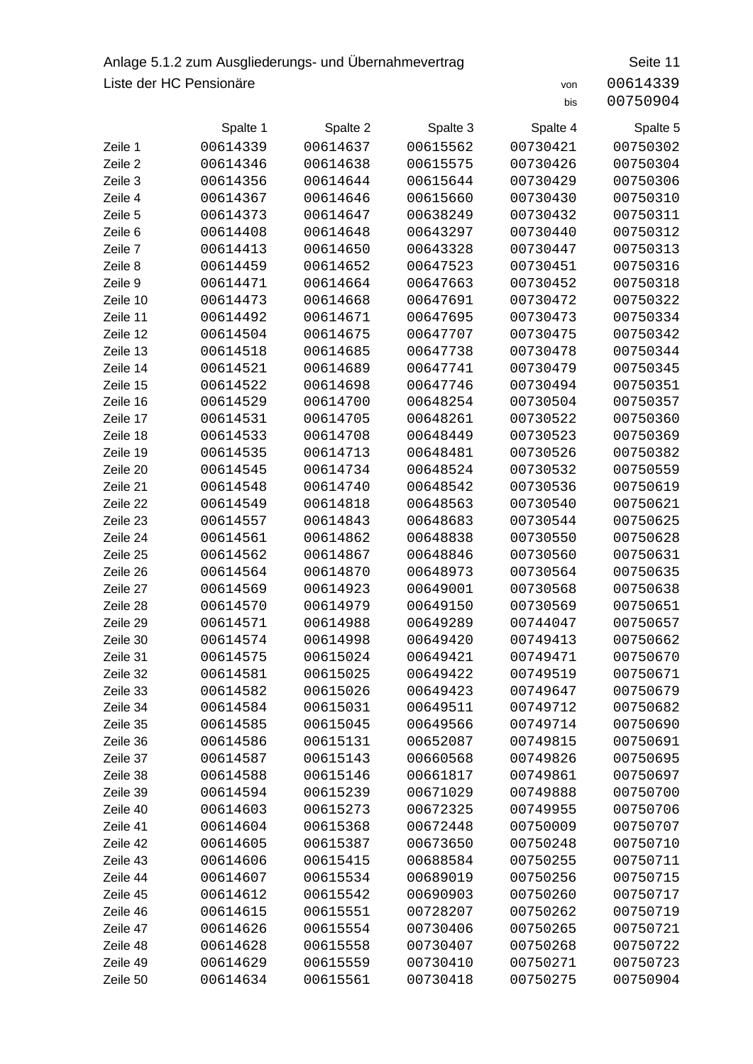Anlage 5.1.2 zum Ausgliederungs- und Übernahmevertrag

Seite 11

Liste der HC Pensionäre

von 00614339
bis 00750904

| | Spalte 1 | Spalte 2 | Spalte 3 | Spalte 4 | Spalte 5 |
|---|---|---|---|---|---|
| Zeile 1 | 00614339 | 00614637 | 00615562 | 00730421 | 00750302 |
| Zeile 2 | 00614346 | 00614638 | 00615575 | 00730426 | 00750304 |
| Zeile 3 | 00614356 | 00614644 | 00615644 | 00730429 | 00750306 |
| Zeile 4 | 00614367 | 00614646 | 00615660 | 00730430 | 00750310 |
| Zeile 5 | 00614373 | 00614647 | 00638249 | 00730432 | 00750311 |
| Zeile 6 | 00614408 | 00614648 | 00643297 | 00730440 | 00750312 |
| Zeile 7 | 00614413 | 00614650 | 00643328 | 00730447 | 00750313 |
| Zeile 8 | 00614459 | 00614652 | 00647523 | 00730451 | 00750316 |
| Zeile 9 | 00614471 | 00614664 | 00647663 | 00730452 | 00750318 |
| Zeile 10 | 00614473 | 00614668 | 00647691 | 00730472 | 00750322 |
| Zeile 11 | 00614492 | 00614671 | 00647695 | 00730473 | 00750334 |
| Zeile 12 | 00614504 | 00614675 | 00647707 | 00730475 | 00750342 |
| Zeile 13 | 00614518 | 00614685 | 00647738 | 00730478 | 00750344 |
| Zeile 14 | 00614521 | 00614689 | 00647741 | 00730479 | 00750345 |
| Zeile 15 | 00614522 | 00614698 | 00647746 | 00730494 | 00750351 |
| Zeile 16 | 00614529 | 00614700 | 00648254 | 00730504 | 00750357 |
| Zeile 17 | 00614531 | 00614705 | 00648261 | 00730522 | 00750360 |
| Zeile 18 | 00614533 | 00614708 | 00648449 | 00730523 | 00750369 |
| Zeile 19 | 00614535 | 00614713 | 00648481 | 00730526 | 00750382 |
| Zeile 20 | 00614545 | 00614734 | 00648524 | 00730532 | 00750559 |
| Zeile 21 | 00614548 | 00614740 | 00648542 | 00730536 | 00750619 |
| Zeile 22 | 00614549 | 00614818 | 00648563 | 00730540 | 00750621 |
| Zeile 23 | 00614557 | 00614843 | 00648683 | 00730544 | 00750625 |
| Zeile 24 | 00614561 | 00614862 | 00648838 | 00730550 | 00750628 |
| Zeile 25 | 00614562 | 00614867 | 00648846 | 00730560 | 00750631 |
| Zeile 26 | 00614564 | 00614870 | 00648973 | 00730564 | 00750635 |
| Zeile 27 | 00614569 | 00614923 | 00649001 | 00730568 | 00750638 |
| Zeile 28 | 00614570 | 00614979 | 00649150 | 00730569 | 00750651 |
| Zeile 29 | 00614571 | 00614988 | 00649289 | 00744047 | 00750657 |
| Zeile 30 | 00614574 | 00614998 | 00649420 | 00749413 | 00750662 |
| Zeile 31 | 00614575 | 00615024 | 00649421 | 00749471 | 00750670 |
| Zeile 32 | 00614581 | 00615025 | 00649422 | 00749519 | 00750671 |
| Zeile 33 | 00614582 | 00615026 | 00649423 | 00749647 | 00750679 |
| Zeile 34 | 00614584 | 00615031 | 00649511 | 00749712 | 00750682 |
| Zeile 35 | 00614585 | 00615045 | 00649566 | 00749714 | 00750690 |
| Zeile 36 | 00614586 | 00615131 | 00652087 | 00749815 | 00750691 |
| Zeile 37 | 00614587 | 00615143 | 00660568 | 00749826 | 00750695 |
| Zeile 38 | 00614588 | 00615146 | 00661817 | 00749861 | 00750697 |
| Zeile 39 | 00614594 | 00615239 | 00671029 | 00749888 | 00750700 |
| Zeile 40 | 00614603 | 00615273 | 00672325 | 00749955 | 00750706 |
| Zeile 41 | 00614604 | 00615368 | 00672448 | 00750009 | 00750707 |
| Zeile 42 | 00614605 | 00615387 | 00673650 | 00750248 | 00750710 |
| Zeile 43 | 00614606 | 00615415 | 00688584 | 00750255 | 00750711 |
| Zeile 44 | 00614607 | 00615534 | 00689019 | 00750256 | 00750715 |
| Zeile 45 | 00614612 | 00615542 | 00690903 | 00750260 | 00750717 |
| Zeile 46 | 00614615 | 00615551 | 00728207 | 00750262 | 00750719 |
| Zeile 47 | 00614626 | 00615554 | 00730406 | 00750265 | 00750721 |
| Zeile 48 | 00614628 | 00615558 | 00730407 | 00750268 | 00750722 |
| Zeile 49 | 00614629 | 00615559 | 00730410 | 00750271 | 00750723 |
| Zeile 50 | 00614634 | 00615561 | 00730418 | 00750275 | 00750904 |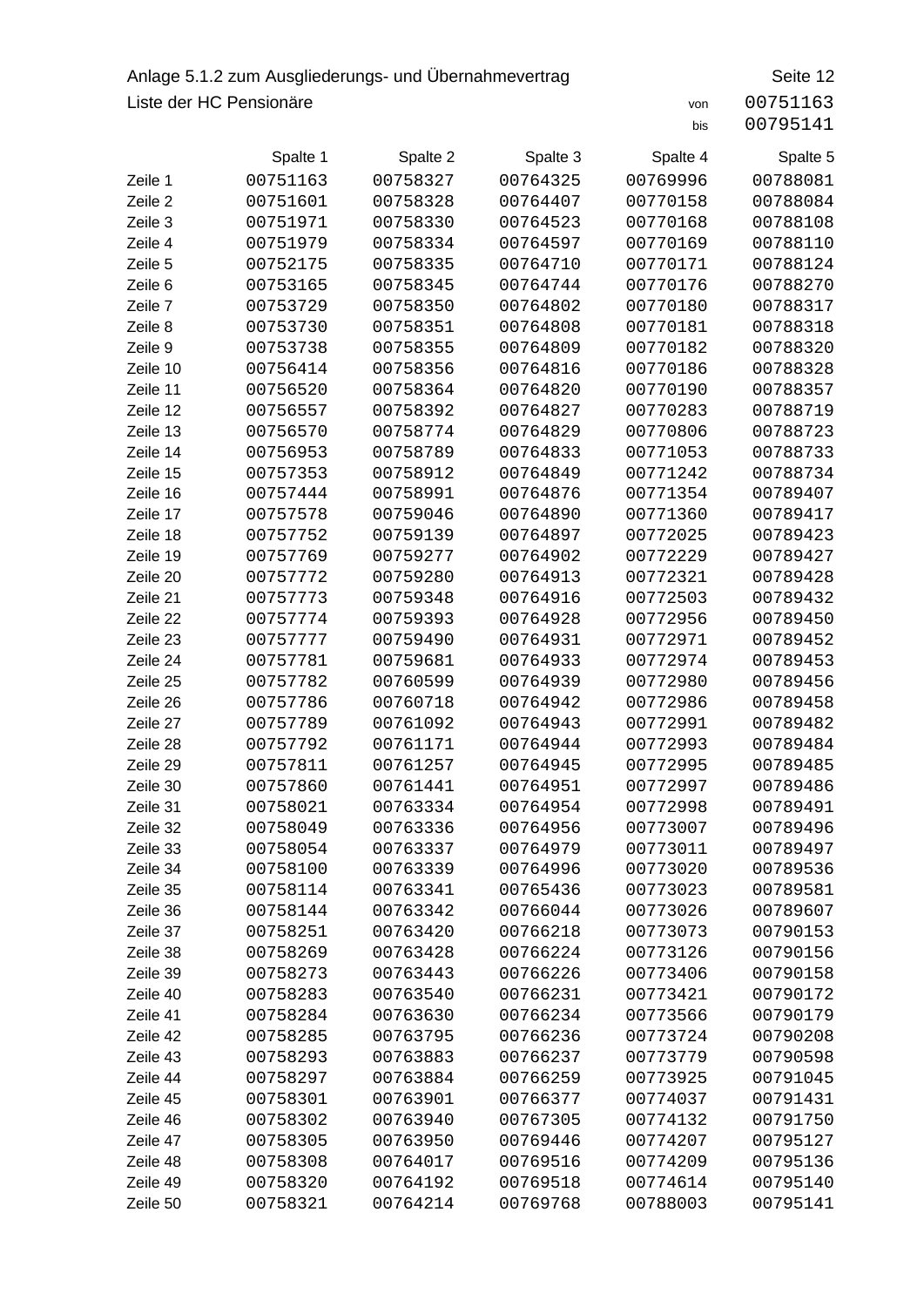Anlage 5.1.2 zum Ausgliederungs- und Übernahmevertrag

Seite 12

Liste der HC Pensionäre

von 00751163
bis 00795141

| | Spalte 1 | Spalte 2 | Spalte 3 | Spalte 4 | Spalte 5 |
|---|---|---|---|---|---|
| Zeile 1 | 00751163 | 00758327 | 00764325 | 00769996 | 00788081 |
| Zeile 2 | 00751601 | 00758328 | 00764407 | 00770158 | 00788084 |
| Zeile 3 | 00751971 | 00758330 | 00764523 | 00770168 | 00788108 |
| Zeile 4 | 00751979 | 00758334 | 00764597 | 00770169 | 00788110 |
| Zeile 5 | 00752175 | 00758335 | 00764710 | 00770171 | 00788124 |
| Zeile 6 | 00753165 | 00758345 | 00764744 | 00770176 | 00788270 |
| Zeile 7 | 00753729 | 00758350 | 00764802 | 00770180 | 00788317 |
| Zeile 8 | 00753730 | 00758351 | 00764808 | 00770181 | 00788318 |
| Zeile 9 | 00753738 | 00758355 | 00764809 | 00770182 | 00788320 |
| Zeile 10 | 00756414 | 00758356 | 00764816 | 00770186 | 00788328 |
| Zeile 11 | 00756520 | 00758364 | 00764820 | 00770190 | 00788357 |
| Zeile 12 | 00756557 | 00758392 | 00764827 | 00770283 | 00788719 |
| Zeile 13 | 00756570 | 00758774 | 00764829 | 00770806 | 00788723 |
| Zeile 14 | 00756953 | 00758789 | 00764833 | 00771053 | 00788733 |
| Zeile 15 | 00757353 | 00758912 | 00764849 | 00771242 | 00788734 |
| Zeile 16 | 00757444 | 00758991 | 00764876 | 00771354 | 00789407 |
| Zeile 17 | 00757578 | 00759046 | 00764890 | 00771360 | 00789417 |
| Zeile 18 | 00757752 | 00759139 | 00764897 | 00772025 | 00789423 |
| Zeile 19 | 00757769 | 00759277 | 00764902 | 00772229 | 00789427 |
| Zeile 20 | 00757772 | 00759280 | 00764913 | 00772321 | 00789428 |
| Zeile 21 | 00757773 | 00759348 | 00764916 | 00772503 | 00789432 |
| Zeile 22 | 00757774 | 00759393 | 00764928 | 00772956 | 00789450 |
| Zeile 23 | 00757777 | 00759490 | 00764931 | 00772971 | 00789452 |
| Zeile 24 | 00757781 | 00759681 | 00764933 | 00772974 | 00789453 |
| Zeile 25 | 00757782 | 00760599 | 00764939 | 00772980 | 00789456 |
| Zeile 26 | 00757786 | 00760718 | 00764942 | 00772986 | 00789458 |
| Zeile 27 | 00757789 | 00761092 | 00764943 | 00772991 | 00789482 |
| Zeile 28 | 00757792 | 00761171 | 00764944 | 00772993 | 00789484 |
| Zeile 29 | 00757811 | 00761257 | 00764945 | 00772995 | 00789485 |
| Zeile 30 | 00757860 | 00761441 | 00764951 | 00772997 | 00789486 |
| Zeile 31 | 00758021 | 00763334 | 00764954 | 00772998 | 00789491 |
| Zeile 32 | 00758049 | 00763336 | 00764956 | 00773007 | 00789496 |
| Zeile 33 | 00758054 | 00763337 | 00764979 | 00773011 | 00789497 |
| Zeile 34 | 00758100 | 00763339 | 00764996 | 00773020 | 00789536 |
| Zeile 35 | 00758114 | 00763341 | 00765436 | 00773023 | 00789581 |
| Zeile 36 | 00758144 | 00763342 | 00766044 | 00773026 | 00789607 |
| Zeile 37 | 00758251 | 00763420 | 00766218 | 00773073 | 00790153 |
| Zeile 38 | 00758269 | 00763428 | 00766224 | 00773126 | 00790156 |
| Zeile 39 | 00758273 | 00763443 | 00766226 | 00773406 | 00790158 |
| Zeile 40 | 00758283 | 00763540 | 00766231 | 00773421 | 00790172 |
| Zeile 41 | 00758284 | 00763630 | 00766234 | 00773566 | 00790179 |
| Zeile 42 | 00758285 | 00763795 | 00766236 | 00773724 | 00790208 |
| Zeile 43 | 00758293 | 00763883 | 00766237 | 00773779 | 00790598 |
| Zeile 44 | 00758297 | 00763884 | 00766259 | 00773925 | 00791045 |
| Zeile 45 | 00758301 | 00763901 | 00766377 | 00774037 | 00791431 |
| Zeile 46 | 00758302 | 00763940 | 00767305 | 00774132 | 00791750 |
| Zeile 47 | 00758305 | 00763950 | 00769446 | 00774207 | 00795127 |
| Zeile 48 | 00758308 | 00764017 | 00769516 | 00774209 | 00795136 |
| Zeile 49 | 00758320 | 00764192 | 00769518 | 00774614 | 00795140 |
| Zeile 50 | 00758321 | 00764214 | 00769768 | 00788003 | 00795141 |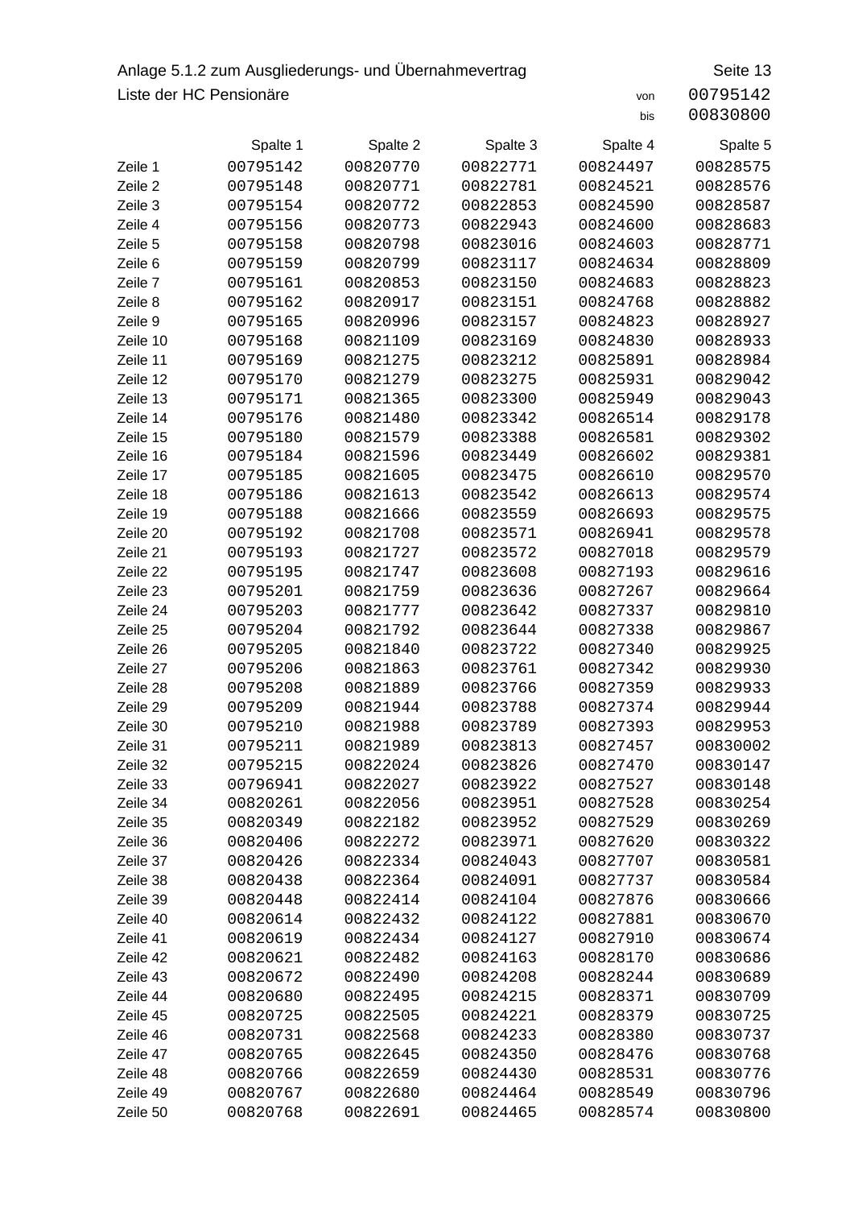Anlage 5.1.2 zum Ausgliederungs- und Übernahmevertrag

Seite 13

Liste der HC Pensionäre

von 00795142
bis 00830800

| | Spalte 1 | Spalte 2 | Spalte 3 | Spalte 4 | Spalte 5 |
|---|---|---|---|---|---|
| Zeile 1 | 00795142 | 00820770 | 00822771 | 00824497 | 00828575 |
| Zeile 2 | 00795148 | 00820771 | 00822781 | 00824521 | 00828576 |
| Zeile 3 | 00795154 | 00820772 | 00822853 | 00824590 | 00828587 |
| Zeile 4 | 00795156 | 00820773 | 00822943 | 00824600 | 00828683 |
| Zeile 5 | 00795158 | 00820798 | 00823016 | 00824603 | 00828771 |
| Zeile 6 | 00795159 | 00820799 | 00823117 | 00824634 | 00828809 |
| Zeile 7 | 00795161 | 00820853 | 00823150 | 00824683 | 00828823 |
| Zeile 8 | 00795162 | 00820917 | 00823151 | 00824768 | 00828882 |
| Zeile 9 | 00795165 | 00820996 | 00823157 | 00824823 | 00828927 |
| Zeile 10 | 00795168 | 00821109 | 00823169 | 00824830 | 00828933 |
| Zeile 11 | 00795169 | 00821275 | 00823212 | 00825891 | 00828984 |
| Zeile 12 | 00795170 | 00821279 | 00823275 | 00825931 | 00829042 |
| Zeile 13 | 00795171 | 00821365 | 00823300 | 00825949 | 00829043 |
| Zeile 14 | 00795176 | 00821480 | 00823342 | 00826514 | 00829178 |
| Zeile 15 | 00795180 | 00821579 | 00823388 | 00826581 | 00829302 |
| Zeile 16 | 00795184 | 00821596 | 00823449 | 00826602 | 00829381 |
| Zeile 17 | 00795185 | 00821605 | 00823475 | 00826610 | 00829570 |
| Zeile 18 | 00795186 | 00821613 | 00823542 | 00826613 | 00829574 |
| Zeile 19 | 00795188 | 00821666 | 00823559 | 00826693 | 00829575 |
| Zeile 20 | 00795192 | 00821708 | 00823571 | 00826941 | 00829578 |
| Zeile 21 | 00795193 | 00821727 | 00823572 | 00827018 | 00829579 |
| Zeile 22 | 00795195 | 00821747 | 00823608 | 00827193 | 00829616 |
| Zeile 23 | 00795201 | 00821759 | 00823636 | 00827267 | 00829664 |
| Zeile 24 | 00795203 | 00821777 | 00823642 | 00827337 | 00829810 |
| Zeile 25 | 00795204 | 00821792 | 00823644 | 00827338 | 00829867 |
| Zeile 26 | 00795205 | 00821840 | 00823722 | 00827340 | 00829925 |
| Zeile 27 | 00795206 | 00821863 | 00823761 | 00827342 | 00829930 |
| Zeile 28 | 00795208 | 00821889 | 00823766 | 00827359 | 00829933 |
| Zeile 29 | 00795209 | 00821944 | 00823788 | 00827374 | 00829944 |
| Zeile 30 | 00795210 | 00821988 | 00823789 | 00827393 | 00829953 |
| Zeile 31 | 00795211 | 00821989 | 00823813 | 00827457 | 00830002 |
| Zeile 32 | 00795215 | 00822024 | 00823826 | 00827470 | 00830147 |
| Zeile 33 | 00796941 | 00822027 | 00823922 | 00827527 | 00830148 |
| Zeile 34 | 00820261 | 00822056 | 00823951 | 00827528 | 00830254 |
| Zeile 35 | 00820349 | 00822182 | 00823952 | 00827529 | 00830269 |
| Zeile 36 | 00820406 | 00822272 | 00823971 | 00827620 | 00830322 |
| Zeile 37 | 00820426 | 00822334 | 00824043 | 00827707 | 00830581 |
| Zeile 38 | 00820438 | 00822364 | 00824091 | 00827737 | 00830584 |
| Zeile 39 | 00820448 | 00822414 | 00824104 | 00827876 | 00830666 |
| Zeile 40 | 00820614 | 00822432 | 00824122 | 00827881 | 00830670 |
| Zeile 41 | 00820619 | 00822434 | 00824127 | 00827910 | 00830674 |
| Zeile 42 | 00820621 | 00822482 | 00824163 | 00828170 | 00830686 |
| Zeile 43 | 00820672 | 00822490 | 00824208 | 00828244 | 00830689 |
| Zeile 44 | 00820680 | 00822495 | 00824215 | 00828371 | 00830709 |
| Zeile 45 | 00820725 | 00822505 | 00824221 | 00828379 | 00830725 |
| Zeile 46 | 00820731 | 00822568 | 00824233 | 00828380 | 00830737 |
| Zeile 47 | 00820765 | 00822645 | 00824350 | 00828476 | 00830768 |
| Zeile 48 | 00820766 | 00822659 | 00824430 | 00828531 | 00830776 |
| Zeile 49 | 00820767 | 00822680 | 00824464 | 00828549 | 00830796 |
| Zeile 50 | 00820768 | 00822691 | 00824465 | 00828574 | 00830800 |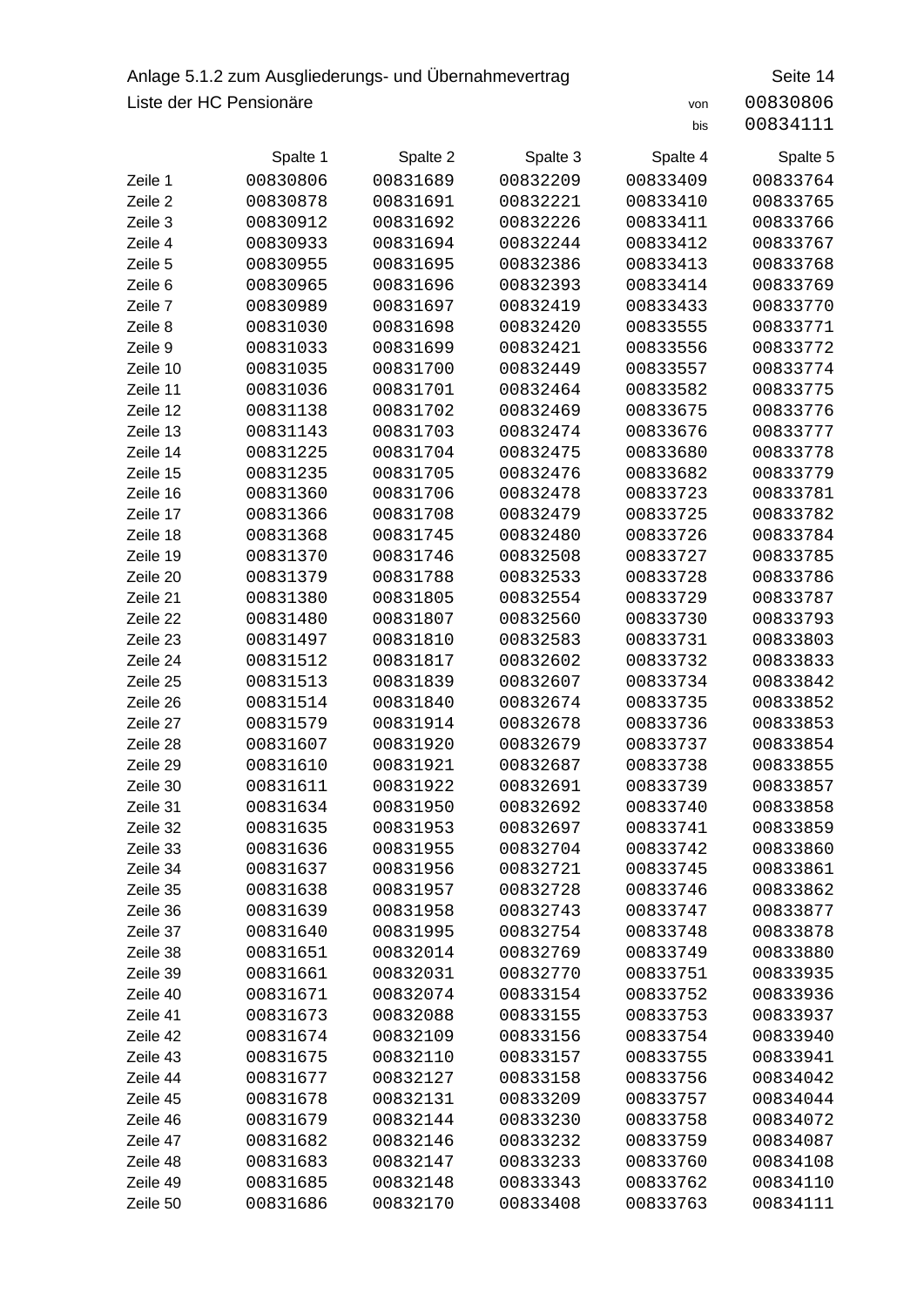Anlage 5.1.2 zum Ausgliederungs- und Übernahmevertrag Seite 14

Liste der HC Pensionäre

von 00830806
bis 00834111

| | Spalte 1 | Spalte 2 | Spalte 3 | Spalte 4 | Spalte 5 |
|---|---|---|---|---|---|
| Zeile 1 | 00830806 | 00831689 | 00832209 | 00833409 | 00833764 |
| Zeile 2 | 00830878 | 00831691 | 00832221 | 00833410 | 00833765 |
| Zeile 3 | 00830912 | 00831692 | 00832226 | 00833411 | 00833766 |
| Zeile 4 | 00830933 | 00831694 | 00832244 | 00833412 | 00833767 |
| Zeile 5 | 00830955 | 00831695 | 00832386 | 00833413 | 00833768 |
| Zeile 6 | 00830965 | 00831696 | 00832393 | 00833414 | 00833769 |
| Zeile 7 | 00830989 | 00831697 | 00832419 | 00833433 | 00833770 |
| Zeile 8 | 00831030 | 00831698 | 00832420 | 00833555 | 00833771 |
| Zeile 9 | 00831033 | 00831699 | 00832421 | 00833556 | 00833772 |
| Zeile 10 | 00831035 | 00831700 | 00832449 | 00833557 | 00833774 |
| Zeile 11 | 00831036 | 00831701 | 00832464 | 00833582 | 00833775 |
| Zeile 12 | 00831138 | 00831702 | 00832469 | 00833675 | 00833776 |
| Zeile 13 | 00831143 | 00831703 | 00832474 | 00833676 | 00833777 |
| Zeile 14 | 00831225 | 00831704 | 00832475 | 00833680 | 00833778 |
| Zeile 15 | 00831235 | 00831705 | 00832476 | 00833682 | 00833779 |
| Zeile 16 | 00831360 | 00831706 | 00832478 | 00833723 | 00833781 |
| Zeile 17 | 00831366 | 00831708 | 00832479 | 00833725 | 00833782 |
| Zeile 18 | 00831368 | 00831745 | 00832480 | 00833726 | 00833784 |
| Zeile 19 | 00831370 | 00831746 | 00832508 | 00833727 | 00833785 |
| Zeile 20 | 00831379 | 00831788 | 00832533 | 00833728 | 00833786 |
| Zeile 21 | 00831380 | 00831805 | 00832554 | 00833729 | 00833787 |
| Zeile 22 | 00831480 | 00831807 | 00832560 | 00833730 | 00833793 |
| Zeile 23 | 00831497 | 00831810 | 00832583 | 00833731 | 00833803 |
| Zeile 24 | 00831512 | 00831817 | 00832602 | 00833732 | 00833833 |
| Zeile 25 | 00831513 | 00831839 | 00832607 | 00833734 | 00833842 |
| Zeile 26 | 00831514 | 00831840 | 00832674 | 00833735 | 00833852 |
| Zeile 27 | 00831579 | 00831914 | 00832678 | 00833736 | 00833853 |
| Zeile 28 | 00831607 | 00831920 | 00832679 | 00833737 | 00833854 |
| Zeile 29 | 00831610 | 00831921 | 00832687 | 00833738 | 00833855 |
| Zeile 30 | 00831611 | 00831922 | 00832691 | 00833739 | 00833857 |
| Zeile 31 | 00831634 | 00831950 | 00832692 | 00833740 | 00833858 |
| Zeile 32 | 00831635 | 00831953 | 00832697 | 00833741 | 00833859 |
| Zeile 33 | 00831636 | 00831955 | 00832704 | 00833742 | 00833860 |
| Zeile 34 | 00831637 | 00831956 | 00832721 | 00833745 | 00833861 |
| Zeile 35 | 00831638 | 00831957 | 00832728 | 00833746 | 00833862 |
| Zeile 36 | 00831639 | 00831958 | 00832743 | 00833747 | 00833877 |
| Zeile 37 | 00831640 | 00831995 | 00832754 | 00833748 | 00833878 |
| Zeile 38 | 00831651 | 00832014 | 00832769 | 00833749 | 00833880 |
| Zeile 39 | 00831661 | 00832031 | 00832770 | 00833751 | 00833935 |
| Zeile 40 | 00831671 | 00832074 | 00833154 | 00833752 | 00833936 |
| Zeile 41 | 00831673 | 00832088 | 00833155 | 00833753 | 00833937 |
| Zeile 42 | 00831674 | 00832109 | 00833156 | 00833754 | 00833940 |
| Zeile 43 | 00831675 | 00832110 | 00833157 | 00833755 | 00833941 |
| Zeile 44 | 00831677 | 00832127 | 00833158 | 00833756 | 00834042 |
| Zeile 45 | 00831678 | 00832131 | 00833209 | 00833757 | 00834044 |
| Zeile 46 | 00831679 | 00832144 | 00833230 | 00833758 | 00834072 |
| Zeile 47 | 00831682 | 00832146 | 00833232 | 00833759 | 00834087 |
| Zeile 48 | 00831683 | 00832147 | 00833233 | 00833760 | 00834108 |
| Zeile 49 | 00831685 | 00832148 | 00833343 | 00833762 | 00834110 |
| Zeile 50 | 00831686 | 00832170 | 00833408 | 00833763 | 00834111 |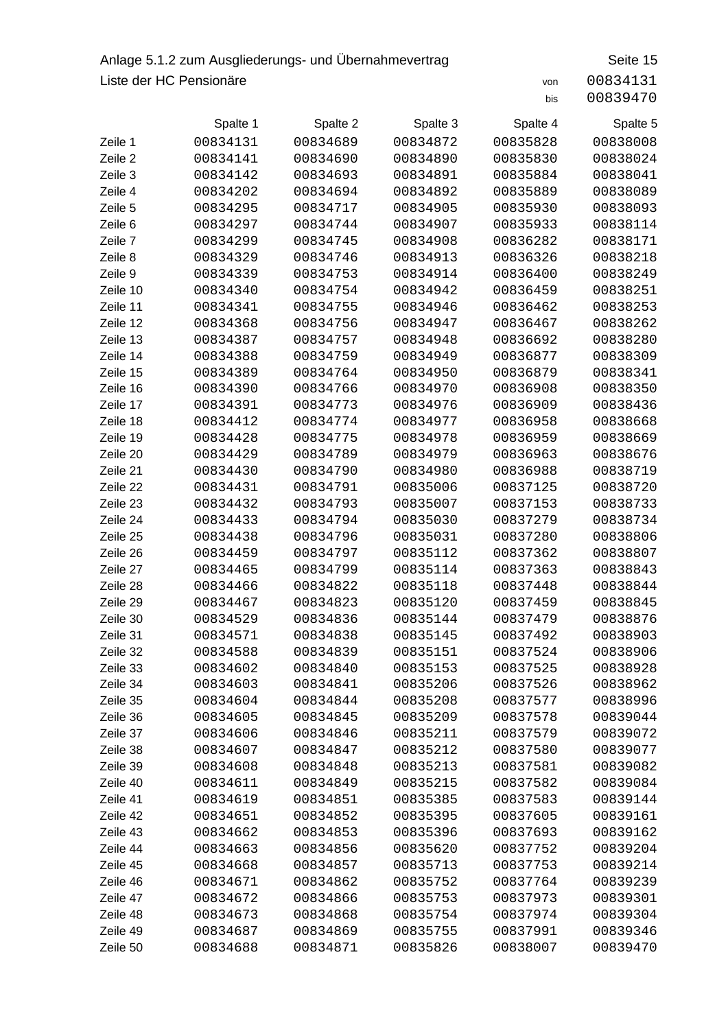Anlage 5.1.2 zum Ausgliederungs- und Übernahmevertrag

Seite 15

Liste der HC Pensionäre

von 00834131
bis 00839470

| | Spalte 1 | Spalte 2 | Spalte 3 | Spalte 4 | Spalte 5 |
|---|---|---|---|---|---|
| Zeile 1 | 00834131 | 00834689 | 00834872 | 00835828 | 00838008 |
| Zeile 2 | 00834141 | 00834690 | 00834890 | 00835830 | 00838024 |
| Zeile 3 | 00834142 | 00834693 | 00834891 | 00835884 | 00838041 |
| Zeile 4 | 00834202 | 00834694 | 00834892 | 00835889 | 00838089 |
| Zeile 5 | 00834295 | 00834717 | 00834905 | 00835930 | 00838093 |
| Zeile 6 | 00834297 | 00834744 | 00834907 | 00835933 | 00838114 |
| Zeile 7 | 00834299 | 00834745 | 00834908 | 00836282 | 00838171 |
| Zeile 8 | 00834329 | 00834746 | 00834913 | 00836326 | 00838218 |
| Zeile 9 | 00834339 | 00834753 | 00834914 | 00836400 | 00838249 |
| Zeile 10 | 00834340 | 00834754 | 00834942 | 00836459 | 00838251 |
| Zeile 11 | 00834341 | 00834755 | 00834946 | 00836462 | 00838253 |
| Zeile 12 | 00834368 | 00834756 | 00834947 | 00836467 | 00838262 |
| Zeile 13 | 00834387 | 00834757 | 00834948 | 00836692 | 00838280 |
| Zeile 14 | 00834388 | 00834759 | 00834949 | 00836877 | 00838309 |
| Zeile 15 | 00834389 | 00834764 | 00834950 | 00836879 | 00838341 |
| Zeile 16 | 00834390 | 00834766 | 00834970 | 00836908 | 00838350 |
| Zeile 17 | 00834391 | 00834773 | 00834976 | 00836909 | 00838436 |
| Zeile 18 | 00834412 | 00834774 | 00834977 | 00836958 | 00838668 |
| Zeile 19 | 00834428 | 00834775 | 00834978 | 00836959 | 00838669 |
| Zeile 20 | 00834429 | 00834789 | 00834979 | 00836963 | 00838676 |
| Zeile 21 | 00834430 | 00834790 | 00834980 | 00836988 | 00838719 |
| Zeile 22 | 00834431 | 00834791 | 00835006 | 00837125 | 00838720 |
| Zeile 23 | 00834432 | 00834793 | 00835007 | 00837153 | 00838733 |
| Zeile 24 | 00834433 | 00834794 | 00835030 | 00837279 | 00838734 |
| Zeile 25 | 00834438 | 00834796 | 00835031 | 00837280 | 00838806 |
| Zeile 26 | 00834459 | 00834797 | 00835112 | 00837362 | 00838807 |
| Zeile 27 | 00834465 | 00834799 | 00835114 | 00837363 | 00838843 |
| Zeile 28 | 00834466 | 00834822 | 00835118 | 00837448 | 00838844 |
| Zeile 29 | 00834467 | 00834823 | 00835120 | 00837459 | 00838845 |
| Zeile 30 | 00834529 | 00834836 | 00835144 | 00837479 | 00838876 |
| Zeile 31 | 00834571 | 00834838 | 00835145 | 00837492 | 00838903 |
| Zeile 32 | 00834588 | 00834839 | 00835151 | 00837524 | 00838906 |
| Zeile 33 | 00834602 | 00834840 | 00835153 | 00837525 | 00838928 |
| Zeile 34 | 00834603 | 00834841 | 00835206 | 00837526 | 00838962 |
| Zeile 35 | 00834604 | 00834844 | 00835208 | 00837577 | 00838996 |
| Zeile 36 | 00834605 | 00834845 | 00835209 | 00837578 | 00839044 |
| Zeile 37 | 00834606 | 00834846 | 00835211 | 00837579 | 00839072 |
| Zeile 38 | 00834607 | 00834847 | 00835212 | 00837580 | 00839077 |
| Zeile 39 | 00834608 | 00834848 | 00835213 | 00837581 | 00839082 |
| Zeile 40 | 00834611 | 00834849 | 00835215 | 00837582 | 00839084 |
| Zeile 41 | 00834619 | 00834851 | 00835385 | 00837583 | 00839144 |
| Zeile 42 | 00834651 | 00834852 | 00835395 | 00837605 | 00839161 |
| Zeile 43 | 00834662 | 00834853 | 00835396 | 00837693 | 00839162 |
| Zeile 44 | 00834663 | 00834856 | 00835620 | 00837752 | 00839204 |
| Zeile 45 | 00834668 | 00834857 | 00835713 | 00837753 | 00839214 |
| Zeile 46 | 00834671 | 00834862 | 00835752 | 00837764 | 00839239 |
| Zeile 47 | 00834672 | 00834866 | 00835753 | 00837973 | 00839301 |
| Zeile 48 | 00834673 | 00834868 | 00835754 | 00837974 | 00839304 |
| Zeile 49 | 00834687 | 00834869 | 00835755 | 00837991 | 00839346 |
| Zeile 50 | 00834688 | 00834871 | 00835826 | 00838007 | 00839470 |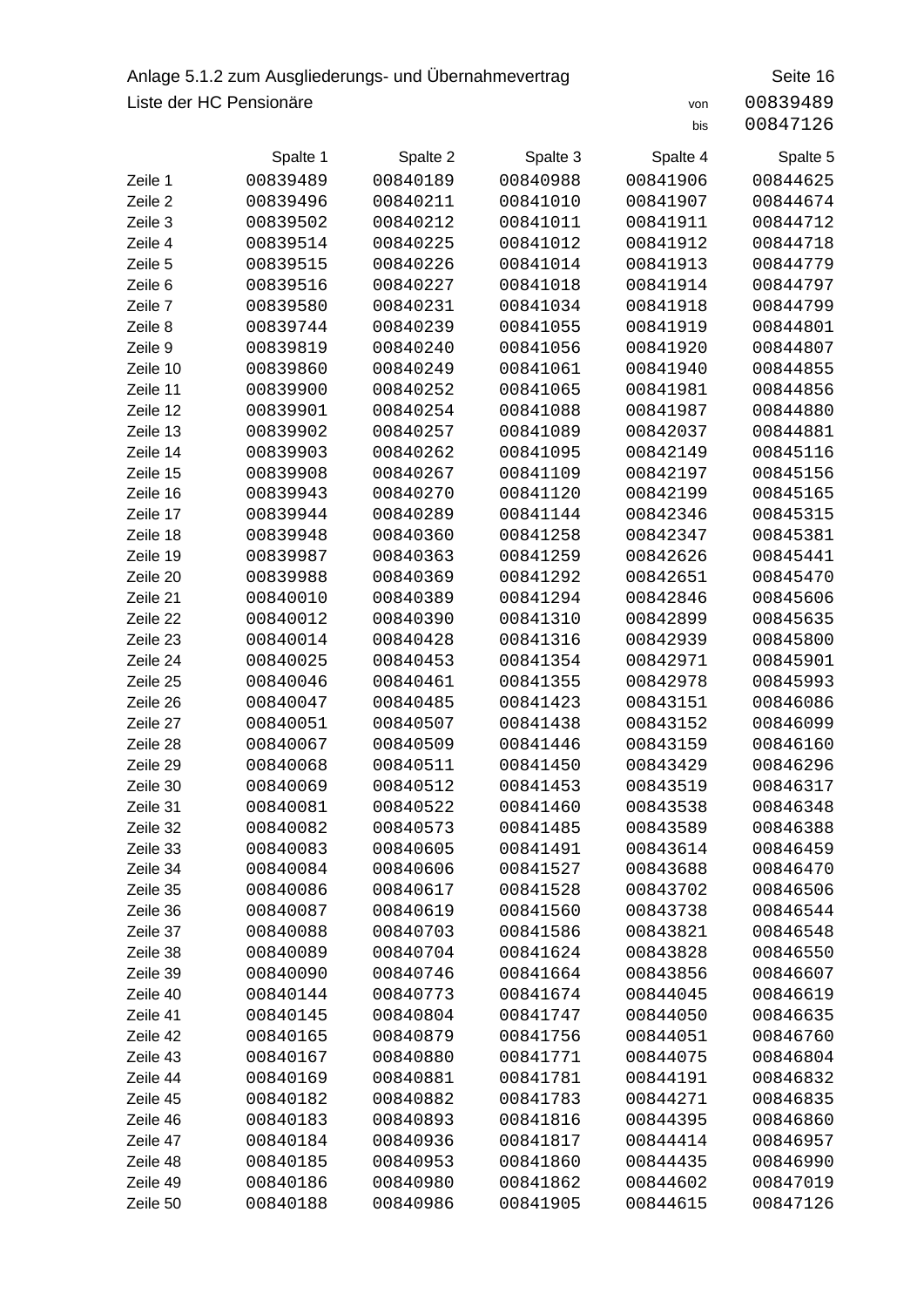Anlage 5.1.2 zum Ausgliederungs- und Übernahmevertrag

Liste der HC Pensionäre

von 00839489
bis 00847126

| | Spalte 1 | Spalte 2 | Spalte 3 | Spalte 4 | Spalte 5 |
|---|---|---|---|---|---|
| Zeile 1 | 00839489 | 00840189 | 00840988 | 00841906 | 00844625 |
| Zeile 2 | 00839496 | 00840211 | 00841010 | 00841907 | 00844674 |
| Zeile 3 | 00839502 | 00840212 | 00841011 | 00841911 | 00844712 |
| Zeile 4 | 00839514 | 00840225 | 00841012 | 00841912 | 00844718 |
| Zeile 5 | 00839515 | 00840226 | 00841014 | 00841913 | 00844779 |
| Zeile 6 | 00839516 | 00840227 | 00841018 | 00841914 | 00844797 |
| Zeile 7 | 00839580 | 00840231 | 00841034 | 00841918 | 00844799 |
| Zeile 8 | 00839744 | 00840239 | 00841055 | 00841919 | 00844801 |
| Zeile 9 | 00839819 | 00840240 | 00841056 | 00841920 | 00844807 |
| Zeile 10 | 00839860 | 00840249 | 00841061 | 00841940 | 00844855 |
| Zeile 11 | 00839900 | 00840252 | 00841065 | 00841981 | 00844856 |
| Zeile 12 | 00839901 | 00840254 | 00841088 | 00841987 | 00844880 |
| Zeile 13 | 00839902 | 00840257 | 00841089 | 00842037 | 00844881 |
| Zeile 14 | 00839903 | 00840262 | 00841095 | 00842149 | 00845116 |
| Zeile 15 | 00839908 | 00840267 | 00841109 | 00842197 | 00845156 |
| Zeile 16 | 00839943 | 00840270 | 00841120 | 00842199 | 00845165 |
| Zeile 17 | 00839944 | 00840289 | 00841144 | 00842346 | 00845315 |
| Zeile 18 | 00839948 | 00840360 | 00841258 | 00842347 | 00845381 |
| Zeile 19 | 00839987 | 00840363 | 00841259 | 00842626 | 00845441 |
| Zeile 20 | 00839988 | 00840369 | 00841292 | 00842651 | 00845470 |
| Zeile 21 | 00840010 | 00840389 | 00841294 | 00842846 | 00845606 |
| Zeile 22 | 00840012 | 00840390 | 00841310 | 00842899 | 00845635 |
| Zeile 23 | 00840014 | 00840428 | 00841316 | 00842939 | 00845800 |
| Zeile 24 | 00840025 | 00840453 | 00841354 | 00842971 | 00845901 |
| Zeile 25 | 00840046 | 00840461 | 00841355 | 00842978 | 00845993 |
| Zeile 26 | 00840047 | 00840485 | 00841423 | 00843151 | 00846086 |
| Zeile 27 | 00840051 | 00840507 | 00841438 | 00843152 | 00846099 |
| Zeile 28 | 00840067 | 00840509 | 00841446 | 00843159 | 00846160 |
| Zeile 29 | 00840068 | 00840511 | 00841450 | 00843429 | 00846296 |
| Zeile 30 | 00840069 | 00840512 | 00841453 | 00843519 | 00846317 |
| Zeile 31 | 00840081 | 00840522 | 00841460 | 00843538 | 00846348 |
| Zeile 32 | 00840082 | 00840573 | 00841485 | 00843589 | 00846388 |
| Zeile 33 | 00840083 | 00840605 | 00841491 | 00843614 | 00846459 |
| Zeile 34 | 00840084 | 00840606 | 00841527 | 00843688 | 00846470 |
| Zeile 35 | 00840086 | 00840617 | 00841528 | 00843702 | 00846506 |
| Zeile 36 | 00840087 | 00840619 | 00841560 | 00843738 | 00846544 |
| Zeile 37 | 00840088 | 00840703 | 00841586 | 00843821 | 00846548 |
| Zeile 38 | 00840089 | 00840704 | 00841624 | 00843828 | 00846550 |
| Zeile 39 | 00840090 | 00840746 | 00841664 | 00843856 | 00846607 |
| Zeile 40 | 00840144 | 00840773 | 00841674 | 00844045 | 00846619 |
| Zeile 41 | 00840145 | 00840804 | 00841747 | 00844050 | 00846635 |
| Zeile 42 | 00840165 | 00840879 | 00841756 | 00844051 | 00846760 |
| Zeile 43 | 00840167 | 00840880 | 00841771 | 00844075 | 00846804 |
| Zeile 44 | 00840169 | 00840881 | 00841781 | 00844191 | 00846832 |
| Zeile 45 | 00840182 | 00840882 | 00841783 | 00844271 | 00846835 |
| Zeile 46 | 00840183 | 00840893 | 00841816 | 00844395 | 00846860 |
| Zeile 47 | 00840184 | 00840936 | 00841817 | 00844414 | 00846957 |
| Zeile 48 | 00840185 | 00840953 | 00841860 | 00844435 | 00846990 |
| Zeile 49 | 00840186 | 00840980 | 00841862 | 00844602 | 00847019 |
| Zeile 50 | 00840188 | 00840986 | 00841905 | 00844615 | 00847126 |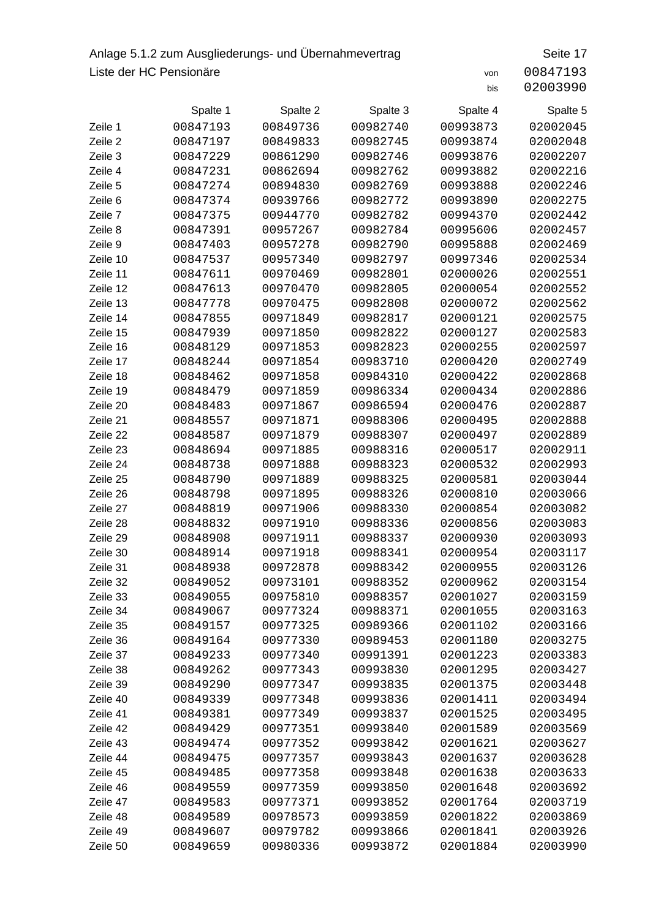Anlage 5.1.2 zum Ausgliederungs- und Übernahmevertrag

Seite 17

Liste der HC Pensionäre

von 00847193
bis 02003990

| | Spalte 1 | Spalte 2 | Spalte 3 | Spalte 4 | Spalte 5 |
|---|---|---|---|---|---|
| Zeile 1 | 00847193 | 00849736 | 00982740 | 00993873 | 02002045 |
| Zeile 2 | 00847197 | 00849833 | 00982745 | 00993874 | 02002048 |
| Zeile 3 | 00847229 | 00861290 | 00982746 | 00993876 | 02002207 |
| Zeile 4 | 00847231 | 00862694 | 00982762 | 00993882 | 02002216 |
| Zeile 5 | 00847274 | 00894830 | 00982769 | 00993888 | 02002246 |
| Zeile 6 | 00847374 | 00939766 | 00982772 | 00993890 | 02002275 |
| Zeile 7 | 00847375 | 00944770 | 00982782 | 00994370 | 02002442 |
| Zeile 8 | 00847391 | 00957267 | 00982784 | 00995606 | 02002457 |
| Zeile 9 | 00847403 | 00957278 | 00982790 | 00995888 | 02002469 |
| Zeile 10 | 00847537 | 00957340 | 00982797 | 00997346 | 02002534 |
| Zeile 11 | 00847611 | 00970469 | 00982801 | 02000026 | 02002551 |
| Zeile 12 | 00847613 | 00970470 | 00982805 | 02000054 | 02002552 |
| Zeile 13 | 00847778 | 00970475 | 00982808 | 02000072 | 02002562 |
| Zeile 14 | 00847855 | 00971849 | 00982817 | 02000121 | 02002575 |
| Zeile 15 | 00847939 | 00971850 | 00982822 | 02000127 | 02002583 |
| Zeile 16 | 00848129 | 00971853 | 00982823 | 02000255 | 02002597 |
| Zeile 17 | 00848244 | 00971854 | 00983710 | 02000420 | 02002749 |
| Zeile 18 | 00848462 | 00971858 | 00984310 | 02000422 | 02002868 |
| Zeile 19 | 00848479 | 00971859 | 00986334 | 02000434 | 02002886 |
| Zeile 20 | 00848483 | 00971867 | 00986594 | 02000476 | 02002887 |
| Zeile 21 | 00848557 | 00971871 | 00988306 | 02000495 | 02002888 |
| Zeile 22 | 00848587 | 00971879 | 00988307 | 02000497 | 02002889 |
| Zeile 23 | 00848694 | 00971885 | 00988316 | 02000517 | 02002911 |
| Zeile 24 | 00848738 | 00971888 | 00988323 | 02000532 | 02002993 |
| Zeile 25 | 00848790 | 00971889 | 00988325 | 02000581 | 02003044 |
| Zeile 26 | 00848798 | 00971895 | 00988326 | 02000810 | 02003066 |
| Zeile 27 | 00848819 | 00971906 | 00988330 | 02000854 | 02003082 |
| Zeile 28 | 00848832 | 00971910 | 00988336 | 02000856 | 02003083 |
| Zeile 29 | 00848908 | 00971911 | 00988337 | 02000930 | 02003093 |
| Zeile 30 | 00848914 | 00971918 | 00988341 | 02000954 | 02003117 |
| Zeile 31 | 00848938 | 00972878 | 00988342 | 02000955 | 02003126 |
| Zeile 32 | 00849052 | 00973101 | 00988352 | 02000962 | 02003154 |
| Zeile 33 | 00849055 | 00975810 | 00988357 | 02001027 | 02003159 |
| Zeile 34 | 00849067 | 00977324 | 00988371 | 02001055 | 02003163 |
| Zeile 35 | 00849157 | 00977325 | 00989366 | 02001102 | 02003166 |
| Zeile 36 | 00849164 | 00977330 | 00989453 | 02001180 | 02003275 |
| Zeile 37 | 00849233 | 00977340 | 00991391 | 02001223 | 02003383 |
| Zeile 38 | 00849262 | 00977343 | 00993830 | 02001295 | 02003427 |
| Zeile 39 | 00849290 | 00977347 | 00993835 | 02001375 | 02003448 |
| Zeile 40 | 00849339 | 00977348 | 00993836 | 02001411 | 02003494 |
| Zeile 41 | 00849381 | 00977349 | 00993837 | 02001525 | 02003495 |
| Zeile 42 | 00849429 | 00977351 | 00993840 | 02001589 | 02003569 |
| Zeile 43 | 00849474 | 00977352 | 00993842 | 02001621 | 02003627 |
| Zeile 44 | 00849475 | 00977357 | 00993843 | 02001637 | 02003628 |
| Zeile 45 | 00849485 | 00977358 | 00993848 | 02001638 | 02003633 |
| Zeile 46 | 00849559 | 00977359 | 00993850 | 02001648 | 02003692 |
| Zeile 47 | 00849583 | 00977371 | 00993852 | 02001764 | 02003719 |
| Zeile 48 | 00849589 | 00978573 | 00993859 | 02001822 | 02003869 |
| Zeile 49 | 00849607 | 00979782 | 00993866 | 02001841 | 02003926 |
| Zeile 50 | 00849659 | 00980336 | 00993872 | 02001884 | 02003990 |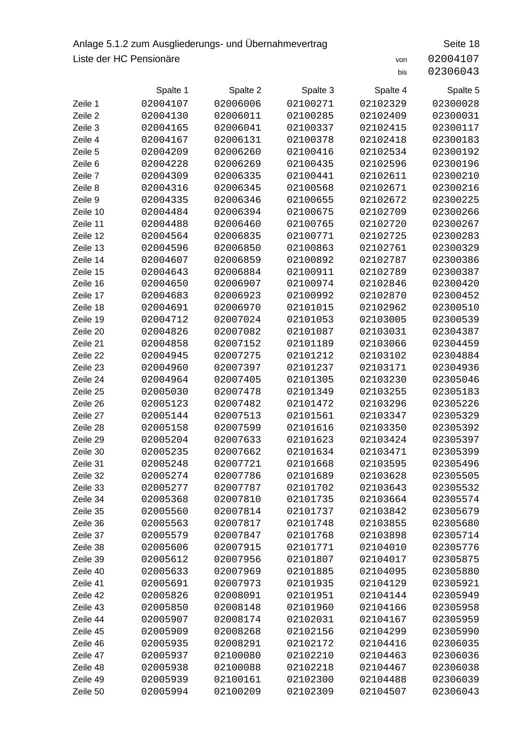Anlage 5.1.2 zum Ausgliederungs- und Übernahmevertrag

Seite 18

Liste der HC Pensionäre

von 02004107

bis 02306043

| | Spalte 1 | Spalte 2 | Spalte 3 | Spalte 4 | Spalte 5 |
|---|---|---|---|---|---|
| Zeile 1 | 02004107 | 02006006 | 02100271 | 02102329 | 02300028 |
| Zeile 2 | 02004130 | 02006011 | 02100285 | 02102409 | 02300031 |
| Zeile 3 | 02004165 | 02006041 | 02100337 | 02102415 | 02300117 |
| Zeile 4 | 02004167 | 02006131 | 02100378 | 02102418 | 02300183 |
| Zeile 5 | 02004209 | 02006260 | 02100416 | 02102534 | 02300192 |
| Zeile 6 | 02004228 | 02006269 | 02100435 | 02102596 | 02300196 |
| Zeile 7 | 02004309 | 02006335 | 02100441 | 02102611 | 02300210 |
| Zeile 8 | 02004316 | 02006345 | 02100568 | 02102671 | 02300216 |
| Zeile 9 | 02004335 | 02006346 | 02100655 | 02102672 | 02300225 |
| Zeile 10 | 02004484 | 02006394 | 02100675 | 02102709 | 02300266 |
| Zeile 11 | 02004488 | 02006460 | 02100765 | 02102720 | 02300267 |
| Zeile 12 | 02004564 | 02006835 | 02100771 | 02102725 | 02300283 |
| Zeile 13 | 02004596 | 02006850 | 02100863 | 02102761 | 02300329 |
| Zeile 14 | 02004607 | 02006859 | 02100892 | 02102787 | 02300386 |
| Zeile 15 | 02004643 | 02006884 | 02100911 | 02102789 | 02300387 |
| Zeile 16 | 02004650 | 02006907 | 02100974 | 02102846 | 02300420 |
| Zeile 17 | 02004683 | 02006923 | 02100992 | 02102870 | 02300452 |
| Zeile 18 | 02004691 | 02006970 | 02101015 | 02102962 | 02300510 |
| Zeile 19 | 02004712 | 02007024 | 02101053 | 02103005 | 02300539 |
| Zeile 20 | 02004826 | 02007082 | 02101087 | 02103031 | 02304387 |
| Zeile 21 | 02004858 | 02007152 | 02101189 | 02103066 | 02304459 |
| Zeile 22 | 02004945 | 02007275 | 02101212 | 02103102 | 02304884 |
| Zeile 23 | 02004960 | 02007397 | 02101237 | 02103171 | 02304936 |
| Zeile 24 | 02004964 | 02007405 | 02101305 | 02103230 | 02305046 |
| Zeile 25 | 02005030 | 02007478 | 02101349 | 02103255 | 02305183 |
| Zeile 26 | 02005123 | 02007482 | 02101472 | 02103296 | 02305226 |
| Zeile 27 | 02005144 | 02007513 | 02101561 | 02103347 | 02305329 |
| Zeile 28 | 02005158 | 02007599 | 02101616 | 02103350 | 02305392 |
| Zeile 29 | 02005204 | 02007633 | 02101623 | 02103424 | 02305397 |
| Zeile 30 | 02005235 | 02007662 | 02101634 | 02103471 | 02305399 |
| Zeile 31 | 02005248 | 02007721 | 02101668 | 02103595 | 02305496 |
| Zeile 32 | 02005274 | 02007786 | 02101689 | 02103628 | 02305505 |
| Zeile 33 | 02005277 | 02007787 | 02101702 | 02103643 | 02305532 |
| Zeile 34 | 02005368 | 02007810 | 02101735 | 02103664 | 02305574 |
| Zeile 35 | 02005560 | 02007814 | 02101737 | 02103842 | 02305679 |
| Zeile 36 | 02005563 | 02007817 | 02101748 | 02103855 | 02305680 |
| Zeile 37 | 02005579 | 02007847 | 02101768 | 02103898 | 02305714 |
| Zeile 38 | 02005606 | 02007915 | 02101771 | 02104010 | 02305776 |
| Zeile 39 | 02005612 | 02007956 | 02101807 | 02104017 | 02305875 |
| Zeile 40 | 02005633 | 02007969 | 02101885 | 02104095 | 02305880 |
| Zeile 41 | 02005691 | 02007973 | 02101935 | 02104129 | 02305921 |
| Zeile 42 | 02005826 | 02008091 | 02101951 | 02104144 | 02305949 |
| Zeile 43 | 02005850 | 02008148 | 02101960 | 02104166 | 02305958 |
| Zeile 44 | 02005907 | 02008174 | 02102031 | 02104167 | 02305959 |
| Zeile 45 | 02005909 | 02008268 | 02102156 | 02104299 | 02305990 |
| Zeile 46 | 02005935 | 02008291 | 02102172 | 02104416 | 02306035 |
| Zeile 47 | 02005937 | 02100080 | 02102210 | 02104463 | 02306036 |
| Zeile 48 | 02005938 | 02100088 | 02102218 | 02104467 | 02306038 |
| Zeile 49 | 02005939 | 02100161 | 02102300 | 02104488 | 02306039 |
| Zeile 50 | 02005994 | 02100209 | 02102309 | 02104507 | 02306043 |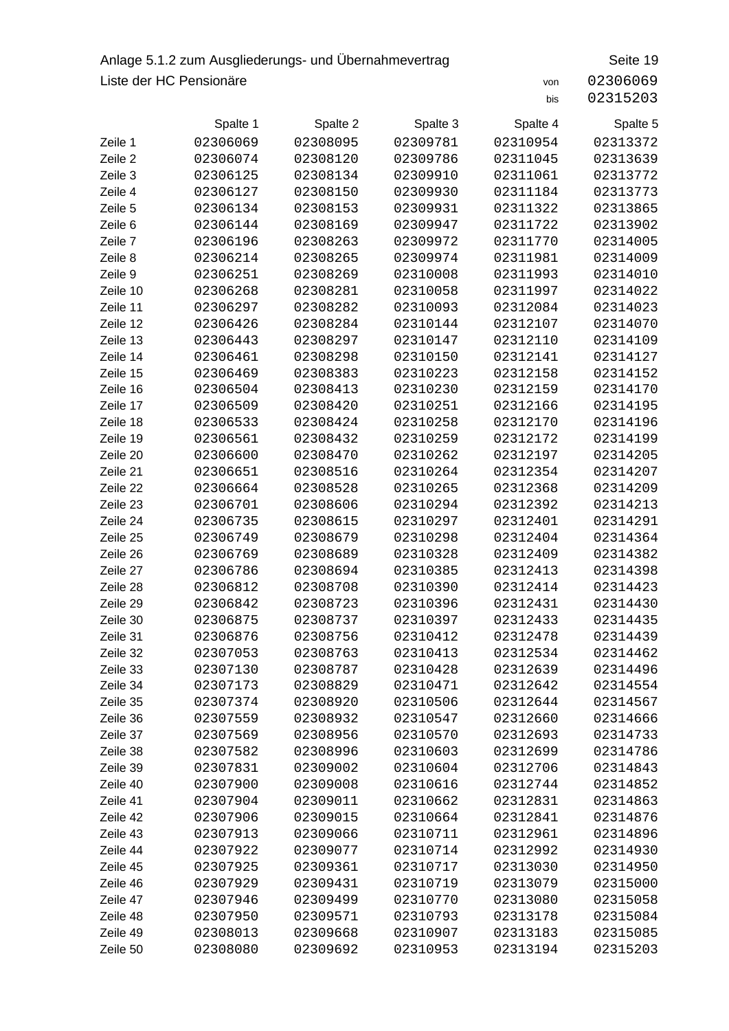Anlage 5.1.2 zum Ausgliederungs- und Übernahmevertrag

Seite 19

Liste der HC Pensionäre

von 02306069
bis 02315203

| | Spalte 1 | Spalte 2 | Spalte 3 | Spalte 4 | Spalte 5 |
|---|---|---|---|---|---|
| Zeile 1 | 02306069 | 02308095 | 02309781 | 02310954 | 02313372 |
| Zeile 2 | 02306074 | 02308120 | 02309786 | 02311045 | 02313639 |
| Zeile 3 | 02306125 | 02308134 | 02309910 | 02311061 | 02313772 |
| Zeile 4 | 02306127 | 02308150 | 02309930 | 02311184 | 02313773 |
| Zeile 5 | 02306134 | 02308153 | 02309931 | 02311322 | 02313865 |
| Zeile 6 | 02306144 | 02308169 | 02309947 | 02311722 | 02313902 |
| Zeile 7 | 02306196 | 02308263 | 02309972 | 02311770 | 02314005 |
| Zeile 8 | 02306214 | 02308265 | 02309974 | 02311981 | 02314009 |
| Zeile 9 | 02306251 | 02308269 | 02310008 | 02311993 | 02314010 |
| Zeile 10 | 02306268 | 02308281 | 02310058 | 02311997 | 02314022 |
| Zeile 11 | 02306297 | 02308282 | 02310093 | 02312084 | 02314023 |
| Zeile 12 | 02306426 | 02308284 | 02310144 | 02312107 | 02314070 |
| Zeile 13 | 02306443 | 02308297 | 02310147 | 02312110 | 02314109 |
| Zeile 14 | 02306461 | 02308298 | 02310150 | 02312141 | 02314127 |
| Zeile 15 | 02306469 | 02308383 | 02310223 | 02312158 | 02314152 |
| Zeile 16 | 02306504 | 02308413 | 02310230 | 02312159 | 02314170 |
| Zeile 17 | 02306509 | 02308420 | 02310251 | 02312166 | 02314195 |
| Zeile 18 | 02306533 | 02308424 | 02310258 | 02312170 | 02314196 |
| Zeile 19 | 02306561 | 02308432 | 02310259 | 02312172 | 02314199 |
| Zeile 20 | 02306600 | 02308470 | 02310262 | 02312197 | 02314205 |
| Zeile 21 | 02306651 | 02308516 | 02310264 | 02312354 | 02314207 |
| Zeile 22 | 02306664 | 02308528 | 02310265 | 02312368 | 02314209 |
| Zeile 23 | 02306701 | 02308606 | 02310294 | 02312392 | 02314213 |
| Zeile 24 | 02306735 | 02308615 | 02310297 | 02312401 | 02314291 |
| Zeile 25 | 02306749 | 02308679 | 02310298 | 02312404 | 02314364 |
| Zeile 26 | 02306769 | 02308689 | 02310328 | 02312409 | 02314382 |
| Zeile 27 | 02306786 | 02308694 | 02310385 | 02312413 | 02314398 |
| Zeile 28 | 02306812 | 02308708 | 02310390 | 02312414 | 02314423 |
| Zeile 29 | 02306842 | 02308723 | 02310396 | 02312431 | 02314430 |
| Zeile 30 | 02306875 | 02308737 | 02310397 | 02312433 | 02314435 |
| Zeile 31 | 02306876 | 02308756 | 02310412 | 02312478 | 02314439 |
| Zeile 32 | 02307053 | 02308763 | 02310413 | 02312534 | 02314462 |
| Zeile 33 | 02307130 | 02308787 | 02310428 | 02312639 | 02314496 |
| Zeile 34 | 02307173 | 02308829 | 02310471 | 02312642 | 02314554 |
| Zeile 35 | 02307374 | 02308920 | 02310506 | 02312644 | 02314567 |
| Zeile 36 | 02307559 | 02308932 | 02310547 | 02312660 | 02314666 |
| Zeile 37 | 02307569 | 02308956 | 02310570 | 02312693 | 02314733 |
| Zeile 38 | 02307582 | 02308996 | 02310603 | 02312699 | 02314786 |
| Zeile 39 | 02307831 | 02309002 | 02310604 | 02312706 | 02314843 |
| Zeile 40 | 02307900 | 02309008 | 02310616 | 02312744 | 02314852 |
| Zeile 41 | 02307904 | 02309011 | 02310662 | 02312831 | 02314863 |
| Zeile 42 | 02307906 | 02309015 | 02310664 | 02312841 | 02314876 |
| Zeile 43 | 02307913 | 02309066 | 02310711 | 02312961 | 02314896 |
| Zeile 44 | 02307922 | 02309077 | 02310714 | 02312992 | 02314930 |
| Zeile 45 | 02307925 | 02309361 | 02310717 | 02313030 | 02314950 |
| Zeile 46 | 02307929 | 02309431 | 02310719 | 02313079 | 02315000 |
| Zeile 47 | 02307946 | 02309499 | 02310770 | 02313080 | 02315058 |
| Zeile 48 | 02307950 | 02309571 | 02310793 | 02313178 | 02315084 |
| Zeile 49 | 02308013 | 02309668 | 02310907 | 02313183 | 02315085 |
| Zeile 50 | 02308080 | 02309692 | 02310953 | 02313194 | 02315203 |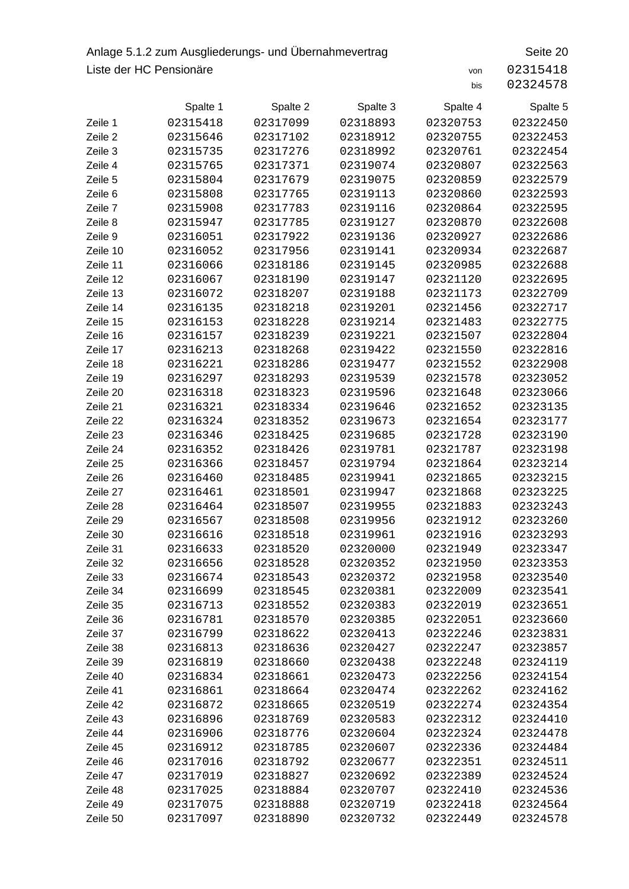Anlage 5.1.2 zum Ausgliederungs- und Übernahmevertrag

Liste der HC Pensionäre

von 02315418
bis 02324578

| | Spalte 1 | Spalte 2 | Spalte 3 | Spalte 4 | Spalte 5 |
|---|---|---|---|---|---|
| Zeile 1 | 02315418 | 02317099 | 02318893 | 02320753 | 02322450 |
| Zeile 2 | 02315646 | 02317102 | 02318912 | 02320755 | 02322453 |
| Zeile 3 | 02315735 | 02317276 | 02318992 | 02320761 | 02322454 |
| Zeile 4 | 02315765 | 02317371 | 02319074 | 02320807 | 02322563 |
| Zeile 5 | 02315804 | 02317679 | 02319075 | 02320859 | 02322579 |
| Zeile 6 | 02315808 | 02317765 | 02319113 | 02320860 | 02322593 |
| Zeile 7 | 02315908 | 02317783 | 02319116 | 02320864 | 02322595 |
| Zeile 8 | 02315947 | 02317785 | 02319127 | 02320870 | 02322608 |
| Zeile 9 | 02316051 | 02317922 | 02319136 | 02320927 | 02322686 |
| Zeile 10 | 02316052 | 02317956 | 02319141 | 02320934 | 02322687 |
| Zeile 11 | 02316066 | 02318186 | 02319145 | 02320985 | 02322688 |
| Zeile 12 | 02316067 | 02318190 | 02319147 | 02321120 | 02322695 |
| Zeile 13 | 02316072 | 02318207 | 02319188 | 02321173 | 02322709 |
| Zeile 14 | 02316135 | 02318218 | 02319201 | 02321456 | 02322717 |
| Zeile 15 | 02316153 | 02318228 | 02319214 | 02321483 | 02322775 |
| Zeile 16 | 02316157 | 02318239 | 02319221 | 02321507 | 02322804 |
| Zeile 17 | 02316213 | 02318268 | 02319422 | 02321550 | 02322816 |
| Zeile 18 | 02316221 | 02318286 | 02319477 | 02321552 | 02322908 |
| Zeile 19 | 02316297 | 02318293 | 02319539 | 02321578 | 02323052 |
| Zeile 20 | 02316318 | 02318323 | 02319596 | 02321648 | 02323066 |
| Zeile 21 | 02316321 | 02318334 | 02319646 | 02321652 | 02323135 |
| Zeile 22 | 02316324 | 02318352 | 02319673 | 02321654 | 02323177 |
| Zeile 23 | 02316346 | 02318425 | 02319685 | 02321728 | 02323190 |
| Zeile 24 | 02316352 | 02318426 | 02319781 | 02321787 | 02323198 |
| Zeile 25 | 02316366 | 02318457 | 02319794 | 02321864 | 02323214 |
| Zeile 26 | 02316460 | 02318485 | 02319941 | 02321865 | 02323215 |
| Zeile 27 | 02316461 | 02318501 | 02319947 | 02321868 | 02323225 |
| Zeile 28 | 02316464 | 02318507 | 02319955 | 02321883 | 02323243 |
| Zeile 29 | 02316567 | 02318508 | 02319956 | 02321912 | 02323260 |
| Zeile 30 | 02316616 | 02318518 | 02319961 | 02321916 | 02323293 |
| Zeile 31 | 02316633 | 02318520 | 02320000 | 02321949 | 02323347 |
| Zeile 32 | 02316656 | 02318528 | 02320352 | 02321950 | 02323353 |
| Zeile 33 | 02316674 | 02318543 | 02320372 | 02321958 | 02323540 |
| Zeile 34 | 02316699 | 02318545 | 02320381 | 02322009 | 02323541 |
| Zeile 35 | 02316713 | 02318552 | 02320383 | 02322019 | 02323651 |
| Zeile 36 | 02316781 | 02318570 | 02320385 | 02322051 | 02323660 |
| Zeile 37 | 02316799 | 02318622 | 02320413 | 02322246 | 02323831 |
| Zeile 38 | 02316813 | 02318636 | 02320427 | 02322247 | 02323857 |
| Zeile 39 | 02316819 | 02318660 | 02320438 | 02322248 | 02324119 |
| Zeile 40 | 02316834 | 02318661 | 02320473 | 02322256 | 02324154 |
| Zeile 41 | 02316861 | 02318664 | 02320474 | 02322262 | 02324162 |
| Zeile 42 | 02316872 | 02318665 | 02320519 | 02322274 | 02324354 |
| Zeile 43 | 02316896 | 02318769 | 02320583 | 02322312 | 02324410 |
| Zeile 44 | 02316906 | 02318776 | 02320604 | 02322324 | 02324478 |
| Zeile 45 | 02316912 | 02318785 | 02320607 | 02322336 | 02324484 |
| Zeile 46 | 02317016 | 02318792 | 02320677 | 02322351 | 02324511 |
| Zeile 47 | 02317019 | 02318827 | 02320692 | 02322389 | 02324524 |
| Zeile 48 | 02317025 | 02318884 | 02320707 | 02322410 | 02324536 |
| Zeile 49 | 02317075 | 02318888 | 02320719 | 02322418 | 02324564 |
| Zeile 50 | 02317097 | 02318890 | 02320732 | 02322449 | 02324578 |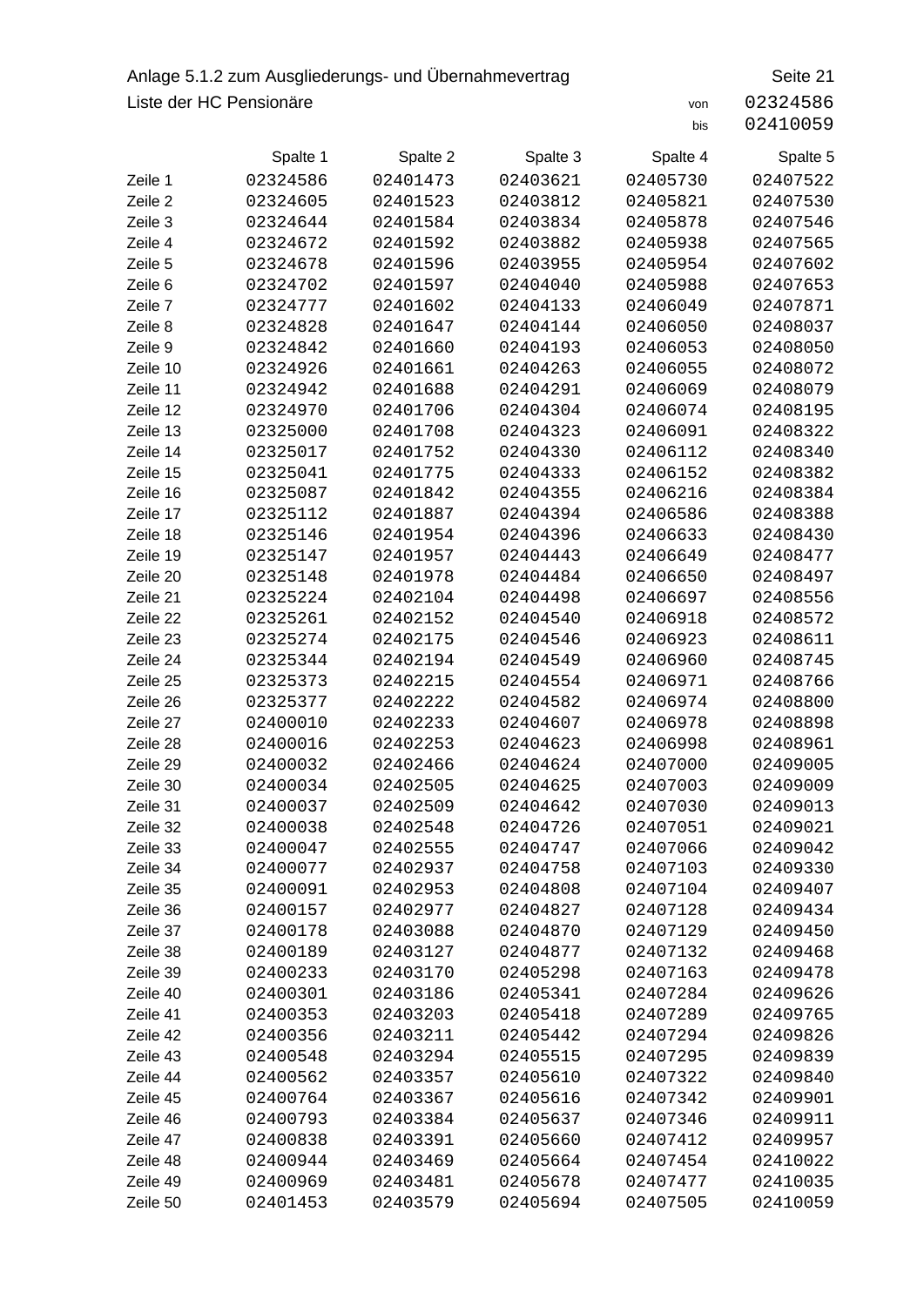Anlage 5.1.2 zum Ausgliederungs- und Übernahmevertrag

Liste der HC Pensionäre

von 02324586
bis 02410059

| | Spalte 1 | Spalte 2 | Spalte 3 | Spalte 4 | Spalte 5 |
|---|---|---|---|---|---|
| Zeile 1 | 02324586 | 02401473 | 02403621 | 02405730 | 02407522 |
| Zeile 2 | 02324605 | 02401523 | 02403812 | 02405821 | 02407530 |
| Zeile 3 | 02324644 | 02401584 | 02403834 | 02405878 | 02407546 |
| Zeile 4 | 02324672 | 02401592 | 02403882 | 02405938 | 02407565 |
| Zeile 5 | 02324678 | 02401596 | 02403955 | 02405954 | 02407602 |
| Zeile 6 | 02324702 | 02401597 | 02404040 | 02405988 | 02407653 |
| Zeile 7 | 02324777 | 02401602 | 02404133 | 02406049 | 02407871 |
| Zeile 8 | 02324828 | 02401647 | 02404144 | 02406050 | 02408037 |
| Zeile 9 | 02324842 | 02401660 | 02404193 | 02406053 | 02408050 |
| Zeile 10 | 02324926 | 02401661 | 02404263 | 02406055 | 02408072 |
| Zeile 11 | 02324942 | 02401688 | 02404291 | 02406069 | 02408079 |
| Zeile 12 | 02324970 | 02401706 | 02404304 | 02406074 | 02408195 |
| Zeile 13 | 02325000 | 02401708 | 02404323 | 02406091 | 02408322 |
| Zeile 14 | 02325017 | 02401752 | 02404330 | 02406112 | 02408340 |
| Zeile 15 | 02325041 | 02401775 | 02404333 | 02406152 | 02408382 |
| Zeile 16 | 02325087 | 02401842 | 02404355 | 02406216 | 02408384 |
| Zeile 17 | 02325112 | 02401887 | 02404394 | 02406586 | 02408388 |
| Zeile 18 | 02325146 | 02401954 | 02404396 | 02406633 | 02408430 |
| Zeile 19 | 02325147 | 02401957 | 02404443 | 02406649 | 02408477 |
| Zeile 20 | 02325148 | 02401978 | 02404484 | 02406650 | 02408497 |
| Zeile 21 | 02325224 | 02402104 | 02404498 | 02406697 | 02408556 |
| Zeile 22 | 02325261 | 02402152 | 02404540 | 02406918 | 02408572 |
| Zeile 23 | 02325274 | 02402175 | 02404546 | 02406923 | 02408611 |
| Zeile 24 | 02325344 | 02402194 | 02404549 | 02406960 | 02408745 |
| Zeile 25 | 02325373 | 02402215 | 02404554 | 02406971 | 02408766 |
| Zeile 26 | 02325377 | 02402222 | 02404582 | 02406974 | 02408800 |
| Zeile 27 | 02400010 | 02402233 | 02404607 | 02406978 | 02408898 |
| Zeile 28 | 02400016 | 02402253 | 02404623 | 02406998 | 02408961 |
| Zeile 29 | 02400032 | 02402466 | 02404624 | 02407000 | 02409005 |
| Zeile 30 | 02400034 | 02402505 | 02404625 | 02407003 | 02409009 |
| Zeile 31 | 02400037 | 02402509 | 02404642 | 02407030 | 02409013 |
| Zeile 32 | 02400038 | 02402548 | 02404726 | 02407051 | 02409021 |
| Zeile 33 | 02400047 | 02402555 | 02404747 | 02407066 | 02409042 |
| Zeile 34 | 02400077 | 02402937 | 02404758 | 02407103 | 02409330 |
| Zeile 35 | 02400091 | 02402953 | 02404808 | 02407104 | 02409407 |
| Zeile 36 | 02400157 | 02402977 | 02404827 | 02407128 | 02409434 |
| Zeile 37 | 02400178 | 02403088 | 02404870 | 02407129 | 02409450 |
| Zeile 38 | 02400189 | 02403127 | 02404877 | 02407132 | 02409468 |
| Zeile 39 | 02400233 | 02403170 | 02405298 | 02407163 | 02409478 |
| Zeile 40 | 02400301 | 02403186 | 02405341 | 02407284 | 02409626 |
| Zeile 41 | 02400353 | 02403203 | 02405418 | 02407289 | 02409765 |
| Zeile 42 | 02400356 | 02403211 | 02405442 | 02407294 | 02409826 |
| Zeile 43 | 02400548 | 02403294 | 02405515 | 02407295 | 02409839 |
| Zeile 44 | 02400562 | 02403357 | 02405610 | 02407322 | 02409840 |
| Zeile 45 | 02400764 | 02403367 | 02405616 | 02407342 | 02409901 |
| Zeile 46 | 02400793 | 02403384 | 02405637 | 02407346 | 02409911 |
| Zeile 47 | 02400838 | 02403391 | 02405660 | 02407412 | 02409957 |
| Zeile 48 | 02400944 | 02403469 | 02405664 | 02407454 | 02410022 |
| Zeile 49 | 02400969 | 02403481 | 02405678 | 02407477 | 02410035 |
| Zeile 50 | 02401453 | 02403579 | 02405694 | 02407505 | 02410059 |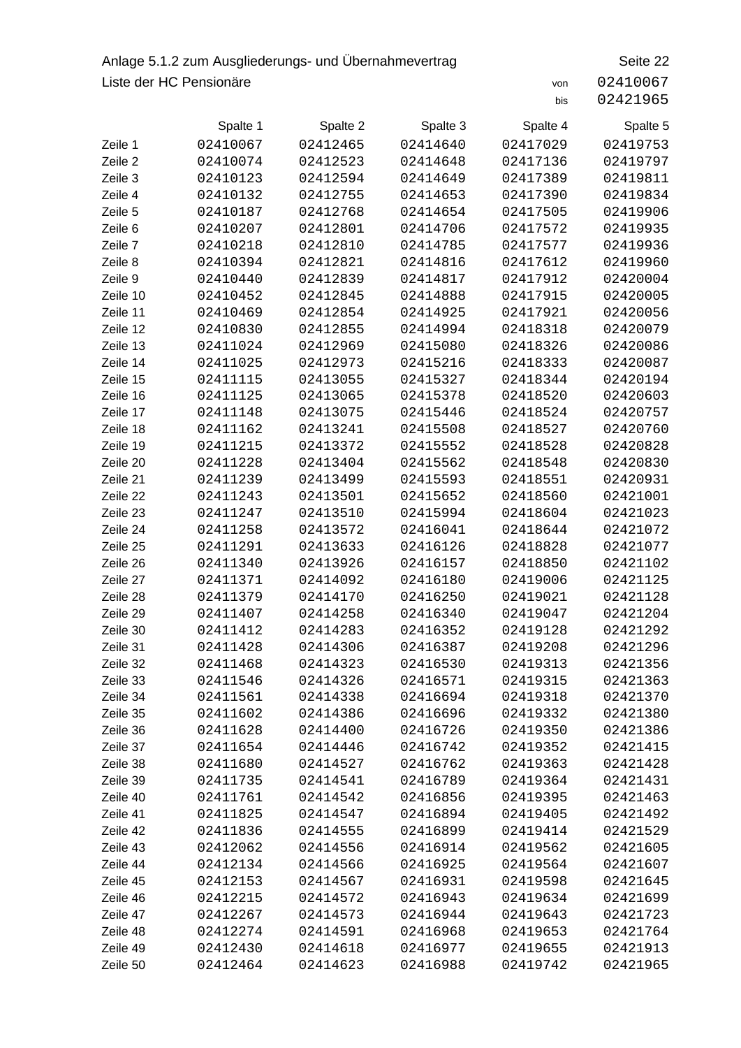Anlage 5.1.2 zum Ausgliederungs- und Übernahmevertrag

Liste der HC Pensionäre

von 02410067
bis 02421965

| | Spalte 1 | Spalte 2 | Spalte 3 | Spalte 4 | Spalte 5 |
|---|---|---|---|---|---|
| Zeile 1 | 02410067 | 02412465 | 02414640 | 02417029 | 02419753 |
| Zeile 2 | 02410074 | 02412523 | 02414648 | 02417136 | 02419797 |
| Zeile 3 | 02410123 | 02412594 | 02414649 | 02417389 | 02419811 |
| Zeile 4 | 02410132 | 02412755 | 02414653 | 02417390 | 02419834 |
| Zeile 5 | 02410187 | 02412768 | 02414654 | 02417505 | 02419906 |
| Zeile 6 | 02410207 | 02412801 | 02414706 | 02417572 | 02419935 |
| Zeile 7 | 02410218 | 02412810 | 02414785 | 02417577 | 02419936 |
| Zeile 8 | 02410394 | 02412821 | 02414816 | 02417612 | 02419960 |
| Zeile 9 | 02410440 | 02412839 | 02414817 | 02417912 | 02420004 |
| Zeile 10 | 02410452 | 02412845 | 02414888 | 02417915 | 02420005 |
| Zeile 11 | 02410469 | 02412854 | 02414925 | 02417921 | 02420056 |
| Zeile 12 | 02410830 | 02412855 | 02414994 | 02418318 | 02420079 |
| Zeile 13 | 02411024 | 02412969 | 02415080 | 02418326 | 02420086 |
| Zeile 14 | 02411025 | 02412973 | 02415216 | 02418333 | 02420087 |
| Zeile 15 | 02411115 | 02413055 | 02415327 | 02418344 | 02420194 |
| Zeile 16 | 02411125 | 02413065 | 02415378 | 02418520 | 02420603 |
| Zeile 17 | 02411148 | 02413075 | 02415446 | 02418524 | 02420757 |
| Zeile 18 | 02411162 | 02413241 | 02415508 | 02418527 | 02420760 |
| Zeile 19 | 02411215 | 02413372 | 02415552 | 02418528 | 02420828 |
| Zeile 20 | 02411228 | 02413404 | 02415562 | 02418548 | 02420830 |
| Zeile 21 | 02411239 | 02413499 | 02415593 | 02418551 | 02420931 |
| Zeile 22 | 02411243 | 02413501 | 02415652 | 02418560 | 02421001 |
| Zeile 23 | 02411247 | 02413510 | 02415994 | 02418604 | 02421023 |
| Zeile 24 | 02411258 | 02413572 | 02416041 | 02418644 | 02421072 |
| Zeile 25 | 02411291 | 02413633 | 02416126 | 02418828 | 02421077 |
| Zeile 26 | 02411340 | 02413926 | 02416157 | 02418850 | 02421102 |
| Zeile 27 | 02411371 | 02414092 | 02416180 | 02419006 | 02421125 |
| Zeile 28 | 02411379 | 02414170 | 02416250 | 02419021 | 02421128 |
| Zeile 29 | 02411407 | 02414258 | 02416340 | 02419047 | 02421204 |
| Zeile 30 | 02411412 | 02414283 | 02416352 | 02419128 | 02421292 |
| Zeile 31 | 02411428 | 02414306 | 02416387 | 02419208 | 02421296 |
| Zeile 32 | 02411468 | 02414323 | 02416530 | 02419313 | 02421356 |
| Zeile 33 | 02411546 | 02414326 | 02416571 | 02419315 | 02421363 |
| Zeile 34 | 02411561 | 02414338 | 02416694 | 02419318 | 02421370 |
| Zeile 35 | 02411602 | 02414386 | 02416696 | 02419332 | 02421380 |
| Zeile 36 | 02411628 | 02414400 | 02416726 | 02419350 | 02421386 |
| Zeile 37 | 02411654 | 02414446 | 02416742 | 02419352 | 02421415 |
| Zeile 38 | 02411680 | 02414527 | 02416762 | 02419363 | 02421428 |
| Zeile 39 | 02411735 | 02414541 | 02416789 | 02419364 | 02421431 |
| Zeile 40 | 02411761 | 02414542 | 02416856 | 02419395 | 02421463 |
| Zeile 41 | 02411825 | 02414547 | 02416894 | 02419405 | 02421492 |
| Zeile 42 | 02411836 | 02414555 | 02416899 | 02419414 | 02421529 |
| Zeile 43 | 02412062 | 02414556 | 02416914 | 02419562 | 02421605 |
| Zeile 44 | 02412134 | 02414566 | 02416925 | 02419564 | 02421607 |
| Zeile 45 | 02412153 | 02414567 | 02416931 | 02419598 | 02421645 |
| Zeile 46 | 02412215 | 02414572 | 02416943 | 02419634 | 02421699 |
| Zeile 47 | 02412267 | 02414573 | 02416944 | 02419643 | 02421723 |
| Zeile 48 | 02412274 | 02414591 | 02416968 | 02419653 | 02421764 |
| Zeile 49 | 02412430 | 02414618 | 02416977 | 02419655 | 02421913 |
| Zeile 50 | 02412464 | 02414623 | 02416988 | 02419742 | 02421965 |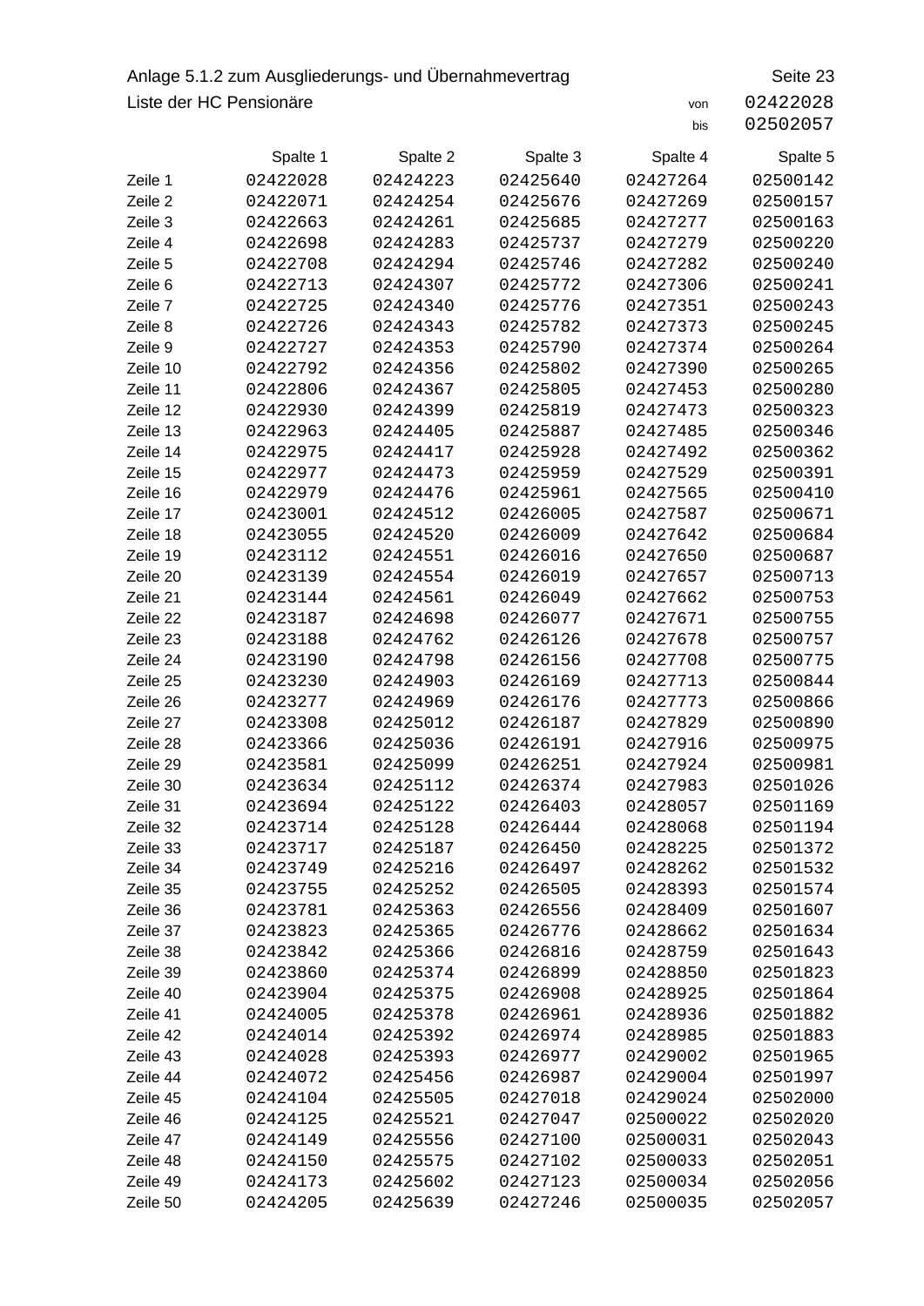Anlage 5.1.2 zum Ausgliederungs- und Übernahmevertrag

Seite 23

Liste der HC Pensionäre

von 02422028
bis 02502057

| | Spalte 1 | Spalte 2 | Spalte 3 | Spalte 4 | Spalte 5 |
|---|---|---|---|---|---|
| Zeile 1 | 02422028 | 02424223 | 02425640 | 02427264 | 02500142 |
| Zeile 2 | 02422071 | 02424254 | 02425676 | 02427269 | 02500157 |
| Zeile 3 | 02422663 | 02424261 | 02425685 | 02427277 | 02500163 |
| Zeile 4 | 02422698 | 02424283 | 02425737 | 02427279 | 02500220 |
| Zeile 5 | 02422708 | 02424294 | 02425746 | 02427282 | 02500240 |
| Zeile 6 | 02422713 | 02424307 | 02425772 | 02427306 | 02500241 |
| Zeile 7 | 02422725 | 02424340 | 02425776 | 02427351 | 02500243 |
| Zeile 8 | 02422726 | 02424343 | 02425782 | 02427373 | 02500245 |
| Zeile 9 | 02422727 | 02424353 | 02425790 | 02427374 | 02500264 |
| Zeile 10 | 02422792 | 02424356 | 02425802 | 02427390 | 02500265 |
| Zeile 11 | 02422806 | 02424367 | 02425805 | 02427453 | 02500280 |
| Zeile 12 | 02422930 | 02424399 | 02425819 | 02427473 | 02500323 |
| Zeile 13 | 02422963 | 02424405 | 02425887 | 02427485 | 02500346 |
| Zeile 14 | 02422975 | 02424417 | 02425928 | 02427492 | 02500362 |
| Zeile 15 | 02422977 | 02424473 | 02425959 | 02427529 | 02500391 |
| Zeile 16 | 02422979 | 02424476 | 02425961 | 02427565 | 02500410 |
| Zeile 17 | 02423001 | 02424512 | 02426005 | 02427587 | 02500671 |
| Zeile 18 | 02423055 | 02424520 | 02426009 | 02427642 | 02500684 |
| Zeile 19 | 02423112 | 02424551 | 02426016 | 02427650 | 02500687 |
| Zeile 20 | 02423139 | 02424554 | 02426019 | 02427657 | 02500713 |
| Zeile 21 | 02423144 | 02424561 | 02426049 | 02427662 | 02500753 |
| Zeile 22 | 02423187 | 02424698 | 02426077 | 02427671 | 02500755 |
| Zeile 23 | 02423188 | 02424762 | 02426126 | 02427678 | 02500757 |
| Zeile 24 | 02423190 | 02424798 | 02426156 | 02427708 | 02500775 |
| Zeile 25 | 02423230 | 02424903 | 02426169 | 02427713 | 02500844 |
| Zeile 26 | 02423277 | 02424969 | 02426176 | 02427773 | 02500866 |
| Zeile 27 | 02423308 | 02425012 | 02426187 | 02427829 | 02500890 |
| Zeile 28 | 02423366 | 02425036 | 02426191 | 02427916 | 02500975 |
| Zeile 29 | 02423581 | 02425099 | 02426251 | 02427924 | 02500981 |
| Zeile 30 | 02423634 | 02425112 | 02426374 | 02427983 | 02501026 |
| Zeile 31 | 02423694 | 02425122 | 02426403 | 02428057 | 02501169 |
| Zeile 32 | 02423714 | 02425128 | 02426444 | 02428068 | 02501194 |
| Zeile 33 | 02423717 | 02425187 | 02426450 | 02428225 | 02501372 |
| Zeile 34 | 02423749 | 02425216 | 02426497 | 02428262 | 02501532 |
| Zeile 35 | 02423755 | 02425252 | 02426505 | 02428393 | 02501574 |
| Zeile 36 | 02423781 | 02425363 | 02426556 | 02428409 | 02501607 |
| Zeile 37 | 02423823 | 02425365 | 02426776 | 02428662 | 02501634 |
| Zeile 38 | 02423842 | 02425366 | 02426816 | 02428759 | 02501643 |
| Zeile 39 | 02423860 | 02425374 | 02426899 | 02428850 | 02501823 |
| Zeile 40 | 02423904 | 02425375 | 02426908 | 02428925 | 02501864 |
| Zeile 41 | 02424005 | 02425378 | 02426961 | 02428936 | 02501882 |
| Zeile 42 | 02424014 | 02425392 | 02426974 | 02428985 | 02501883 |
| Zeile 43 | 02424028 | 02425393 | 02426977 | 02429002 | 02501965 |
| Zeile 44 | 02424072 | 02425456 | 02426987 | 02429004 | 02501997 |
| Zeile 45 | 02424104 | 02425505 | 02427018 | 02429024 | 02502000 |
| Zeile 46 | 02424125 | 02425521 | 02427047 | 02500022 | 02502020 |
| Zeile 47 | 02424149 | 02425556 | 02427100 | 02500031 | 02502043 |
| Zeile 48 | 02424150 | 02425575 | 02427102 | 02500033 | 02502051 |
| Zeile 49 | 02424173 | 02425602 | 02427123 | 02500034 | 02502056 |
| Zeile 50 | 02424205 | 02425639 | 02427246 | 02500035 | 02502057 |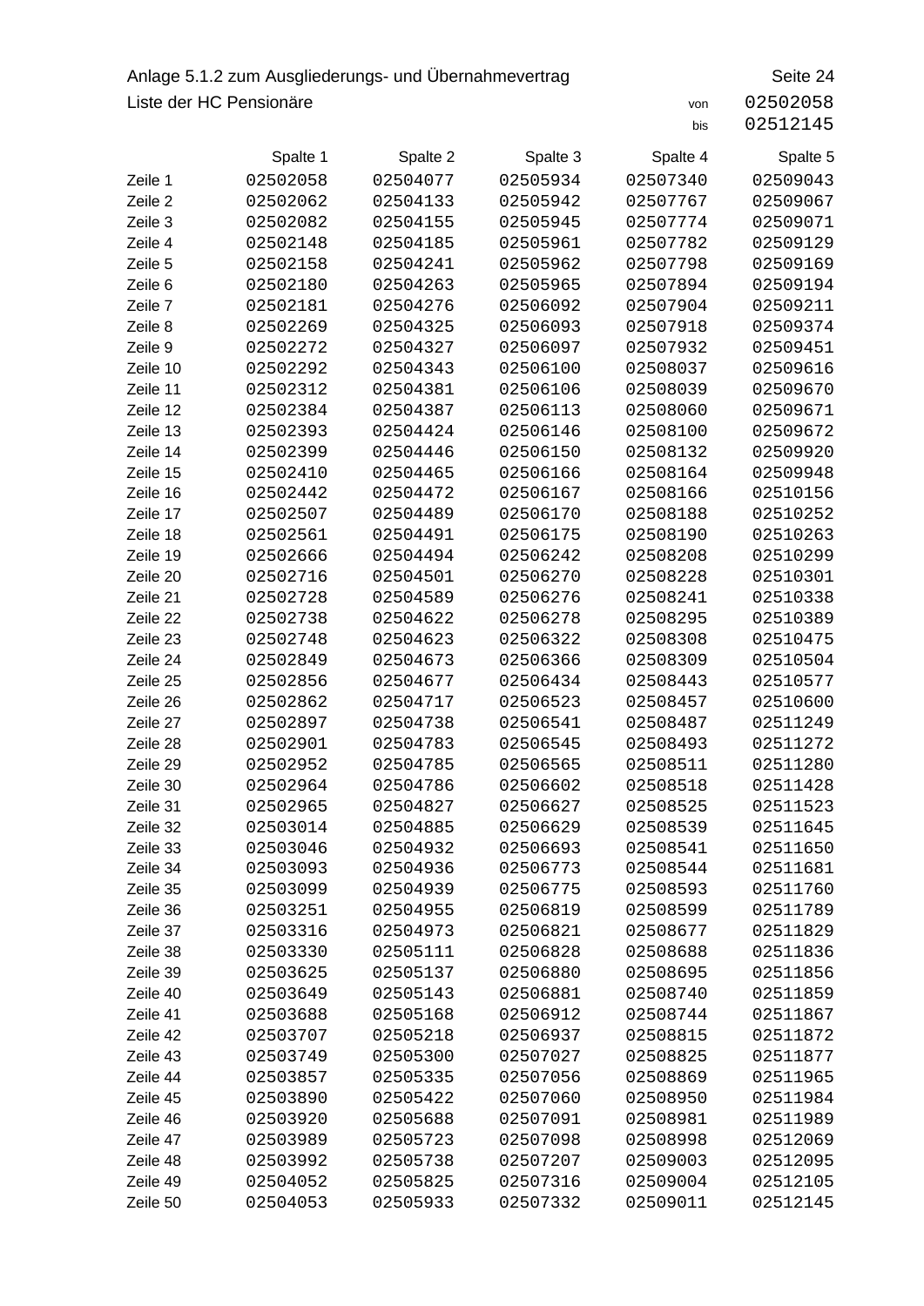Anlage 5.1.2 zum Ausgliederungs- und Übernahmevertrag

Seite 24

Liste der HC Pensionäre

von 02502058
bis 02512145

| | Spalte 1 | Spalte 2 | Spalte 3 | Spalte 4 | Spalte 5 |
|---|---|---|---|---|---|
| Zeile 1 | 02502058 | 02504077 | 02505934 | 02507340 | 02509043 |
| Zeile 2 | 02502062 | 02504133 | 02505942 | 02507767 | 02509067 |
| Zeile 3 | 02502082 | 02504155 | 02505945 | 02507774 | 02509071 |
| Zeile 4 | 02502148 | 02504185 | 02505961 | 02507782 | 02509129 |
| Zeile 5 | 02502158 | 02504241 | 02505962 | 02507798 | 02509169 |
| Zeile 6 | 02502180 | 02504263 | 02505965 | 02507894 | 02509194 |
| Zeile 7 | 02502181 | 02504276 | 02506092 | 02507904 | 02509211 |
| Zeile 8 | 02502269 | 02504325 | 02506093 | 02507918 | 02509374 |
| Zeile 9 | 02502272 | 02504327 | 02506097 | 02507932 | 02509451 |
| Zeile 10 | 02502292 | 02504343 | 02506100 | 02508037 | 02509616 |
| Zeile 11 | 02502312 | 02504381 | 02506106 | 02508039 | 02509670 |
| Zeile 12 | 02502384 | 02504387 | 02506113 | 02508060 | 02509671 |
| Zeile 13 | 02502393 | 02504424 | 02506146 | 02508100 | 02509672 |
| Zeile 14 | 02502399 | 02504446 | 02506150 | 02508132 | 02509920 |
| Zeile 15 | 02502410 | 02504465 | 02506166 | 02508164 | 02509948 |
| Zeile 16 | 02502442 | 02504472 | 02506167 | 02508166 | 02510156 |
| Zeile 17 | 02502507 | 02504489 | 02506170 | 02508188 | 02510252 |
| Zeile 18 | 02502561 | 02504491 | 02506175 | 02508190 | 02510263 |
| Zeile 19 | 02502666 | 02504494 | 02506242 | 02508208 | 02510299 |
| Zeile 20 | 02502716 | 02504501 | 02506270 | 02508228 | 02510301 |
| Zeile 21 | 02502728 | 02504589 | 02506276 | 02508241 | 02510338 |
| Zeile 22 | 02502738 | 02504622 | 02506278 | 02508295 | 02510389 |
| Zeile 23 | 02502748 | 02504623 | 02506322 | 02508308 | 02510475 |
| Zeile 24 | 02502849 | 02504673 | 02506366 | 02508309 | 02510504 |
| Zeile 25 | 02502856 | 02504677 | 02506434 | 02508443 | 02510577 |
| Zeile 26 | 02502862 | 02504717 | 02506523 | 02508457 | 02510600 |
| Zeile 27 | 02502897 | 02504738 | 02506541 | 02508487 | 02511249 |
| Zeile 28 | 02502901 | 02504783 | 02506545 | 02508493 | 02511272 |
| Zeile 29 | 02502952 | 02504785 | 02506565 | 02508511 | 02511280 |
| Zeile 30 | 02502964 | 02504786 | 02506602 | 02508518 | 02511428 |
| Zeile 31 | 02502965 | 02504827 | 02506627 | 02508525 | 02511523 |
| Zeile 32 | 02503014 | 02504885 | 02506629 | 02508539 | 02511645 |
| Zeile 33 | 02503046 | 02504932 | 02506693 | 02508541 | 02511650 |
| Zeile 34 | 02503093 | 02504936 | 02506773 | 02508544 | 02511681 |
| Zeile 35 | 02503099 | 02504939 | 02506775 | 02508593 | 02511760 |
| Zeile 36 | 02503251 | 02504955 | 02506819 | 02508599 | 02511789 |
| Zeile 37 | 02503316 | 02504973 | 02506821 | 02508677 | 02511829 |
| Zeile 38 | 02503330 | 02505111 | 02506828 | 02508688 | 02511836 |
| Zeile 39 | 02503625 | 02505137 | 02506880 | 02508695 | 02511856 |
| Zeile 40 | 02503649 | 02505143 | 02506881 | 02508740 | 02511859 |
| Zeile 41 | 02503688 | 02505168 | 02506912 | 02508744 | 02511867 |
| Zeile 42 | 02503707 | 02505218 | 02506937 | 02508815 | 02511872 |
| Zeile 43 | 02503749 | 02505300 | 02507027 | 02508825 | 02511877 |
| Zeile 44 | 02503857 | 02505335 | 02507056 | 02508869 | 02511965 |
| Zeile 45 | 02503890 | 02505422 | 02507060 | 02508950 | 02511984 |
| Zeile 46 | 02503920 | 02505688 | 02507091 | 02508981 | 02511989 |
| Zeile 47 | 02503989 | 02505723 | 02507098 | 02508998 | 02512069 |
| Zeile 48 | 02503992 | 02505738 | 02507207 | 02509003 | 02512095 |
| Zeile 49 | 02504052 | 02505825 | 02507316 | 02509004 | 02512105 |
| Zeile 50 | 02504053 | 02505933 | 02507332 | 02509011 | 02512145 |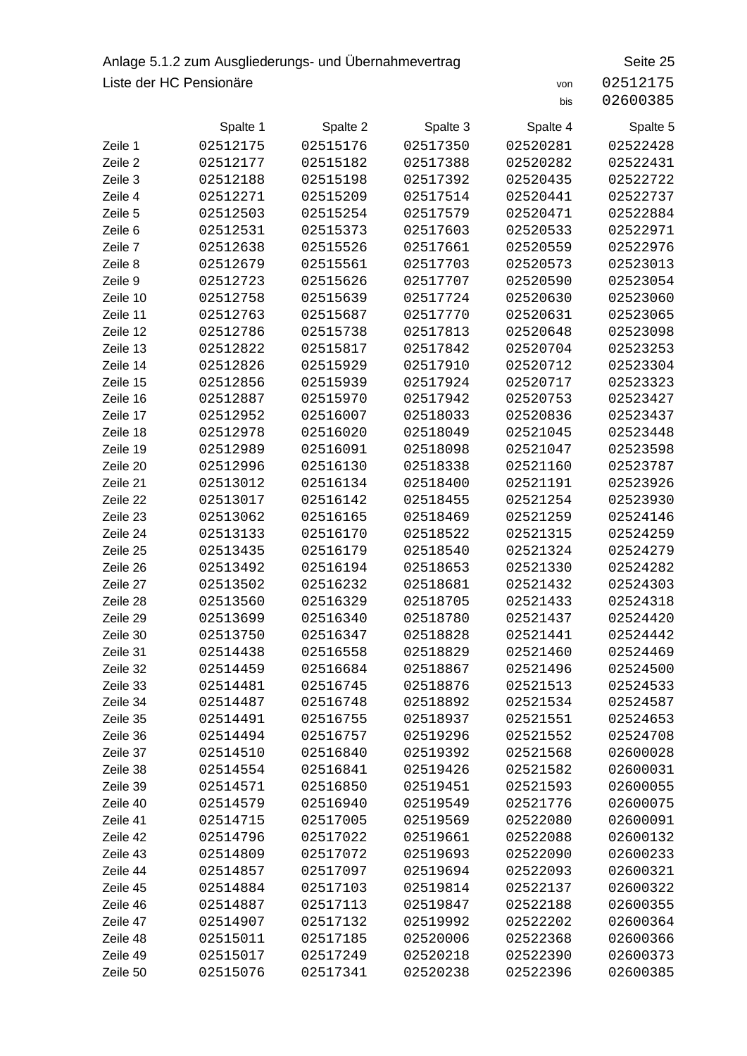Anlage 5.1.2 zum Ausgliederungs- und Übernahmevertrag

Seite 25

Liste der HC Pensionäre

von 02512175
bis 02600385

| | Spalte 1 | Spalte 2 | Spalte 3 | Spalte 4 | Spalte 5 |
|---|---|---|---|---|---|
| Zeile 1 | 02512175 | 02515176 | 02517350 | 02520281 | 02522428 |
| Zeile 2 | 02512177 | 02515182 | 02517388 | 02520282 | 02522431 |
| Zeile 3 | 02512188 | 02515198 | 02517392 | 02520435 | 02522722 |
| Zeile 4 | 02512271 | 02515209 | 02517514 | 02520441 | 02522737 |
| Zeile 5 | 02512503 | 02515254 | 02517579 | 02520471 | 02522884 |
| Zeile 6 | 02512531 | 02515373 | 02517603 | 02520533 | 02522971 |
| Zeile 7 | 02512638 | 02515526 | 02517661 | 02520559 | 02522976 |
| Zeile 8 | 02512679 | 02515561 | 02517703 | 02520573 | 02523013 |
| Zeile 9 | 02512723 | 02515626 | 02517707 | 02520590 | 02523054 |
| Zeile 10 | 02512758 | 02515639 | 02517724 | 02520630 | 02523060 |
| Zeile 11 | 02512763 | 02515687 | 02517770 | 02520631 | 02523065 |
| Zeile 12 | 02512786 | 02515738 | 02517813 | 02520648 | 02523098 |
| Zeile 13 | 02512822 | 02515817 | 02517842 | 02520704 | 02523253 |
| Zeile 14 | 02512826 | 02515929 | 02517910 | 02520712 | 02523304 |
| Zeile 15 | 02512856 | 02515939 | 02517924 | 02520717 | 02523323 |
| Zeile 16 | 02512887 | 02515970 | 02517942 | 02520753 | 02523427 |
| Zeile 17 | 02512952 | 02516007 | 02518033 | 02520836 | 02523437 |
| Zeile 18 | 02512978 | 02516020 | 02518049 | 02521045 | 02523448 |
| Zeile 19 | 02512989 | 02516091 | 02518098 | 02521047 | 02523598 |
| Zeile 20 | 02512996 | 02516130 | 02518338 | 02521160 | 02523787 |
| Zeile 21 | 02513012 | 02516134 | 02518400 | 02521191 | 02523926 |
| Zeile 22 | 02513017 | 02516142 | 02518455 | 02521254 | 02523930 |
| Zeile 23 | 02513062 | 02516165 | 02518469 | 02521259 | 02524146 |
| Zeile 24 | 02513133 | 02516170 | 02518522 | 02521315 | 02524259 |
| Zeile 25 | 02513435 | 02516179 | 02518540 | 02521324 | 02524279 |
| Zeile 26 | 02513492 | 02516194 | 02518653 | 02521330 | 02524282 |
| Zeile 27 | 02513502 | 02516232 | 02518681 | 02521432 | 02524303 |
| Zeile 28 | 02513560 | 02516329 | 02518705 | 02521433 | 02524318 |
| Zeile 29 | 02513699 | 02516340 | 02518780 | 02521437 | 02524420 |
| Zeile 30 | 02513750 | 02516347 | 02518828 | 02521441 | 02524442 |
| Zeile 31 | 02514438 | 02516558 | 02518829 | 02521460 | 02524469 |
| Zeile 32 | 02514459 | 02516684 | 02518867 | 02521496 | 02524500 |
| Zeile 33 | 02514481 | 02516745 | 02518876 | 02521513 | 02524533 |
| Zeile 34 | 02514487 | 02516748 | 02518892 | 02521534 | 02524587 |
| Zeile 35 | 02514491 | 02516755 | 02518937 | 02521551 | 02524653 |
| Zeile 36 | 02514494 | 02516757 | 02519296 | 02521552 | 02524708 |
| Zeile 37 | 02514510 | 02516840 | 02519392 | 02521568 | 02600028 |
| Zeile 38 | 02514554 | 02516841 | 02519426 | 02521582 | 02600031 |
| Zeile 39 | 02514571 | 02516850 | 02519451 | 02521593 | 02600055 |
| Zeile 40 | 02514579 | 02516940 | 02519549 | 02521776 | 02600075 |
| Zeile 41 | 02514715 | 02517005 | 02519569 | 02522080 | 02600091 |
| Zeile 42 | 02514796 | 02517022 | 02519661 | 02522088 | 02600132 |
| Zeile 43 | 02514809 | 02517072 | 02519693 | 02522090 | 02600233 |
| Zeile 44 | 02514857 | 02517097 | 02519694 | 02522093 | 02600321 |
| Zeile 45 | 02514884 | 02517103 | 02519814 | 02522137 | 02600322 |
| Zeile 46 | 02514887 | 02517113 | 02519847 | 02522188 | 02600355 |
| Zeile 47 | 02514907 | 02517132 | 02519992 | 02522202 | 02600364 |
| Zeile 48 | 02515011 | 02517185 | 02520006 | 02522368 | 02600366 |
| Zeile 49 | 02515017 | 02517249 | 02520218 | 02522390 | 02600373 |
| Zeile 50 | 02515076 | 02517341 | 02520238 | 02522396 | 02600385 |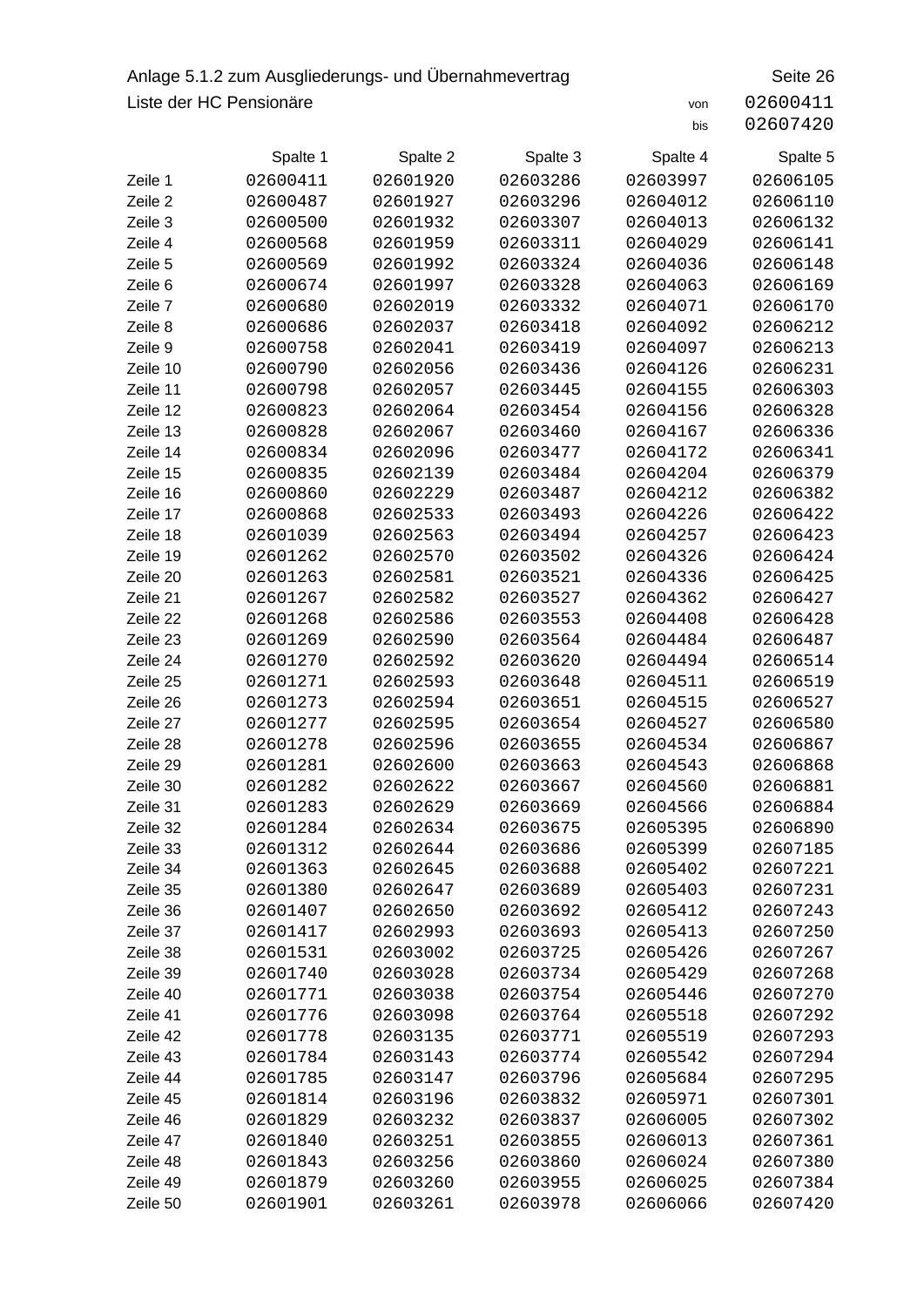Anlage 5.1.2 zum Ausgliederungs- und Übernahmevertrag Seite 26

Liste der HC Pensionäre

von 02600411
bis 02607420

| | Spalte 1 | Spalte 2 | Spalte 3 | Spalte 4 | Spalte 5 |
|---|---|---|---|---|---|
| Zeile 1 | 02600411 | 02601920 | 02603286 | 02603997 | 02606105 |
| Zeile 2 | 02600487 | 02601927 | 02603296 | 02604012 | 02606110 |
| Zeile 3 | 02600500 | 02601932 | 02603307 | 02604013 | 02606132 |
| Zeile 4 | 02600568 | 02601959 | 02603311 | 02604029 | 02606141 |
| Zeile 5 | 02600569 | 02601992 | 02603324 | 02604036 | 02606148 |
| Zeile 6 | 02600674 | 02601997 | 02603328 | 02604063 | 02606169 |
| Zeile 7 | 02600680 | 02602019 | 02603332 | 02604071 | 02606170 |
| Zeile 8 | 02600686 | 02602037 | 02603418 | 02604092 | 02606212 |
| Zeile 9 | 02600758 | 02602041 | 02603419 | 02604097 | 02606213 |
| Zeile 10 | 02600790 | 02602056 | 02603436 | 02604126 | 02606231 |
| Zeile 11 | 02600798 | 02602057 | 02603445 | 02604155 | 02606303 |
| Zeile 12 | 02600823 | 02602064 | 02603454 | 02604156 | 02606328 |
| Zeile 13 | 02600828 | 02602067 | 02603460 | 02604167 | 02606336 |
| Zeile 14 | 02600834 | 02602096 | 02603477 | 02604172 | 02606341 |
| Zeile 15 | 02600835 | 02602139 | 02603484 | 02604204 | 02606379 |
| Zeile 16 | 02600860 | 02602229 | 02603487 | 02604212 | 02606382 |
| Zeile 17 | 02600868 | 02602533 | 02603493 | 02604226 | 02606422 |
| Zeile 18 | 02601039 | 02602563 | 02603494 | 02604257 | 02606423 |
| Zeile 19 | 02601262 | 02602570 | 02603502 | 02604326 | 02606424 |
| Zeile 20 | 02601263 | 02602581 | 02603521 | 02604336 | 02606425 |
| Zeile 21 | 02601267 | 02602582 | 02603527 | 02604362 | 02606427 |
| Zeile 22 | 02601268 | 02602586 | 02603553 | 02604408 | 02606428 |
| Zeile 23 | 02601269 | 02602590 | 02603564 | 02604484 | 02606487 |
| Zeile 24 | 02601270 | 02602592 | 02603620 | 02604494 | 02606514 |
| Zeile 25 | 02601271 | 02602593 | 02603648 | 02604511 | 02606519 |
| Zeile 26 | 02601273 | 02602594 | 02603651 | 02604515 | 02606527 |
| Zeile 27 | 02601277 | 02602595 | 02603654 | 02604527 | 02606580 |
| Zeile 28 | 02601278 | 02602596 | 02603655 | 02604534 | 02606867 |
| Zeile 29 | 02601281 | 02602600 | 02603663 | 02604543 | 02606868 |
| Zeile 30 | 02601282 | 02602622 | 02603667 | 02604560 | 02606881 |
| Zeile 31 | 02601283 | 02602629 | 02603669 | 02604566 | 02606884 |
| Zeile 32 | 02601284 | 02602634 | 02603675 | 02605395 | 02606890 |
| Zeile 33 | 02601312 | 02602644 | 02603686 | 02605399 | 02607185 |
| Zeile 34 | 02601363 | 02602645 | 02603688 | 02605402 | 02607221 |
| Zeile 35 | 02601380 | 02602647 | 02603689 | 02605403 | 02607231 |
| Zeile 36 | 02601407 | 02602650 | 02603692 | 02605412 | 02607243 |
| Zeile 37 | 02601417 | 02602993 | 02603693 | 02605413 | 02607250 |
| Zeile 38 | 02601531 | 02603002 | 02603725 | 02605426 | 02607267 |
| Zeile 39 | 02601740 | 02603028 | 02603734 | 02605429 | 02607268 |
| Zeile 40 | 02601771 | 02603038 | 02603754 | 02605446 | 02607270 |
| Zeile 41 | 02601776 | 02603098 | 02603764 | 02605518 | 02607292 |
| Zeile 42 | 02601778 | 02603135 | 02603771 | 02605519 | 02607293 |
| Zeile 43 | 02601784 | 02603143 | 02603774 | 02605542 | 02607294 |
| Zeile 44 | 02601785 | 02603147 | 02603796 | 02605684 | 02607295 |
| Zeile 45 | 02601814 | 02603196 | 02603832 | 02605971 | 02607301 |
| Zeile 46 | 02601829 | 02603232 | 02603837 | 02606005 | 02607302 |
| Zeile 47 | 02601840 | 02603251 | 02603855 | 02606013 | 02607361 |
| Zeile 48 | 02601843 | 02603256 | 02603860 | 02606024 | 02607380 |
| Zeile 49 | 02601879 | 02603260 | 02603955 | 02606025 | 02607384 |
| Zeile 50 | 02601901 | 02603261 | 02603978 | 02606066 | 02607420 |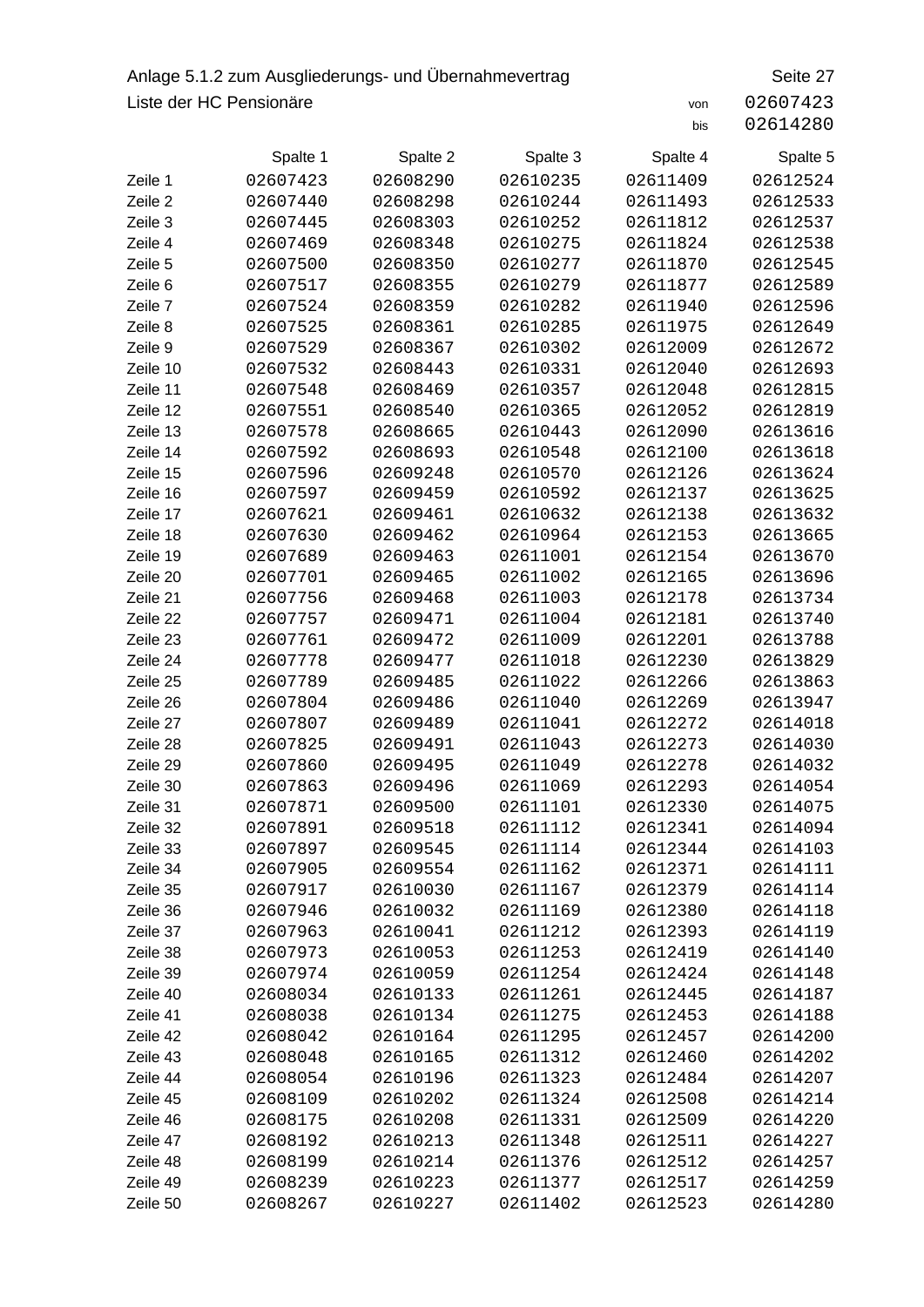Anlage 5.1.2 zum Ausgliederungs- und Übernahmevertrag

Liste der HC Pensionäre

von 02607423
bis 02614280

| | Spalte 1 | Spalte 2 | Spalte 3 | Spalte 4 | Spalte 5 |
|---|---|---|---|---|---|
| Zeile 1 | 02607423 | 02608290 | 02610235 | 02611409 | 02612524 |
| Zeile 2 | 02607440 | 02608298 | 02610244 | 02611493 | 02612533 |
| Zeile 3 | 02607445 | 02608303 | 02610252 | 02611812 | 02612537 |
| Zeile 4 | 02607469 | 02608348 | 02610275 | 02611824 | 02612538 |
| Zeile 5 | 02607500 | 02608350 | 02610277 | 02611870 | 02612545 |
| Zeile 6 | 02607517 | 02608355 | 02610279 | 02611877 | 02612589 |
| Zeile 7 | 02607524 | 02608359 | 02610282 | 02611940 | 02612596 |
| Zeile 8 | 02607525 | 02608361 | 02610285 | 02611975 | 02612649 |
| Zeile 9 | 02607529 | 02608367 | 02610302 | 02612009 | 02612672 |
| Zeile 10 | 02607532 | 02608443 | 02610331 | 02612040 | 02612693 |
| Zeile 11 | 02607548 | 02608469 | 02610357 | 02612048 | 02612815 |
| Zeile 12 | 02607551 | 02608540 | 02610365 | 02612052 | 02612819 |
| Zeile 13 | 02607578 | 02608665 | 02610443 | 02612090 | 02613616 |
| Zeile 14 | 02607592 | 02608693 | 02610548 | 02612100 | 02613618 |
| Zeile 15 | 02607596 | 02609248 | 02610570 | 02612126 | 02613624 |
| Zeile 16 | 02607597 | 02609459 | 02610592 | 02612137 | 02613625 |
| Zeile 17 | 02607621 | 02609461 | 02610632 | 02612138 | 02613632 |
| Zeile 18 | 02607630 | 02609462 | 02610964 | 02612153 | 02613665 |
| Zeile 19 | 02607689 | 02609463 | 02611001 | 02612154 | 02613670 |
| Zeile 20 | 02607701 | 02609465 | 02611002 | 02612165 | 02613696 |
| Zeile 21 | 02607756 | 02609468 | 02611003 | 02612178 | 02613734 |
| Zeile 22 | 02607757 | 02609471 | 02611004 | 02612181 | 02613740 |
| Zeile 23 | 02607761 | 02609472 | 02611009 | 02612201 | 02613788 |
| Zeile 24 | 02607778 | 02609477 | 02611018 | 02612230 | 02613829 |
| Zeile 25 | 02607789 | 02609485 | 02611022 | 02612266 | 02613863 |
| Zeile 26 | 02607804 | 02609486 | 02611040 | 02612269 | 02613947 |
| Zeile 27 | 02607807 | 02609489 | 02611041 | 02612272 | 02614018 |
| Zeile 28 | 02607825 | 02609491 | 02611043 | 02612273 | 02614030 |
| Zeile 29 | 02607860 | 02609495 | 02611049 | 02612278 | 02614032 |
| Zeile 30 | 02607863 | 02609496 | 02611069 | 02612293 | 02614054 |
| Zeile 31 | 02607871 | 02609500 | 02611101 | 02612330 | 02614075 |
| Zeile 32 | 02607891 | 02609518 | 02611112 | 02612341 | 02614094 |
| Zeile 33 | 02607897 | 02609545 | 02611114 | 02612344 | 02614103 |
| Zeile 34 | 02607905 | 02609554 | 02611162 | 02612371 | 02614111 |
| Zeile 35 | 02607917 | 02610030 | 02611167 | 02612379 | 02614114 |
| Zeile 36 | 02607946 | 02610032 | 02611169 | 02612380 | 02614118 |
| Zeile 37 | 02607963 | 02610041 | 02611212 | 02612393 | 02614119 |
| Zeile 38 | 02607973 | 02610053 | 02611253 | 02612419 | 02614140 |
| Zeile 39 | 02607974 | 02610059 | 02611254 | 02612424 | 02614148 |
| Zeile 40 | 02608034 | 02610133 | 02611261 | 02612445 | 02614187 |
| Zeile 41 | 02608038 | 02610134 | 02611275 | 02612453 | 02614188 |
| Zeile 42 | 02608042 | 02610164 | 02611295 | 02612457 | 02614200 |
| Zeile 43 | 02608048 | 02610165 | 02611312 | 02612460 | 02614202 |
| Zeile 44 | 02608054 | 02610196 | 02611323 | 02612484 | 02614207 |
| Zeile 45 | 02608109 | 02610202 | 02611324 | 02612508 | 02614214 |
| Zeile 46 | 02608175 | 02610208 | 02611331 | 02612509 | 02614220 |
| Zeile 47 | 02608192 | 02610213 | 02611348 | 02612511 | 02614227 |
| Zeile 48 | 02608199 | 02610214 | 02611376 | 02612512 | 02614257 |
| Zeile 49 | 02608239 | 02610223 | 02611377 | 02612517 | 02614259 |
| Zeile 50 | 02608267 | 02610227 | 02611402 | 02612523 | 02614280 |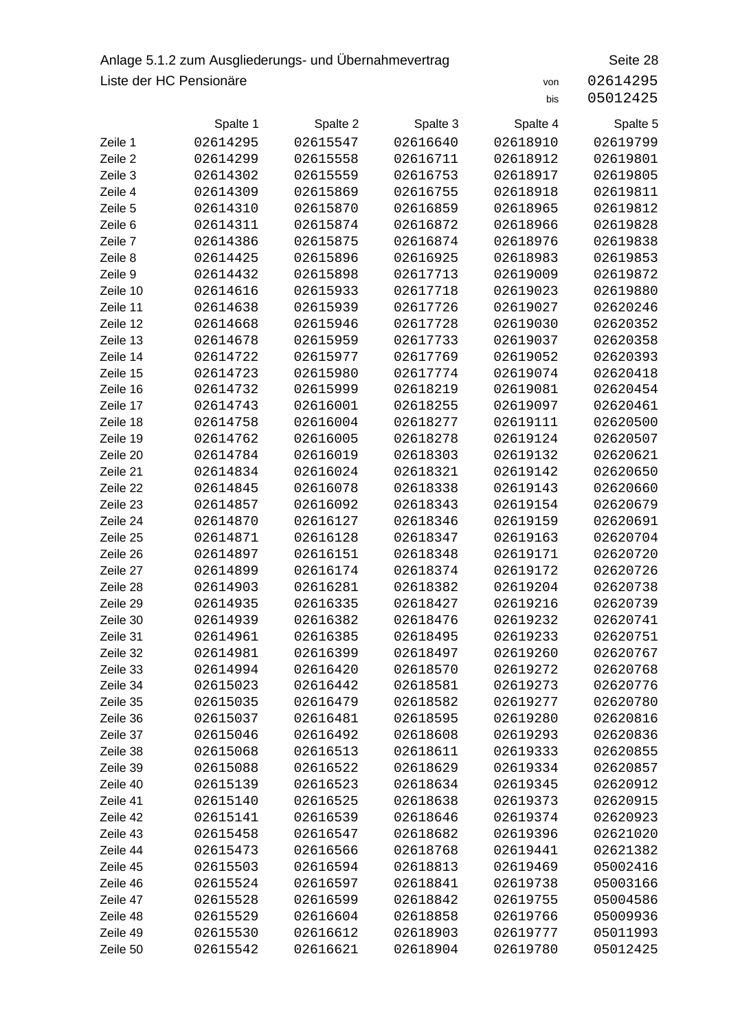Anlage 5.1.2 zum Ausgliederungs- und Übernahmevertrag

Liste der HC Pensionäre

von 02614295
bis 05012425

| | Spalte 1 | Spalte 2 | Spalte 3 | Spalte 4 | Spalte 5 |
|---|---|---|---|---|---|
| Zeile 1 | 02614295 | 02615547 | 02616640 | 02618910 | 02619799 |
| Zeile 2 | 02614299 | 02615558 | 02616711 | 02618912 | 02619801 |
| Zeile 3 | 02614302 | 02615559 | 02616753 | 02618917 | 02619805 |
| Zeile 4 | 02614309 | 02615869 | 02616755 | 02618918 | 02619811 |
| Zeile 5 | 02614310 | 02615870 | 02616859 | 02618965 | 02619812 |
| Zeile 6 | 02614311 | 02615874 | 02616872 | 02618966 | 02619828 |
| Zeile 7 | 02614386 | 02615875 | 02616874 | 02618976 | 02619838 |
| Zeile 8 | 02614425 | 02615896 | 02616925 | 02618983 | 02619853 |
| Zeile 9 | 02614432 | 02615898 | 02617713 | 02619009 | 02619872 |
| Zeile 10 | 02614616 | 02615933 | 02617718 | 02619023 | 02619880 |
| Zeile 11 | 02614638 | 02615939 | 02617726 | 02619027 | 02620246 |
| Zeile 12 | 02614668 | 02615946 | 02617728 | 02619030 | 02620352 |
| Zeile 13 | 02614678 | 02615959 | 02617733 | 02619037 | 02620358 |
| Zeile 14 | 02614722 | 02615977 | 02617769 | 02619052 | 02620393 |
| Zeile 15 | 02614723 | 02615980 | 02617774 | 02619074 | 02620418 |
| Zeile 16 | 02614732 | 02615999 | 02618219 | 02619081 | 02620454 |
| Zeile 17 | 02614743 | 02616001 | 02618255 | 02619097 | 02620461 |
| Zeile 18 | 02614758 | 02616004 | 02618277 | 02619111 | 02620500 |
| Zeile 19 | 02614762 | 02616005 | 02618278 | 02619124 | 02620507 |
| Zeile 20 | 02614784 | 02616019 | 02618303 | 02619132 | 02620621 |
| Zeile 21 | 02614834 | 02616024 | 02618321 | 02619142 | 02620650 |
| Zeile 22 | 02614845 | 02616078 | 02618338 | 02619143 | 02620660 |
| Zeile 23 | 02614857 | 02616092 | 02618343 | 02619154 | 02620679 |
| Zeile 24 | 02614870 | 02616127 | 02618346 | 02619159 | 02620691 |
| Zeile 25 | 02614871 | 02616128 | 02618347 | 02619163 | 02620704 |
| Zeile 26 | 02614897 | 02616151 | 02618348 | 02619171 | 02620720 |
| Zeile 27 | 02614899 | 02616174 | 02618374 | 02619172 | 02620726 |
| Zeile 28 | 02614903 | 02616281 | 02618382 | 02619204 | 02620738 |
| Zeile 29 | 02614935 | 02616335 | 02618427 | 02619216 | 02620739 |
| Zeile 30 | 02614939 | 02616382 | 02618476 | 02619232 | 02620741 |
| Zeile 31 | 02614961 | 02616385 | 02618495 | 02619233 | 02620751 |
| Zeile 32 | 02614981 | 02616399 | 02618497 | 02619260 | 02620767 |
| Zeile 33 | 02614994 | 02616420 | 02618570 | 02619272 | 02620768 |
| Zeile 34 | 02615023 | 02616442 | 02618581 | 02619273 | 02620776 |
| Zeile 35 | 02615035 | 02616479 | 02618582 | 02619277 | 02620780 |
| Zeile 36 | 02615037 | 02616481 | 02618595 | 02619280 | 02620816 |
| Zeile 37 | 02615046 | 02616492 | 02618608 | 02619293 | 02620836 |
| Zeile 38 | 02615068 | 02616513 | 02618611 | 02619333 | 02620855 |
| Zeile 39 | 02615088 | 02616522 | 02618629 | 02619334 | 02620857 |
| Zeile 40 | 02615139 | 02616523 | 02618634 | 02619345 | 02620912 |
| Zeile 41 | 02615140 | 02616525 | 02618638 | 02619373 | 02620915 |
| Zeile 42 | 02615141 | 02616539 | 02618646 | 02619374 | 02620923 |
| Zeile 43 | 02615458 | 02616547 | 02618682 | 02619396 | 02621020 |
| Zeile 44 | 02615473 | 02616566 | 02618768 | 02619441 | 02621382 |
| Zeile 45 | 02615503 | 02616594 | 02618813 | 02619469 | 05002416 |
| Zeile 46 | 02615524 | 02616597 | 02618841 | 02619738 | 05003166 |
| Zeile 47 | 02615528 | 02616599 | 02618842 | 02619755 | 05004586 |
| Zeile 48 | 02615529 | 02616604 | 02618858 | 02619766 | 05009936 |
| Zeile 49 | 02615530 | 02616612 | 02618903 | 02619777 | 05011993 |
| Zeile 50 | 02615542 | 02616621 | 02618904 | 02619780 | 05012425 |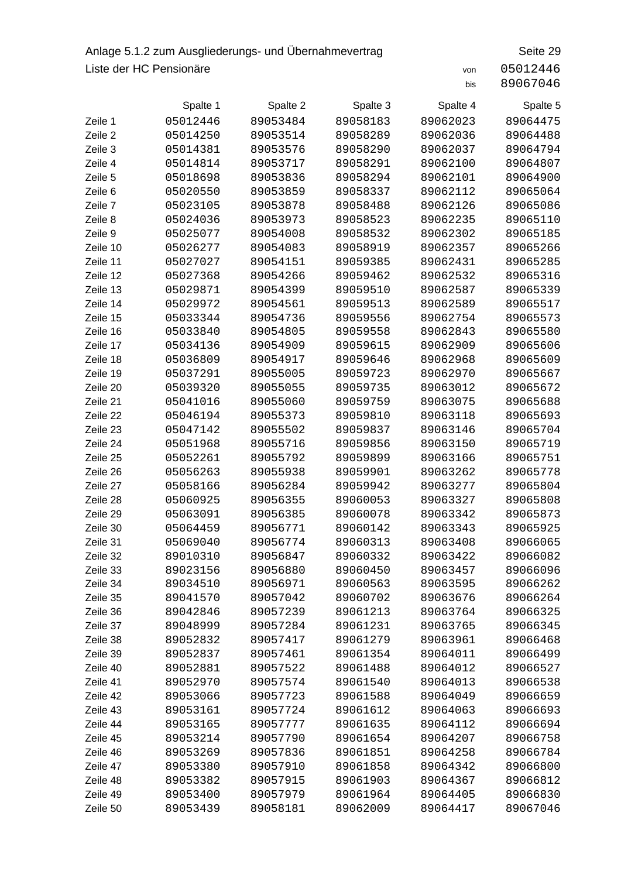Anlage 5.1.2 zum Ausgliederungs- und Übernahmevertrag

Liste der HC Pensionäre

von 05012446
bis 89067046

| | Spalte 1 | Spalte 2 | Spalte 3 | Spalte 4 | Spalte 5 |
|---|---|---|---|---|---|
| Zeile 1 | 05012446 | 89053484 | 89058183 | 89062023 | 89064475 |
| Zeile 2 | 05014250 | 89053514 | 89058289 | 89062036 | 89064488 |
| Zeile 3 | 05014381 | 89053576 | 89058290 | 89062037 | 89064794 |
| Zeile 4 | 05014814 | 89053717 | 89058291 | 89062100 | 89064807 |
| Zeile 5 | 05018698 | 89053836 | 89058294 | 89062101 | 89064900 |
| Zeile 6 | 05020550 | 89053859 | 89058337 | 89062112 | 89065064 |
| Zeile 7 | 05023105 | 89053878 | 89058488 | 89062126 | 89065086 |
| Zeile 8 | 05024036 | 89053973 | 89058523 | 89062235 | 89065110 |
| Zeile 9 | 05025077 | 89054008 | 89058532 | 89062302 | 89065185 |
| Zeile 10 | 05026277 | 89054083 | 89058919 | 89062357 | 89065266 |
| Zeile 11 | 05027027 | 89054151 | 89059385 | 89062431 | 89065285 |
| Zeile 12 | 05027368 | 89054266 | 89059462 | 89062532 | 89065316 |
| Zeile 13 | 05029871 | 89054399 | 89059510 | 89062587 | 89065339 |
| Zeile 14 | 05029972 | 89054561 | 89059513 | 89062589 | 89065517 |
| Zeile 15 | 05033344 | 89054736 | 89059556 | 89062754 | 89065573 |
| Zeile 16 | 05033840 | 89054805 | 89059558 | 89062843 | 89065580 |
| Zeile 17 | 05034136 | 89054909 | 89059615 | 89062909 | 89065606 |
| Zeile 18 | 05036809 | 89054917 | 89059646 | 89062968 | 89065609 |
| Zeile 19 | 05037291 | 89055005 | 89059723 | 89062970 | 89065667 |
| Zeile 20 | 05039320 | 89055055 | 89059735 | 89063012 | 89065672 |
| Zeile 21 | 05041016 | 89055060 | 89059759 | 89063075 | 89065688 |
| Zeile 22 | 05046194 | 89055373 | 89059810 | 89063118 | 89065693 |
| Zeile 23 | 05047142 | 89055502 | 89059837 | 89063146 | 89065704 |
| Zeile 24 | 05051968 | 89055716 | 89059856 | 89063150 | 89065719 |
| Zeile 25 | 05052261 | 89055792 | 89059899 | 89063166 | 89065751 |
| Zeile 26 | 05056263 | 89055938 | 89059901 | 89063262 | 89065778 |
| Zeile 27 | 05058166 | 89056284 | 89059942 | 89063277 | 89065804 |
| Zeile 28 | 05060925 | 89056355 | 89060053 | 89063327 | 89065808 |
| Zeile 29 | 05063091 | 89056385 | 89060078 | 89063342 | 89065873 |
| Zeile 30 | 05064459 | 89056771 | 89060142 | 89063343 | 89065925 |
| Zeile 31 | 05069040 | 89056774 | 89060313 | 89063408 | 89066065 |
| Zeile 32 | 89010310 | 89056847 | 89060332 | 89063422 | 89066082 |
| Zeile 33 | 89023156 | 89056880 | 89060450 | 89063457 | 89066096 |
| Zeile 34 | 89034510 | 89056971 | 89060563 | 89063595 | 89066262 |
| Zeile 35 | 89041570 | 89057042 | 89060702 | 89063676 | 89066264 |
| Zeile 36 | 89042846 | 89057239 | 89061213 | 89063764 | 89066325 |
| Zeile 37 | 89048999 | 89057284 | 89061231 | 89063765 | 89066345 |
| Zeile 38 | 89052832 | 89057417 | 89061279 | 89063961 | 89066468 |
| Zeile 39 | 89052837 | 89057461 | 89061354 | 89064011 | 89066499 |
| Zeile 40 | 89052881 | 89057522 | 89061488 | 89064012 | 89066527 |
| Zeile 41 | 89052970 | 89057574 | 89061540 | 89064013 | 89066538 |
| Zeile 42 | 89053066 | 89057723 | 89061588 | 89064049 | 89066659 |
| Zeile 43 | 89053161 | 89057724 | 89061612 | 89064063 | 89066693 |
| Zeile 44 | 89053165 | 89057777 | 89061635 | 89064112 | 89066694 |
| Zeile 45 | 89053214 | 89057790 | 89061654 | 89064207 | 89066758 |
| Zeile 46 | 89053269 | 89057836 | 89061851 | 89064258 | 89066784 |
| Zeile 47 | 89053380 | 89057910 | 89061858 | 89064342 | 89066800 |
| Zeile 48 | 89053382 | 89057915 | 89061903 | 89064367 | 89066812 |
| Zeile 49 | 89053400 | 89057979 | 89061964 | 89064405 | 89066830 |
| Zeile 50 | 89053439 | 89058181 | 89062009 | 89064417 | 89067046 |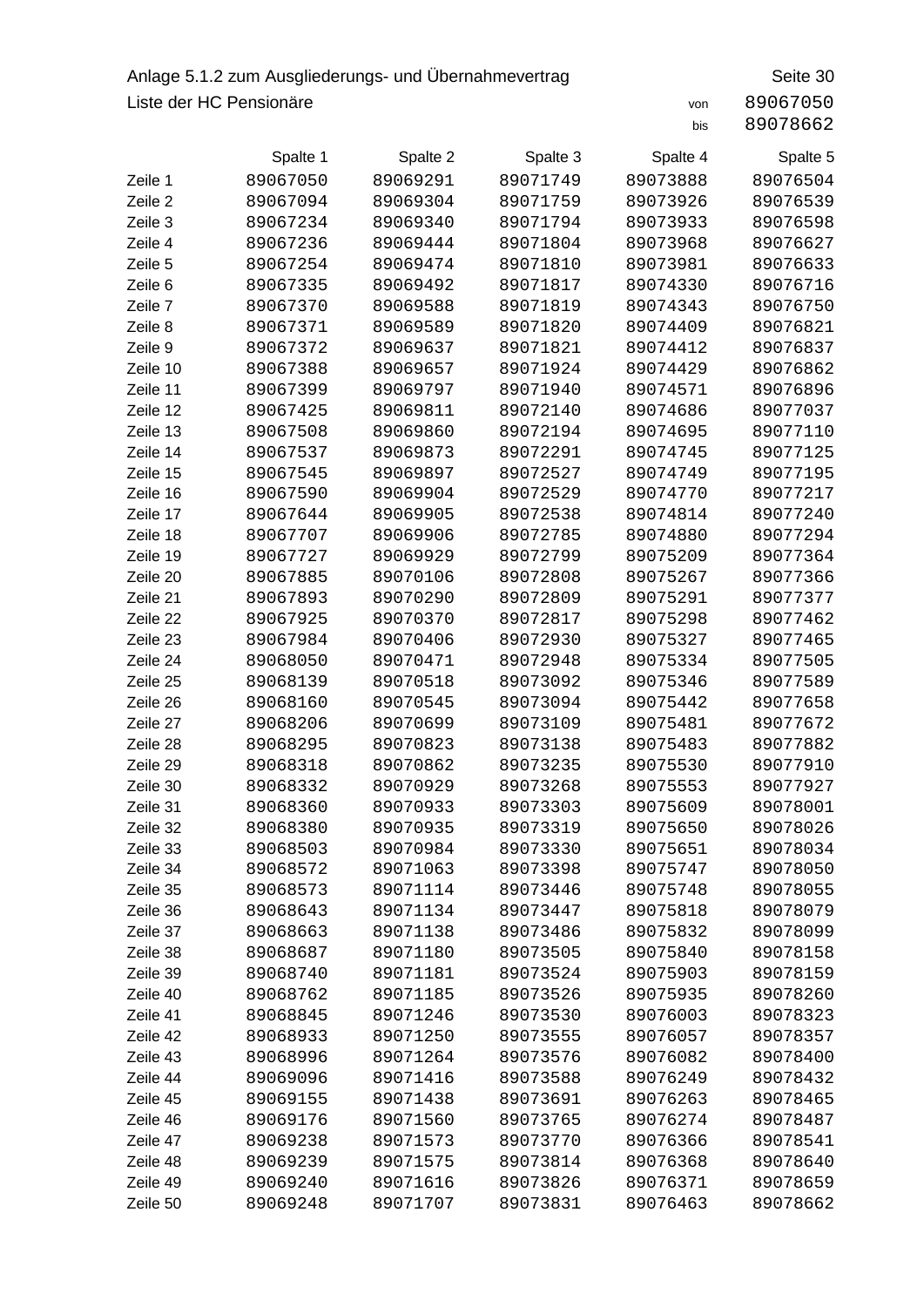Anlage 5.1.2 zum Ausgliederungs- und Übernahmevertrag

Liste der HC Pensionäre

von 89067050
bis 89078662

| | Spalte 1 | Spalte 2 | Spalte 3 | Spalte 4 | Spalte 5 |
|---|---|---|---|---|---|
| Zeile 1 | 89067050 | 89069291 | 89071749 | 89073888 | 89076504 |
| Zeile 2 | 89067094 | 89069304 | 89071759 | 89073926 | 89076539 |
| Zeile 3 | 89067234 | 89069340 | 89071794 | 89073933 | 89076598 |
| Zeile 4 | 89067236 | 89069444 | 89071804 | 89073968 | 89076627 |
| Zeile 5 | 89067254 | 89069474 | 89071810 | 89073981 | 89076633 |
| Zeile 6 | 89067335 | 89069492 | 89071817 | 89074330 | 89076716 |
| Zeile 7 | 89067370 | 89069588 | 89071819 | 89074343 | 89076750 |
| Zeile 8 | 89067371 | 89069589 | 89071820 | 89074409 | 89076821 |
| Zeile 9 | 89067372 | 89069637 | 89071821 | 89074412 | 89076837 |
| Zeile 10 | 89067388 | 89069657 | 89071924 | 89074429 | 89076862 |
| Zeile 11 | 89067399 | 89069797 | 89071940 | 89074571 | 89076896 |
| Zeile 12 | 89067425 | 89069811 | 89072140 | 89074686 | 89077037 |
| Zeile 13 | 89067508 | 89069860 | 89072194 | 89074695 | 89077110 |
| Zeile 14 | 89067537 | 89069873 | 89072291 | 89074745 | 89077125 |
| Zeile 15 | 89067545 | 89069897 | 89072527 | 89074749 | 89077195 |
| Zeile 16 | 89067590 | 89069904 | 89072529 | 89074770 | 89077217 |
| Zeile 17 | 89067644 | 89069905 | 89072538 | 89074814 | 89077240 |
| Zeile 18 | 89067707 | 89069906 | 89072785 | 89074880 | 89077294 |
| Zeile 19 | 89067727 | 89069929 | 89072799 | 89075209 | 89077364 |
| Zeile 20 | 89067885 | 89070106 | 89072808 | 89075267 | 89077366 |
| Zeile 21 | 89067893 | 89070290 | 89072809 | 89075291 | 89077377 |
| Zeile 22 | 89067925 | 89070370 | 89072817 | 89075298 | 89077462 |
| Zeile 23 | 89067984 | 89070406 | 89072930 | 89075327 | 89077465 |
| Zeile 24 | 89068050 | 89070471 | 89072948 | 89075334 | 89077505 |
| Zeile 25 | 89068139 | 89070518 | 89073092 | 89075346 | 89077589 |
| Zeile 26 | 89068160 | 89070545 | 89073094 | 89075442 | 89077658 |
| Zeile 27 | 89068206 | 89070699 | 89073109 | 89075481 | 89077672 |
| Zeile 28 | 89068295 | 89070823 | 89073138 | 89075483 | 89077882 |
| Zeile 29 | 89068318 | 89070862 | 89073235 | 89075530 | 89077910 |
| Zeile 30 | 89068332 | 89070929 | 89073268 | 89075553 | 89077927 |
| Zeile 31 | 89068360 | 89070933 | 89073303 | 89075609 | 89078001 |
| Zeile 32 | 89068380 | 89070935 | 89073319 | 89075650 | 89078026 |
| Zeile 33 | 89068503 | 89070984 | 89073330 | 89075651 | 89078034 |
| Zeile 34 | 89068572 | 89071063 | 89073398 | 89075747 | 89078050 |
| Zeile 35 | 89068573 | 89071114 | 89073446 | 89075748 | 89078055 |
| Zeile 36 | 89068643 | 89071134 | 89073447 | 89075818 | 89078079 |
| Zeile 37 | 89068663 | 89071138 | 89073486 | 89075832 | 89078099 |
| Zeile 38 | 89068687 | 89071180 | 89073505 | 89075840 | 89078158 |
| Zeile 39 | 89068740 | 89071181 | 89073524 | 89075903 | 89078159 |
| Zeile 40 | 89068762 | 89071185 | 89073526 | 89075935 | 89078260 |
| Zeile 41 | 89068845 | 89071246 | 89073530 | 89076003 | 89078323 |
| Zeile 42 | 89068933 | 89071250 | 89073555 | 89076057 | 89078357 |
| Zeile 43 | 89068996 | 89071264 | 89073576 | 89076082 | 89078400 |
| Zeile 44 | 89069096 | 89071416 | 89073588 | 89076249 | 89078432 |
| Zeile 45 | 89069155 | 89071438 | 89073691 | 89076263 | 89078465 |
| Zeile 46 | 89069176 | 89071560 | 89073765 | 89076274 | 89078487 |
| Zeile 47 | 89069238 | 89071573 | 89073770 | 89076366 | 89078541 |
| Zeile 48 | 89069239 | 89071575 | 89073814 | 89076368 | 89078640 |
| Zeile 49 | 89069240 | 89071616 | 89073826 | 89076371 | 89078659 |
| Zeile 50 | 89069248 | 89071707 | 89073831 | 89076463 | 89078662 |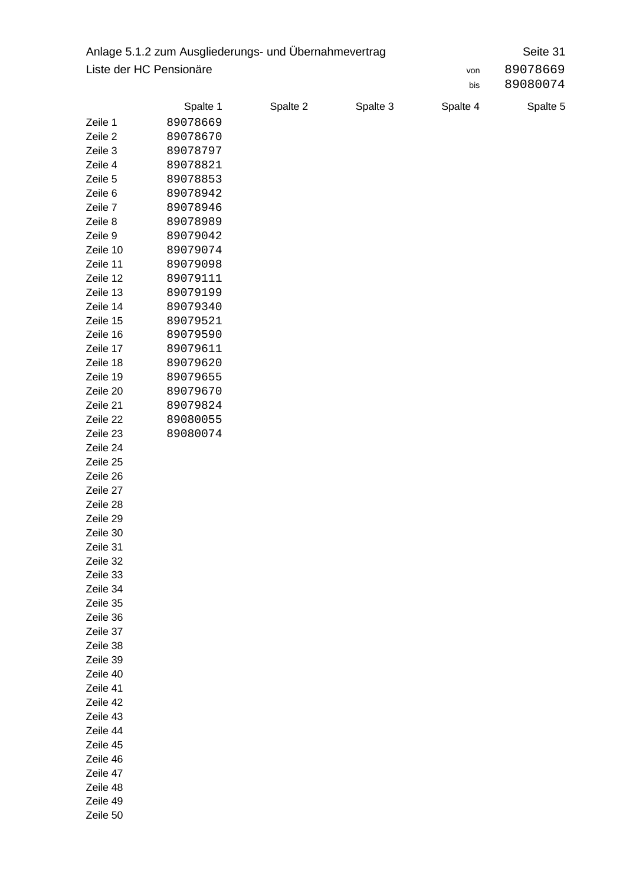Anlage 5.1.2 zum Ausgliederungs- und Übernahmevertrag

Seite 31

Liste der HC Pensionäre

von 89078669
bis 89080074

| | Spalte 1 | Spalte 2 | Spalte 3 | Spalte 4 | Spalte 5 |
|---|---|---|---|---|---|
| Zeile 1 | 89078669 | | | | |
| Zeile 2 | 89078670 | | | | |
| Zeile 3 | 89078797 | | | | |
| Zeile 4 | 89078821 | | | | |
| Zeile 5 | 89078853 | | | | |
| Zeile 6 | 89078942 | | | | |
| Zeile 7 | 89078946 | | | | |
| Zeile 8 | 89078989 | | | | |
| Zeile 9 | 89079042 | | | | |
| Zeile 10 | 89079074 | | | | |
| Zeile 11 | 89079098 | | | | |
| Zeile 12 | 89079111 | | | | |
| Zeile 13 | 89079199 | | | | |
| Zeile 14 | 89079340 | | | | |
| Zeile 15 | 89079521 | | | | |
| Zeile 16 | 89079590 | | | | |
| Zeile 17 | 89079611 | | | | |
| Zeile 18 | 89079620 | | | | |
| Zeile 19 | 89079655 | | | | |
| Zeile 20 | 89079670 | | | | |
| Zeile 21 | 89079824 | | | | |
| Zeile 22 | 89080055 | | | | |
| Zeile 23 | 89080074 | | | | |
| Zeile 24 | | | | | |
| Zeile 25 | | | | | |
| Zeile 26 | | | | | |
| Zeile 27 | | | | | |
| Zeile 28 | | | | | |
| Zeile 29 | | | | | |
| Zeile 30 | | | | | |
| Zeile 31 | | | | | |
| Zeile 32 | | | | | |
| Zeile 33 | | | | | |
| Zeile 34 | | | | | |
| Zeile 35 | | | | | |
| Zeile 36 | | | | | |
| Zeile 37 | | | | | |
| Zeile 38 | | | | | |
| Zeile 39 | | | | | |
| Zeile 40 | | | | | |
| Zeile 41 | | | | | |
| Zeile 42 | | | | | |
| Zeile 43 | | | | | |
| Zeile 44 | | | | | |
| Zeile 45 | | | | | |
| Zeile 46 | | | | | |
| Zeile 47 | | | | | |
| Zeile 48 | | | | | |
| Zeile 49 | | | | | |
| Zeile 50 | | | | | |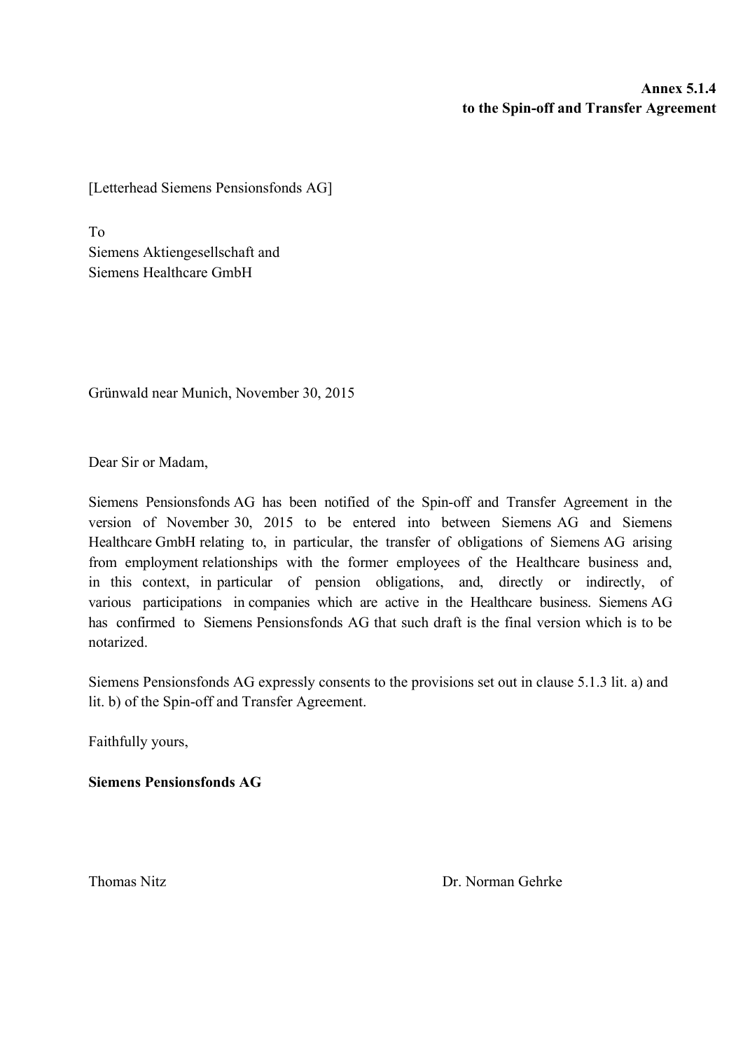**Annex 5.1.4**
**to the Spin-off and Transfer Agreement**

[Letterhead Siemens Pensionsfonds AG]

To
Siemens Aktiengesellschaft and
Siemens Healthcare GmbH

Grünwald near Munich, November 30, 2015

Dear Sir or Madam,

Siemens Pensionsfonds AG has been notified of the Spin-off and Transfer Agreement in the version of November 30, 2015 to be entered into between Siemens AG and Siemens Healthcare GmbH relating to, in particular, the transfer of obligations of Siemens AG arising from employment relationships with the former employees of the Healthcare business and, in this context, in particular of pension obligations, and, directly or indirectly, of various participations in companies which are active in the Healthcare business. Siemens AG has confirmed to Siemens Pensionsfonds AG that such draft is the final version which is to be notarized.

Siemens Pensionsfonds AG expressly consents to the provisions set out in clause 5.1.3 lit. a) and lit. b) of the Spin-off and Transfer Agreement.

Faithfully yours,

**Siemens Pensionsfonds AG**

Thomas Nitz

Dr. Norman Gehrke